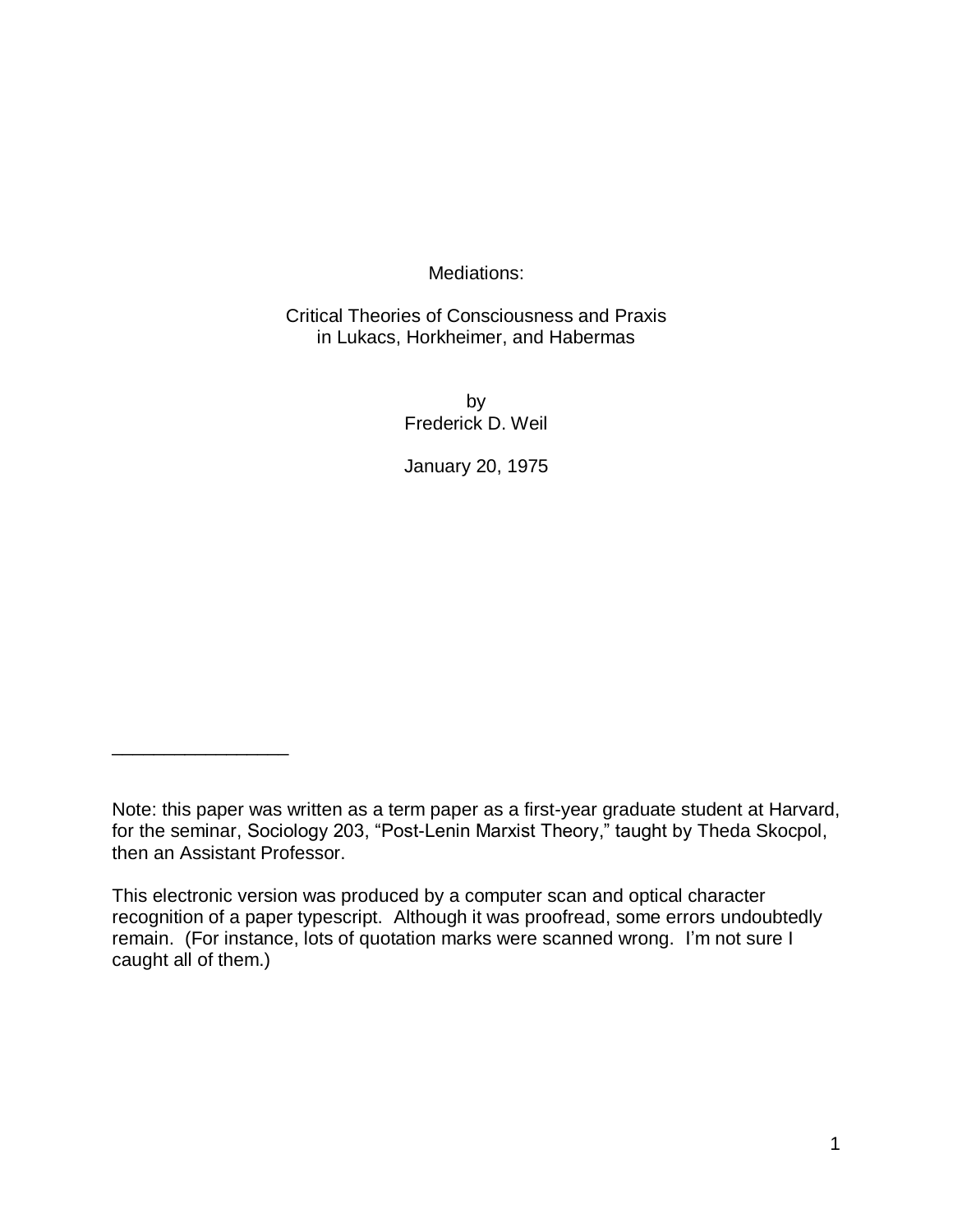# Mediations:

## Critical Theories of Consciousness and Praxis in Lukacs, Horkheimer, and Habermas

by
Frederick D. Weil

January 20, 1975

---

Note: this paper was written as a term paper as a first-year graduate student at Harvard, for the seminar, Sociology 203, "Post-Lenin Marxist Theory," taught by Theda Skocpol, then an Assistant Professor.

This electronic version was produced by a computer scan and optical character recognition of a paper typescript. Although it was proofread, some errors undoubtedly remain. (For instance, lots of quotation marks were scanned wrong. I'm not sure I caught all of them.)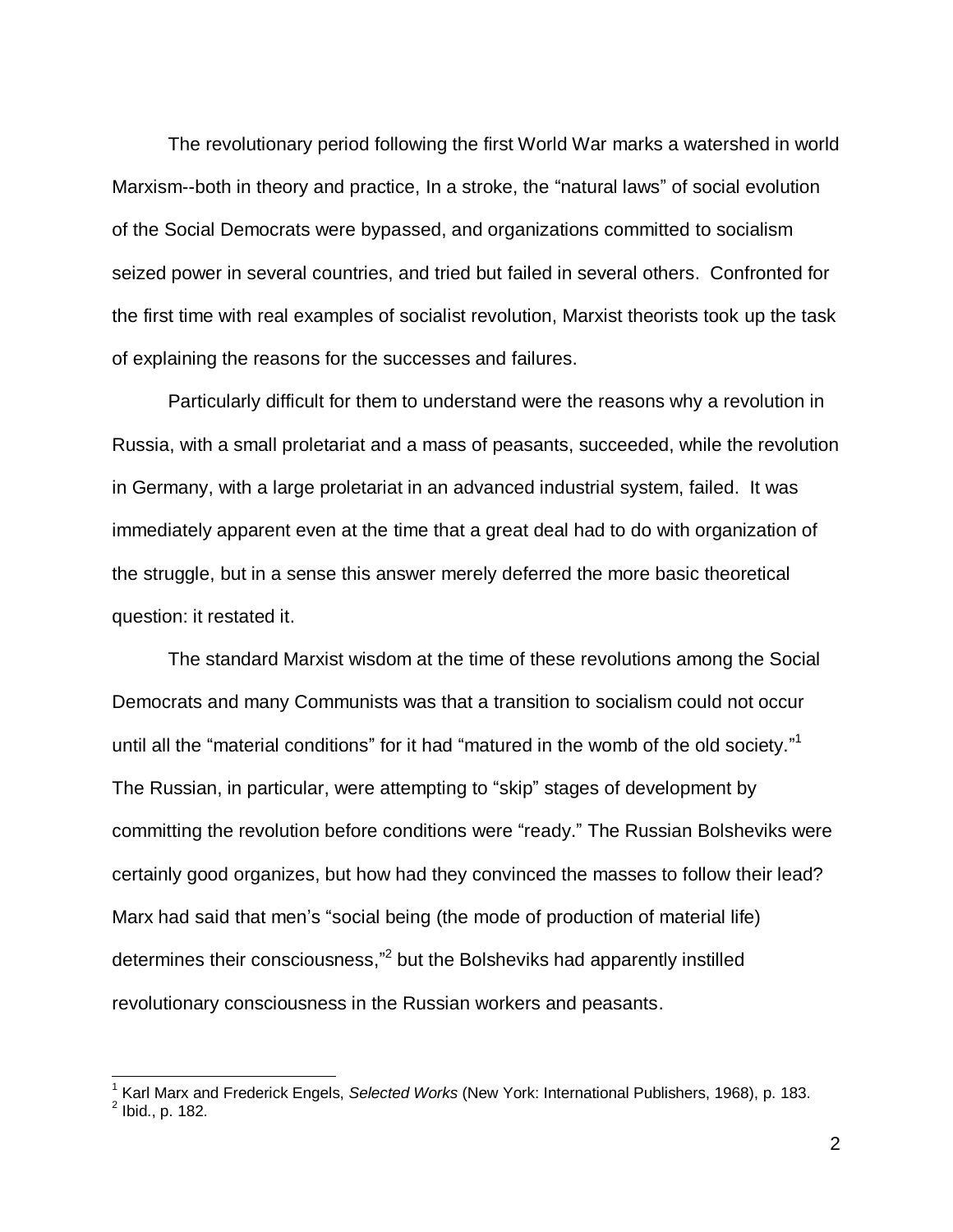The revolutionary period following the first World War marks a watershed in world Marxism--both in theory and practice, In a stroke, the "natural laws" of social evolution of the Social Democrats were bypassed, and organizations committed to socialism seized power in several countries, and tried but failed in several others. Confronted for the first time with real examples of socialist revolution, Marxist theorists took up the task of explaining the reasons for the successes and failures.

Particularly difficult for them to understand were the reasons why a revolution in Russia, with a small proletariat and a mass of peasants, succeeded, while the revolution in Germany, with a large proletariat in an advanced industrial system, failed. It was immediately apparent even at the time that a great deal had to do with organization of the struggle, but in a sense this answer merely deferred the more basic theoretical question: it restated it.

The standard Marxist wisdom at the time of these revolutions among the Social Democrats and many Communists was that a transition to socialism could not occur until all the "material conditions" for it had "matured in the womb of the old society."[1] The Russian, in particular, were attempting to "skip" stages of development by committing the revolution before conditions were "ready." The Russian Bolsheviks were certainly good organizes, but how had they convinced the masses to follow their lead? Marx had said that men's "social being (the mode of production of material life) determines their consciousness,"[2] but the Bolsheviks had apparently instilled revolutionary consciousness in the Russian workers and peasants.

---

[1] Karl Marx and Frederick Engels, *Selected Works* (New York: International Publishers, 1968), p. 183.
[2] Ibid., p. 182.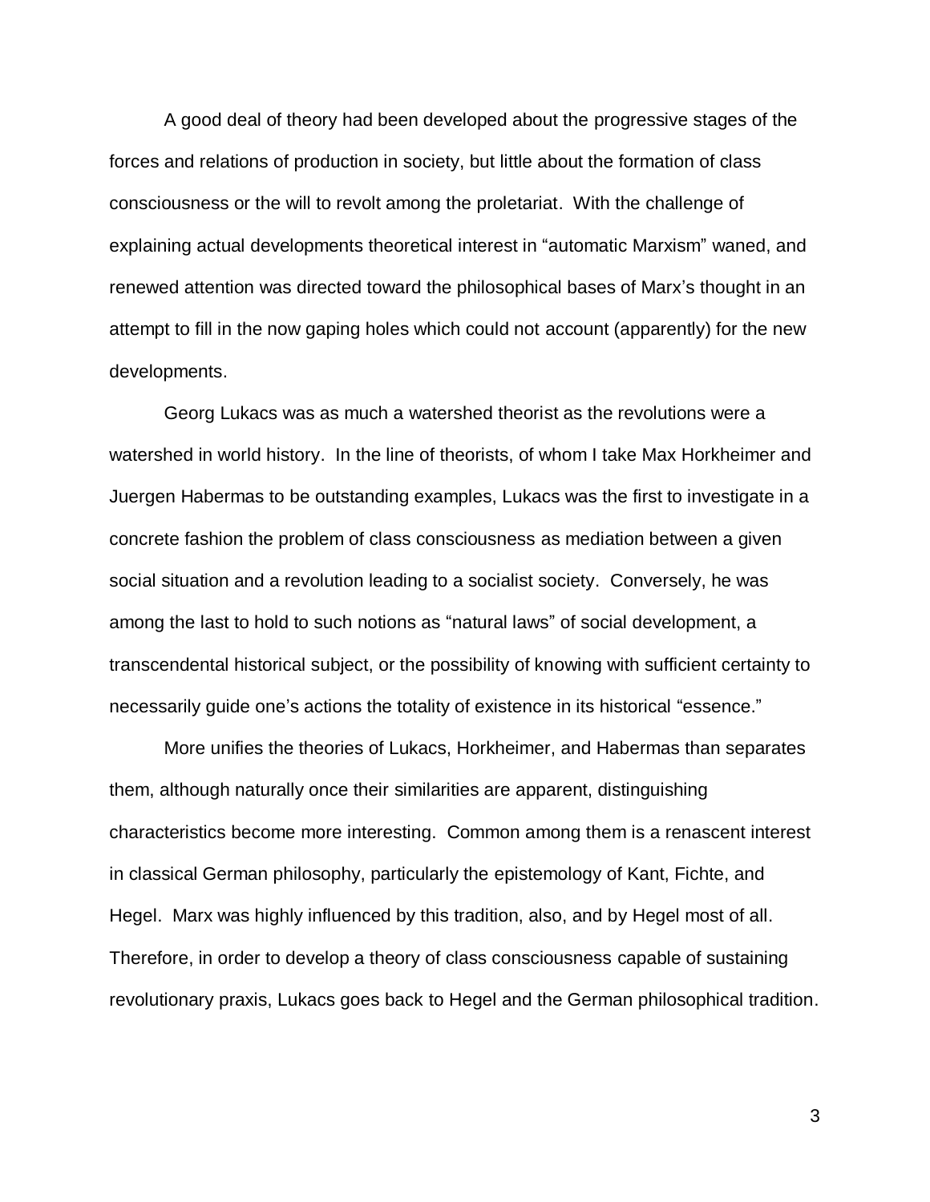A good deal of theory had been developed about the progressive stages of the forces and relations of production in society, but little about the formation of class consciousness or the will to revolt among the proletariat. With the challenge of explaining actual developments theoretical interest in "automatic Marxism" waned, and renewed attention was directed toward the philosophical bases of Marx's thought in an attempt to fill in the now gaping holes which could not account (apparently) for the new developments.

Georg Lukacs was as much a watershed theorist as the revolutions were a watershed in world history. In the line of theorists, of whom I take Max Horkheimer and Juergen Habermas to be outstanding examples, Lukacs was the first to investigate in a concrete fashion the problem of class consciousness as mediation between a given social situation and a revolution leading to a socialist society. Conversely, he was among the last to hold to such notions as "natural laws" of social development, a transcendental historical subject, or the possibility of knowing with sufficient certainty to necessarily guide one's actions the totality of existence in its historical "essence."

More unifies the theories of Lukacs, Horkheimer, and Habermas than separates them, although naturally once their similarities are apparent, distinguishing characteristics become more interesting. Common among them is a renascent interest in classical German philosophy, particularly the epistemology of Kant, Fichte, and Hegel. Marx was highly influenced by this tradition, also, and by Hegel most of all. Therefore, in order to develop a theory of class consciousness capable of sustaining revolutionary praxis, Lukacs goes back to Hegel and the German philosophical tradition.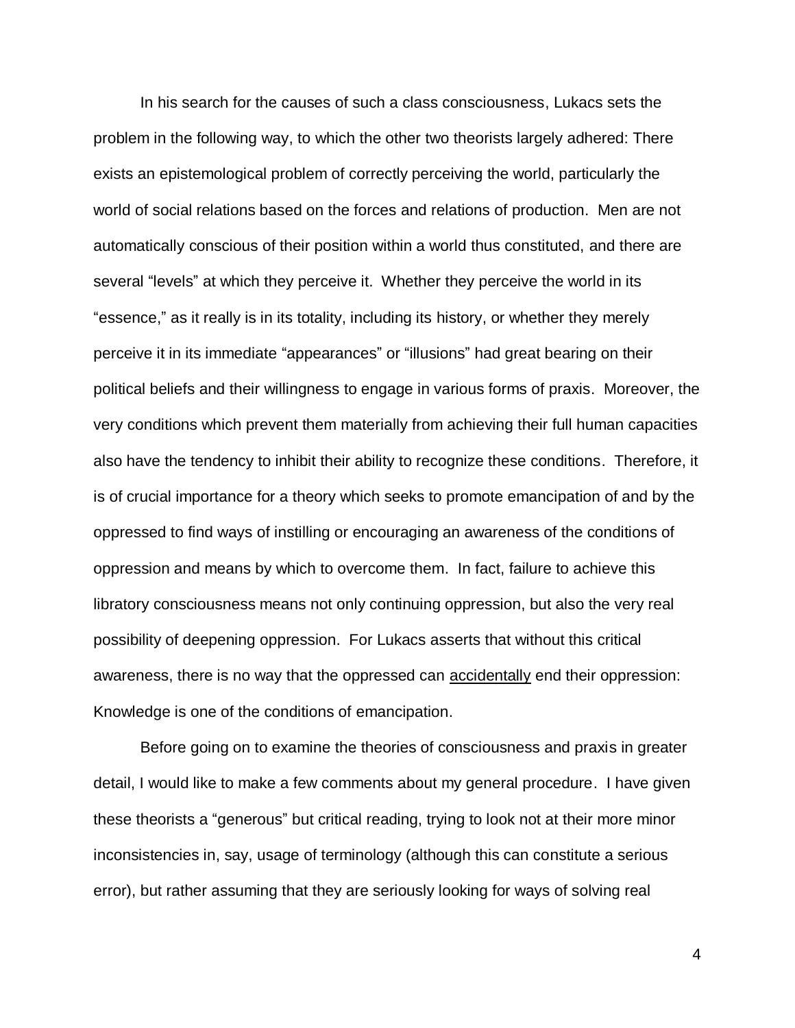In his search for the causes of such a class consciousness, Lukacs sets the problem in the following way, to which the other two theorists largely adhered: There exists an epistemological problem of correctly perceiving the world, particularly the world of social relations based on the forces and relations of production. Men are not automatically conscious of their position within a world thus constituted, and there are several "levels" at which they perceive it. Whether they perceive the world in its "essence," as it really is in its totality, including its history, or whether they merely perceive it in its immediate "appearances" or "illusions" had great bearing on their political beliefs and their willingness to engage in various forms of praxis. Moreover, the very conditions which prevent them materially from achieving their full human capacities also have the tendency to inhibit their ability to recognize these conditions. Therefore, it is of crucial importance for a theory which seeks to promote emancipation of and by the oppressed to find ways of instilling or encouraging an awareness of the conditions of oppression and means by which to overcome them. In fact, failure to achieve this libratory consciousness means not only continuing oppression, but also the very real possibility of deepening oppression. For Lukacs asserts that without this critical awareness, there is no way that the oppressed can <u>accidentally</u> end their oppression: Knowledge is one of the conditions of emancipation.

Before going on to examine the theories of consciousness and praxis in greater detail, I would like to make a few comments about my general procedure. I have given these theorists a "generous" but critical reading, trying to look not at their more minor inconsistencies in, say, usage of terminology (although this can constitute a serious error), but rather assuming that they are seriously looking for ways of solving real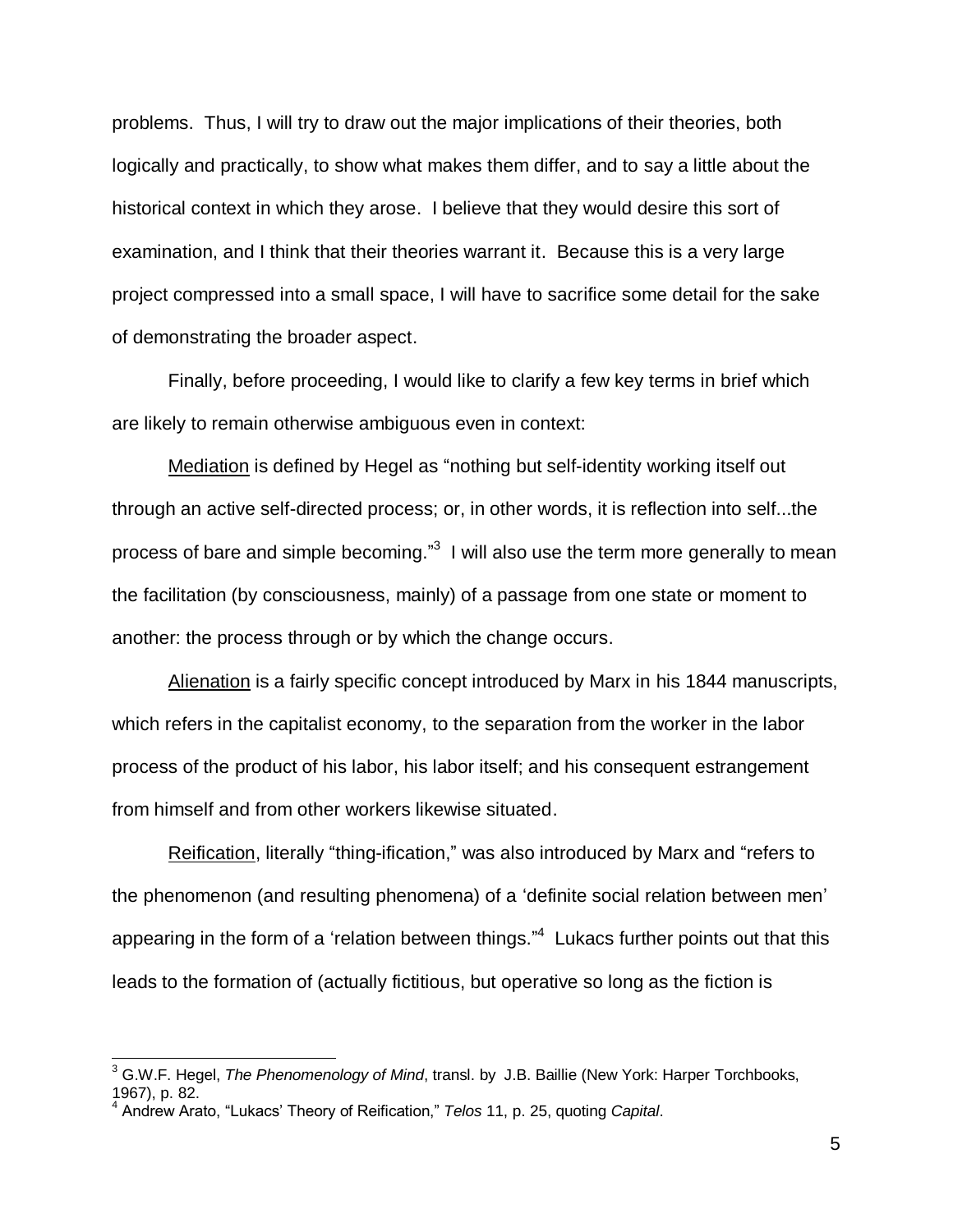problems. Thus, I will try to draw out the major implications of their theories, both logically and practically, to show what makes them differ, and to say a little about the historical context in which they arose. I believe that they would desire this sort of examination, and I think that their theories warrant it. Because this is a very large project compressed into a small space, I will have to sacrifice some detail for the sake of demonstrating the broader aspect.

Finally, before proceeding, I would like to clarify a few key terms in brief which are likely to remain otherwise ambiguous even in context:

<u>Mediation</u> is defined by Hegel as "nothing but self-identity working itself out through an active self-directed process; or, in other words, it is reflection into self...the process of bare and simple becoming."[3] I will also use the term more generally to mean the facilitation (by consciousness, mainly) of a passage from one state or moment to another: the process through or by which the change occurs.

<u>Alienation</u> is a fairly specific concept introduced by Marx in his 1844 manuscripts, which refers in the capitalist economy, to the separation from the worker in the labor process of the product of his labor, his labor itself; and his consequent estrangement from himself and from other workers likewise situated.

<u>Reification</u>, literally "thing-ification," was also introduced by Marx and "refers to the phenomenon (and resulting phenomena) of a 'definite social relation between men' appearing in the form of a 'relation between things."[4] Lukacs further points out that this leads to the formation of (actually fictitious, but operative so long as the fiction is

---

[3] G.W.F. Hegel, *The Phenomenology of Mind*, transl. by J.B. Baillie (New York: Harper Torchbooks, 1967), p. 82.

[4] Andrew Arato, "Lukacs' Theory of Reification," *Telos* 11, p. 25, quoting *Capital*.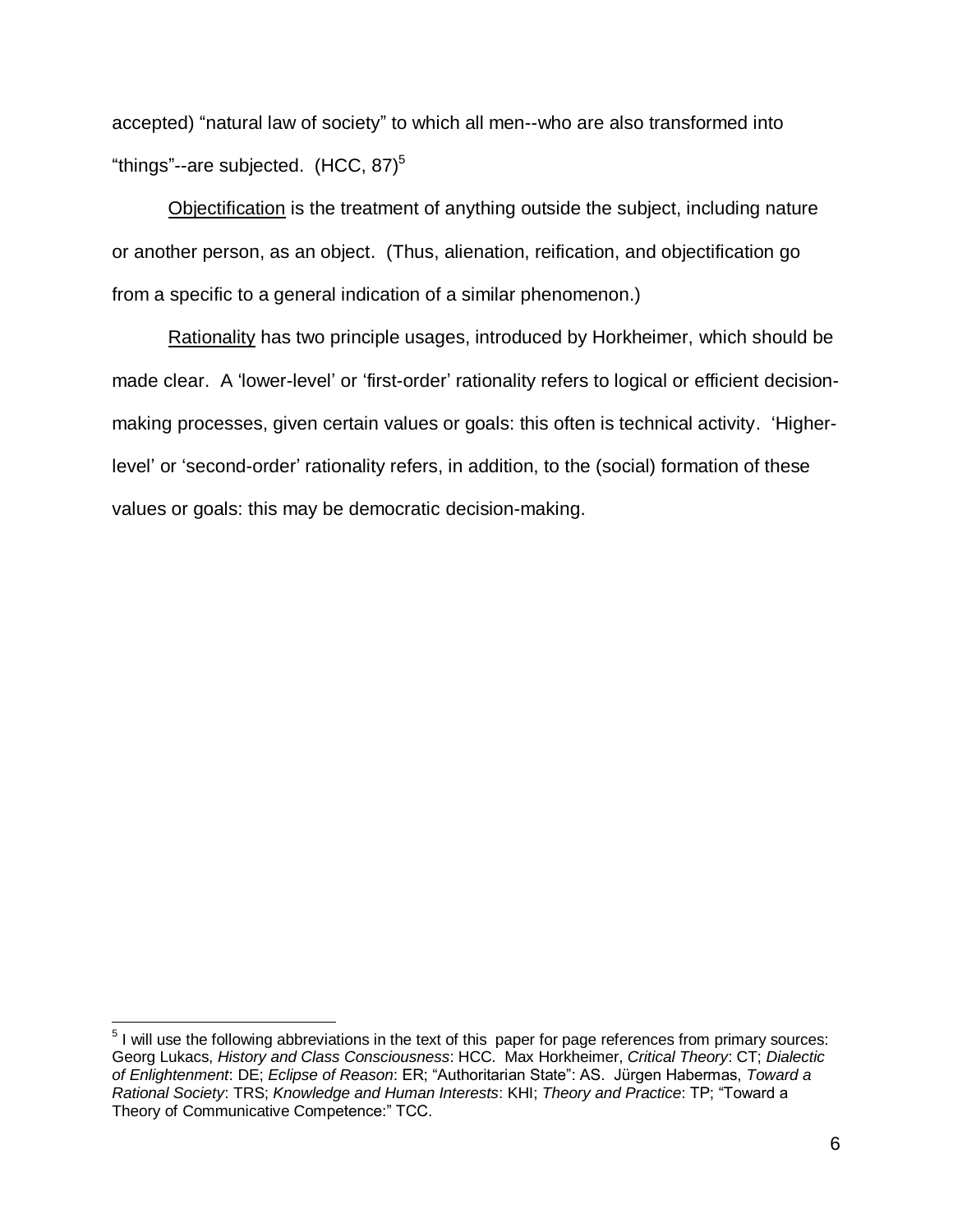accepted) "natural law of society" to which all men--who are also transformed into "things"--are subjected. (HCC, 87)[5]

Objectification is the treatment of anything outside the subject, including nature or another person, as an object. (Thus, alienation, reification, and objectification go from a specific to a general indication of a similar phenomenon.)

Rationality has two principle usages, introduced by Horkheimer, which should be made clear. A 'lower-level' or 'first-order' rationality refers to logical or efficient decision-making processes, given certain values or goals: this often is technical activity. 'Higher-level' or 'second-order' rationality refers, in addition, to the (social) formation of these values or goals: this may be democratic decision-making.

---

[5] I will use the following abbreviations in the text of this paper for page references from primary sources: Georg Lukacs, *History and Class Consciousness*: HCC. Max Horkheimer, *Critical Theory*: CT; *Dialectic of Enlightenment*: DE; *Eclipse of Reason*: ER; "Authoritarian State": AS. Jürgen Habermas, *Toward a Rational Society*: TRS; *Knowledge and Human Interests*: KHI; *Theory and Practice*: TP; "Toward a Theory of Communicative Competence:" TCC.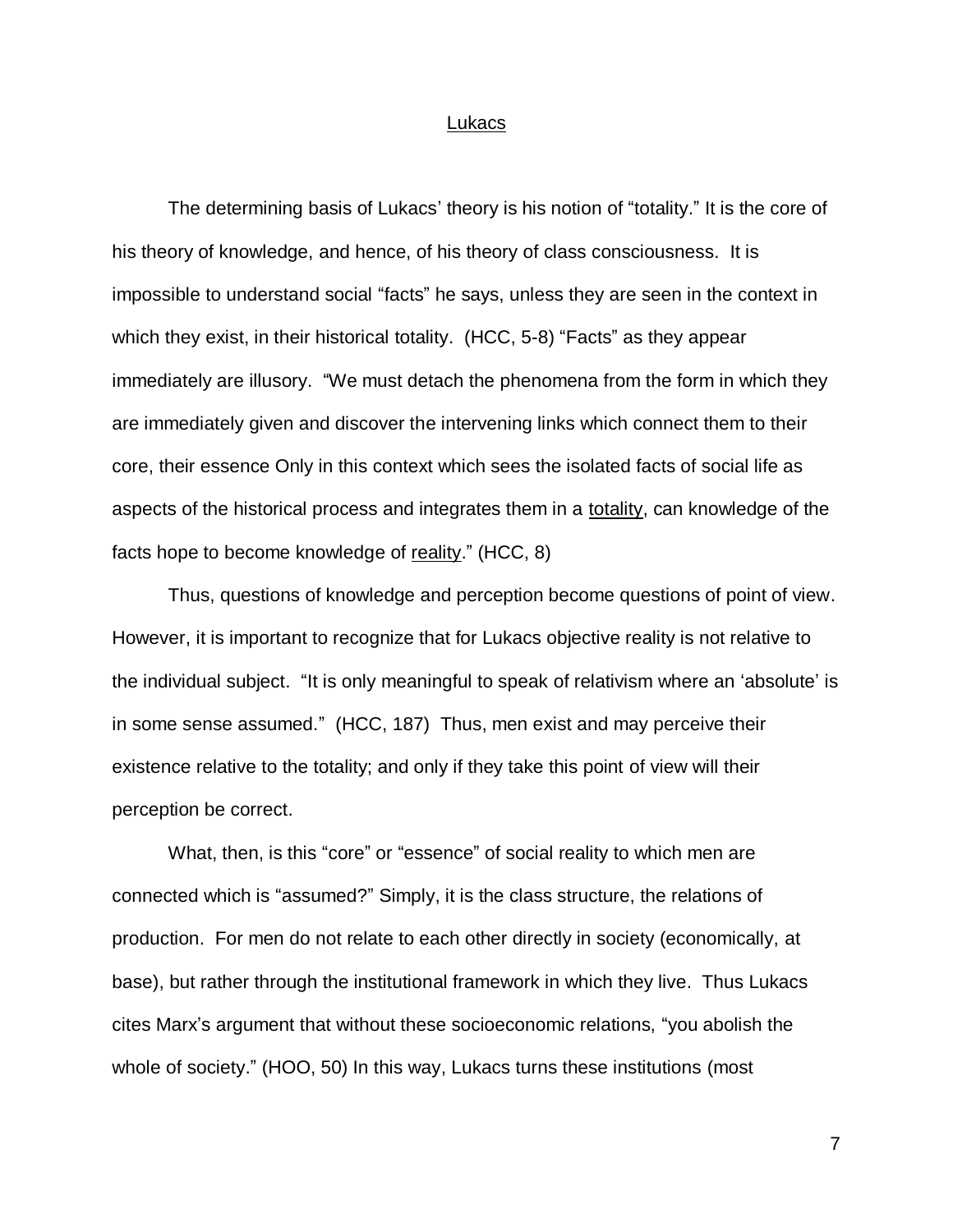# Lukacs

The determining basis of Lukacs' theory is his notion of "totality." It is the core of his theory of knowledge, and hence, of his theory of class consciousness. It is impossible to understand social "facts" he says, unless they are seen in the context in which they exist, in their historical totality. (HCC, 5-8) "Facts" as they appear immediately are illusory. "We must detach the phenomena from the form in which they are immediately given and discover the intervening links which connect them to their core, their essence Only in this context which sees the isolated facts of social life as aspects of the historical process and integrates them in a totality, can knowledge of the facts hope to become knowledge of reality." (HCC, 8)

Thus, questions of knowledge and perception become questions of point of view. However, it is important to recognize that for Lukacs objective reality is not relative to the individual subject. "It is only meaningful to speak of relativism where an 'absolute' is in some sense assumed." (HCC, 187) Thus, men exist and may perceive their existence relative to the totality; and only if they take this point of view will their perception be correct.

What, then, is this "core" or "essence" of social reality to which men are connected which is "assumed?" Simply, it is the class structure, the relations of production. For men do not relate to each other directly in society (economically, at base), but rather through the institutional framework in which they live. Thus Lukacs cites Marx's argument that without these socioeconomic relations, "you abolish the whole of society." (HOO, 50) In this way, Lukacs turns these institutions (most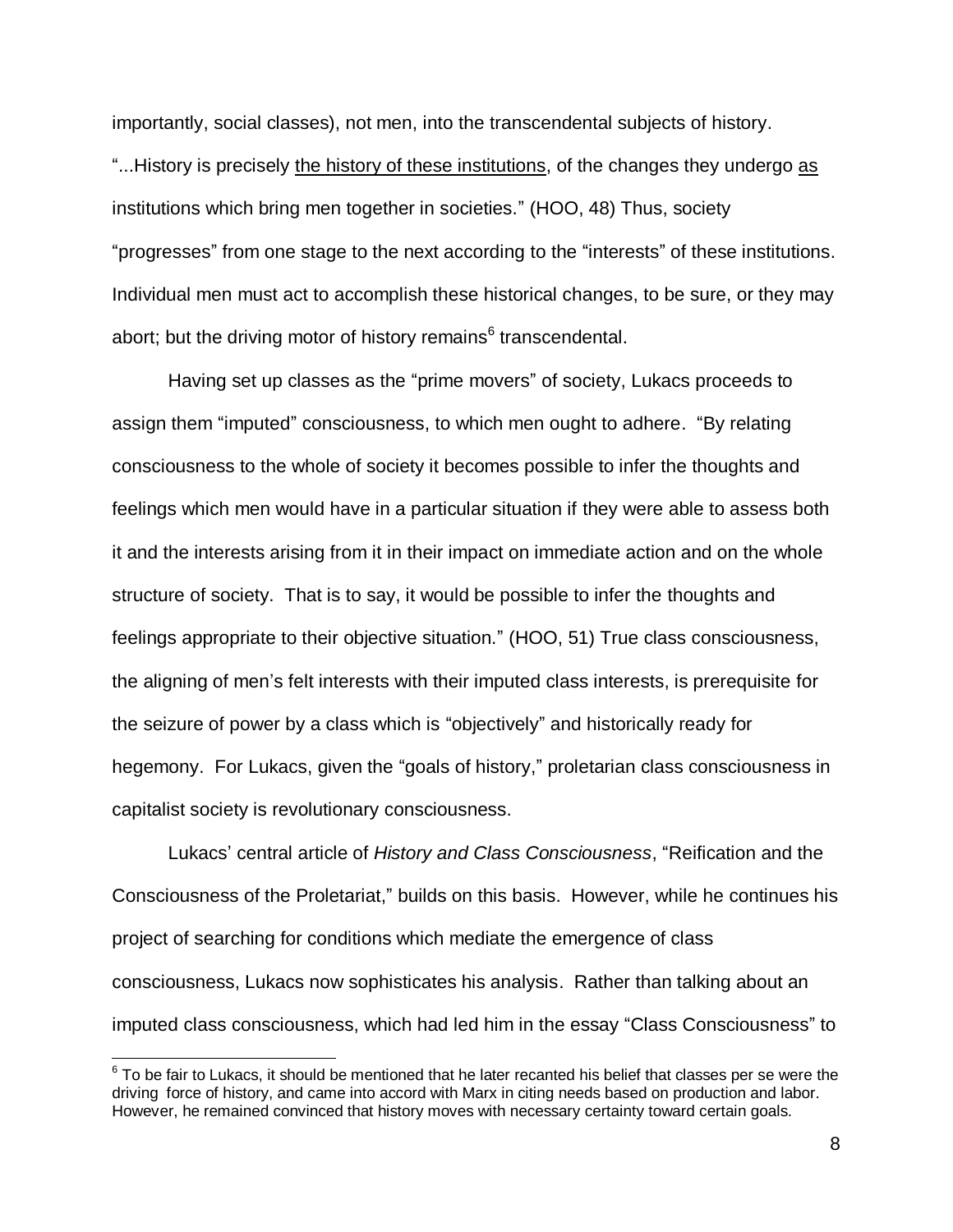importantly, social classes), not men, into the transcendental subjects of history. "...History is precisely <u>the history of these institutions</u>, of the changes they undergo <u>as</u> institutions which bring men together in societies." (HOO, 48) Thus, society "progresses" from one stage to the next according to the "interests" of these institutions. Individual men must act to accomplish these historical changes, to be sure, or they may abort; but the driving motor of history remains[6] transcendental.

Having set up classes as the "prime movers" of society, Lukacs proceeds to assign them "imputed" consciousness, to which men ought to adhere. "By relating consciousness to the whole of society it becomes possible to infer the thoughts and feelings which men would have in a particular situation if they were able to assess both it and the interests arising from it in their impact on immediate action and on the whole structure of society. That is to say, it would be possible to infer the thoughts and feelings appropriate to their objective situation." (HOO, 51) True class consciousness, the aligning of men's felt interests with their imputed class interests, is prerequisite for the seizure of power by a class which is "objectively" and historically ready for hegemony. For Lukacs, given the "goals of history," proletarian class consciousness in capitalist society is revolutionary consciousness.

Lukacs' central article of *History and Class Consciousness*, "Reification and the Consciousness of the Proletariat," builds on this basis. However, while he continues his project of searching for conditions which mediate the emergence of class consciousness, Lukacs now sophisticates his analysis. Rather than talking about an imputed class consciousness, which had led him in the essay "Class Consciousness" to

---

[6] To be fair to Lukacs, it should be mentioned that he later recanted his belief that classes per se were the driving force of history, and came into accord with Marx in citing needs based on production and labor. However, he remained convinced that history moves with necessary certainty toward certain goals.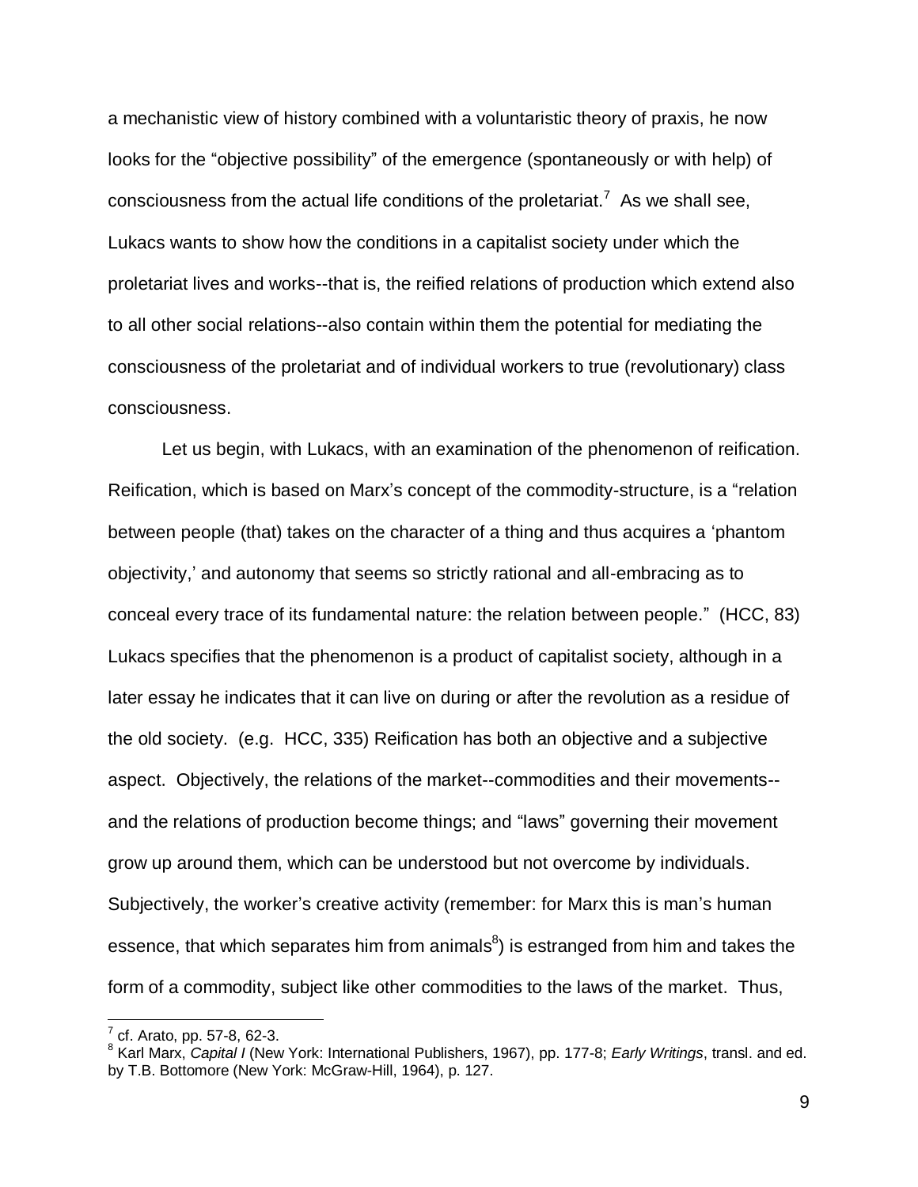a mechanistic view of history combined with a voluntaristic theory of praxis, he now looks for the "objective possibility" of the emergence (spontaneously or with help) of consciousness from the actual life conditions of the proletariat.[7] As we shall see, Lukacs wants to show how the conditions in a capitalist society under which the proletariat lives and works--that is, the reified relations of production which extend also to all other social relations--also contain within them the potential for mediating the consciousness of the proletariat and of individual workers to true (revolutionary) class consciousness.

Let us begin, with Lukacs, with an examination of the phenomenon of reification. Reification, which is based on Marx's concept of the commodity-structure, is a "relation between people (that) takes on the character of a thing and thus acquires a 'phantom objectivity,' and autonomy that seems so strictly rational and all-embracing as to conceal every trace of its fundamental nature: the relation between people." (HCC, 83) Lukacs specifies that the phenomenon is a product of capitalist society, although in a later essay he indicates that it can live on during or after the revolution as a residue of the old society. (e.g. HCC, 335) Reification has both an objective and a subjective aspect. Objectively, the relations of the market--commodities and their movements--and the relations of production become things; and "laws" governing their movement grow up around them, which can be understood but not overcome by individuals. Subjectively, the worker's creative activity (remember: for Marx this is man's human essence, that which separates him from animals[8]) is estranged from him and takes the form of a commodity, subject like other commodities to the laws of the market. Thus,

---

[7] cf. Arato, pp. 57-8, 62-3.

[8] Karl Marx, *Capital I* (New York: International Publishers, 1967), pp. 177-8; *Early Writings*, transl. and ed. by T.B. Bottomore (New York: McGraw-Hill, 1964), p. 127.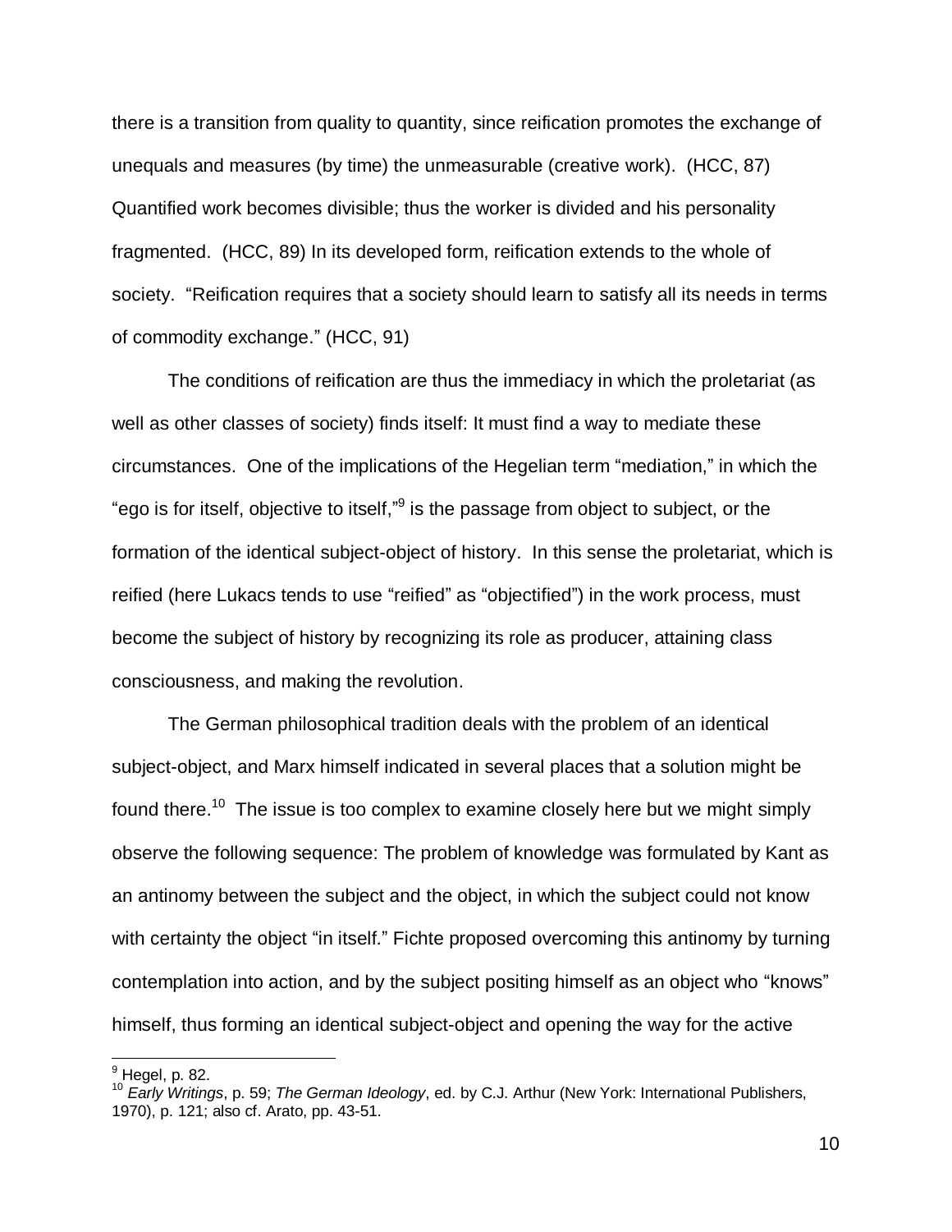there is a transition from quality to quantity, since reification promotes the exchange of unequals and measures (by time) the unmeasurable (creative work). (HCC, 87) Quantified work becomes divisible; thus the worker is divided and his personality fragmented. (HCC, 89) In its developed form, reification extends to the whole of society. "Reification requires that a society should learn to satisfy all its needs in terms of commodity exchange." (HCC, 91)

The conditions of reification are thus the immediacy in which the proletariat (as well as other classes of society) finds itself: It must find a way to mediate these circumstances. One of the implications of the Hegelian term "mediation," in which the "ego is for itself, objective to itself,"[9] is the passage from object to subject, or the formation of the identical subject-object of history. In this sense the proletariat, which is reified (here Lukacs tends to use "reified" as "objectified") in the work process, must become the subject of history by recognizing its role as producer, attaining class consciousness, and making the revolution.

The German philosophical tradition deals with the problem of an identical subject-object, and Marx himself indicated in several places that a solution might be found there.[10] The issue is too complex to examine closely here but we might simply observe the following sequence: The problem of knowledge was formulated by Kant as an antinomy between the subject and the object, in which the subject could not know with certainty the object "in itself." Fichte proposed overcoming this antinomy by turning contemplation into action, and by the subject positing himself as an object who "knows" himself, thus forming an identical subject-object and opening the way for the active

---

[9] Hegel, p. 82.

[10] *Early Writings*, p. 59; *The German Ideology*, ed. by C.J. Arthur (New York: International Publishers, 1970), p. 121; also cf. Arato, pp. 43-51.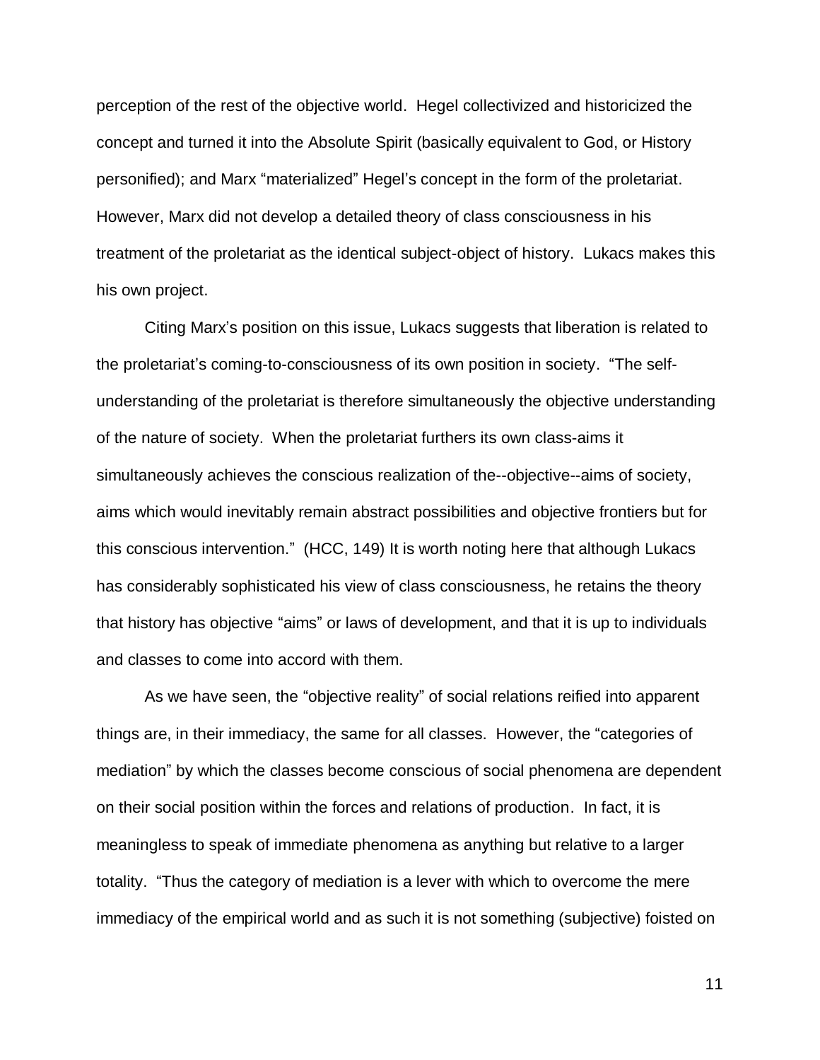perception of the rest of the objective world. Hegel collectivized and historicized the concept and turned it into the Absolute Spirit (basically equivalent to God, or History personified); and Marx "materialized" Hegel's concept in the form of the proletariat. However, Marx did not develop a detailed theory of class consciousness in his treatment of the proletariat as the identical subject-object of history. Lukacs makes this his own project.

Citing Marx's position on this issue, Lukacs suggests that liberation is related to the proletariat's coming-to-consciousness of its own position in society. "The self-understanding of the proletariat is therefore simultaneously the objective understanding of the nature of society. When the proletariat furthers its own class-aims it simultaneously achieves the conscious realization of the--objective--aims of society, aims which would inevitably remain abstract possibilities and objective frontiers but for this conscious intervention." (HCC, 149) It is worth noting here that although Lukacs has considerably sophisticated his view of class consciousness, he retains the theory that history has objective "aims" or laws of development, and that it is up to individuals and classes to come into accord with them.

As we have seen, the "objective reality" of social relations reified into apparent things are, in their immediacy, the same for all classes. However, the "categories of mediation" by which the classes become conscious of social phenomena are dependent on their social position within the forces and relations of production. In fact, it is meaningless to speak of immediate phenomena as anything but relative to a larger totality. "Thus the category of mediation is a lever with which to overcome the mere immediacy of the empirical world and as such it is not something (subjective) foisted on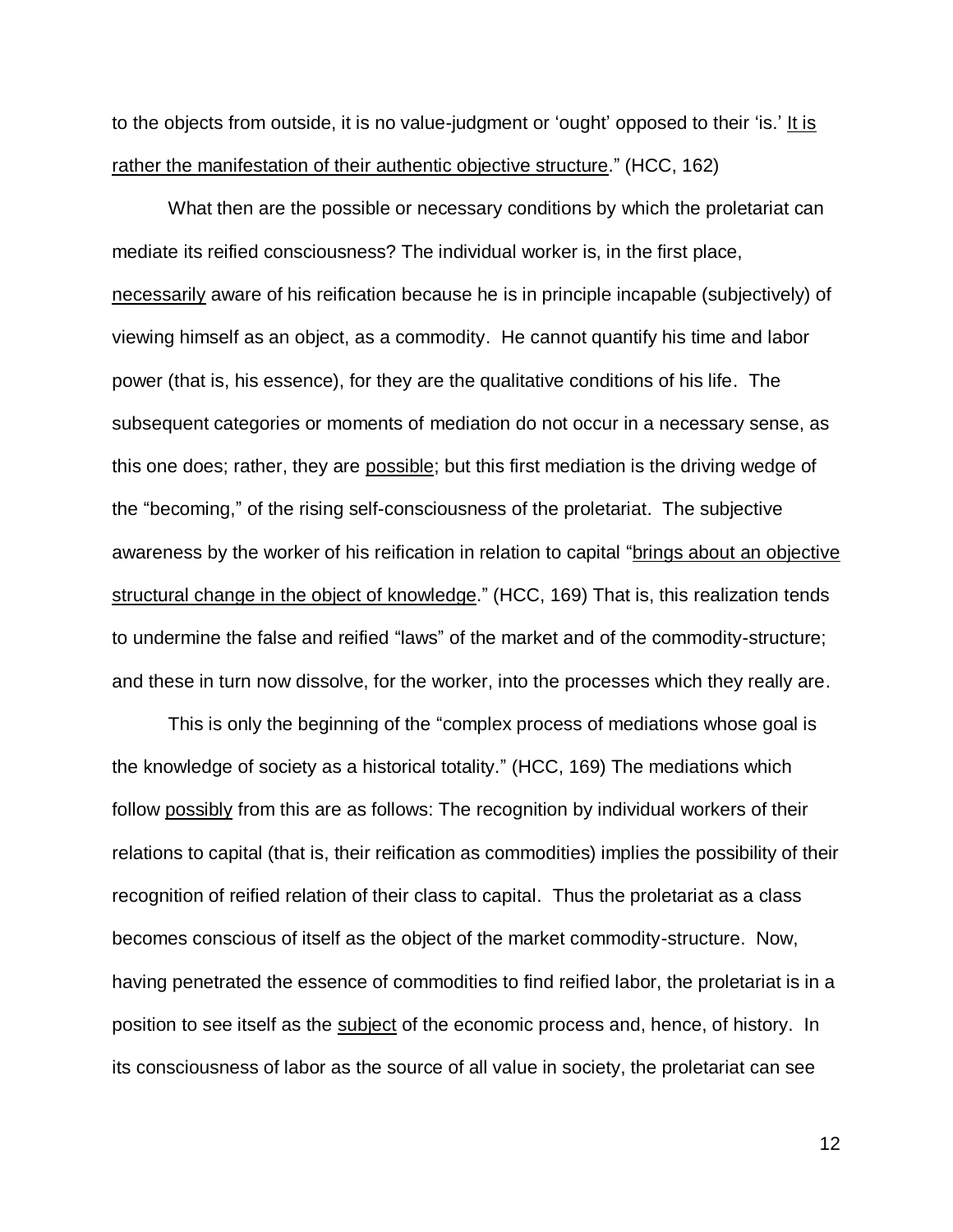to the objects from outside, it is no value-judgment or 'ought' opposed to their 'is.' <u>It is rather the manifestation of their authentic objective structure</u>." (HCC, 162)

What then are the possible or necessary conditions by which the proletariat can mediate its reified consciousness? The individual worker is, in the first place, <u>necessarily</u> aware of his reification because he is in principle incapable (subjectively) of viewing himself as an object, as a commodity. He cannot quantify his time and labor power (that is, his essence), for they are the qualitative conditions of his life. The subsequent categories or moments of mediation do not occur in a necessary sense, as this one does; rather, they are <u>possible</u>; but this first mediation is the driving wedge of the "becoming," of the rising self-consciousness of the proletariat. The subjective awareness by the worker of his reification in relation to capital "<u>brings about an objective structural change in the object of knowledge</u>." (HCC, 169) That is, this realization tends to undermine the false and reified "laws" of the market and of the commodity-structure; and these in turn now dissolve, for the worker, into the processes which they really are.

This is only the beginning of the "complex process of mediations whose goal is the knowledge of society as a historical totality." (HCC, 169) The mediations which follow <u>possibly</u> from this are as follows: The recognition by individual workers of their relations to capital (that is, their reification as commodities) implies the possibility of their recognition of reified relation of their class to capital. Thus the proletariat as a class becomes conscious of itself as the object of the market commodity-structure. Now, having penetrated the essence of commodities to find reified labor, the proletariat is in a position to see itself as the <u>subject</u> of the economic process and, hence, of history. In its consciousness of labor as the source of all value in society, the proletariat can see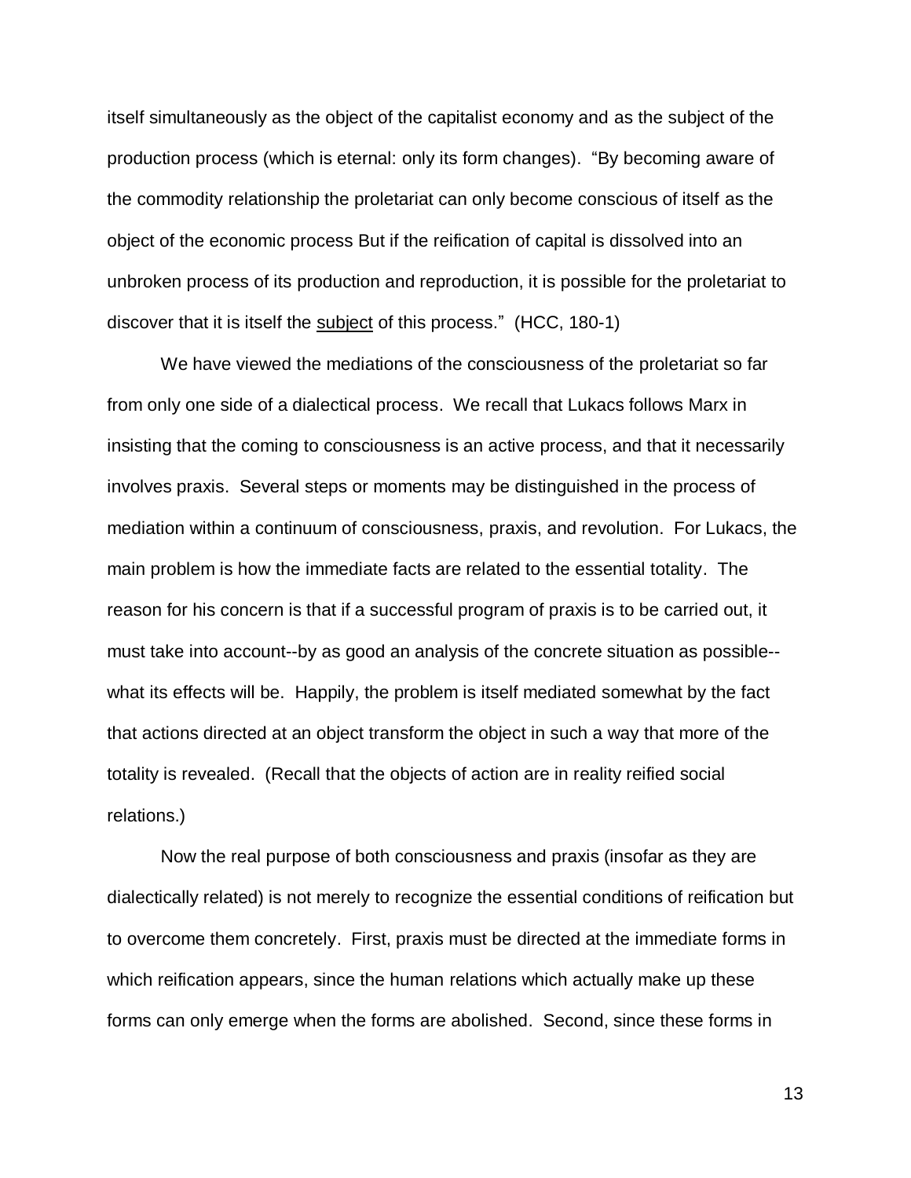itself simultaneously as the object of the capitalist economy and as the subject of the production process (which is eternal: only its form changes). "By becoming aware of the commodity relationship the proletariat can only become conscious of itself as the object of the economic process But if the reification of capital is dissolved into an unbroken process of its production and reproduction, it is possible for the proletariat to discover that it is itself the <u>subject</u> of this process." (HCC, 180-1)

We have viewed the mediations of the consciousness of the proletariat so far from only one side of a dialectical process. We recall that Lukacs follows Marx in insisting that the coming to consciousness is an active process, and that it necessarily involves praxis. Several steps or moments may be distinguished in the process of mediation within a continuum of consciousness, praxis, and revolution. For Lukacs, the main problem is how the immediate facts are related to the essential totality. The reason for his concern is that if a successful program of praxis is to be carried out, it must take into account--by as good an analysis of the concrete situation as possible--what its effects will be. Happily, the problem is itself mediated somewhat by the fact that actions directed at an object transform the object in such a way that more of the totality is revealed. (Recall that the objects of action are in reality reified social relations.)

Now the real purpose of both consciousness and praxis (insofar as they are dialectically related) is not merely to recognize the essential conditions of reification but to overcome them concretely. First, praxis must be directed at the immediate forms in which reification appears, since the human relations which actually make up these forms can only emerge when the forms are abolished. Second, since these forms in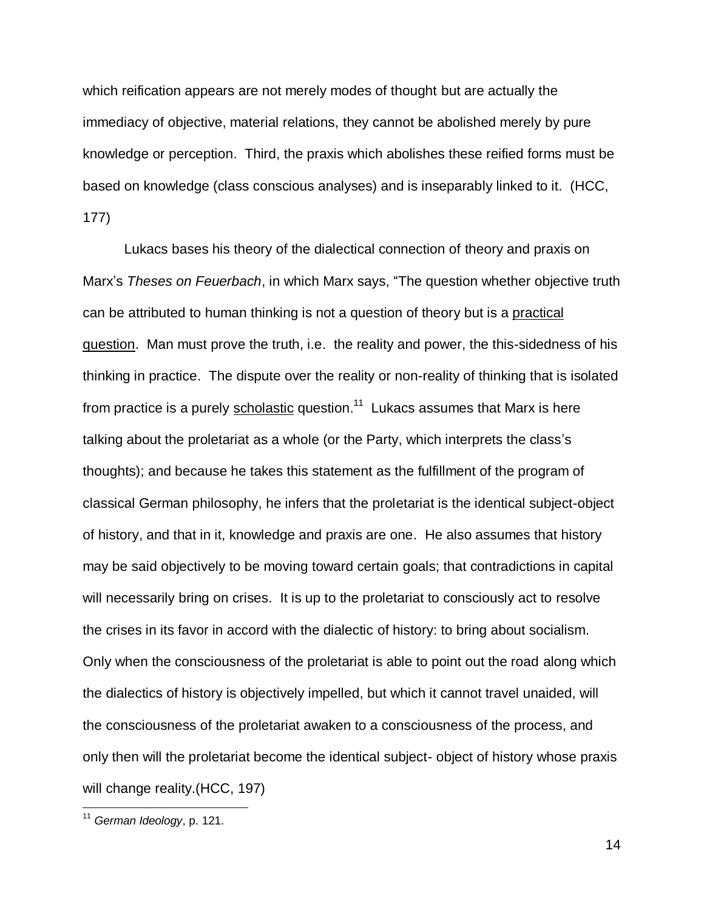which reification appears are not merely modes of thought but are actually the immediacy of objective, material relations, they cannot be abolished merely by pure knowledge or perception. Third, the praxis which abolishes these reified forms must be based on knowledge (class conscious analyses) and is inseparably linked to it. (HCC, 177)

Lukacs bases his theory of the dialectical connection of theory and praxis on Marx's *Theses on Feuerbach*, in which Marx says, "The question whether objective truth can be attributed to human thinking is not a question of theory but is a practical question. Man must prove the truth, i.e. the reality and power, the this-sidedness of his thinking in practice. The dispute over the reality or non-reality of thinking that is isolated from practice is a purely scholastic question.[11] Lukacs assumes that Marx is here talking about the proletariat as a whole (or the Party, which interprets the class's thoughts); and because he takes this statement as the fulfillment of the program of classical German philosophy, he infers that the proletariat is the identical subject-object of history, and that in it, knowledge and praxis are one. He also assumes that history may be said objectively to be moving toward certain goals; that contradictions in capital will necessarily bring on crises. It is up to the proletariat to consciously act to resolve the crises in its favor in accord with the dialectic of history: to bring about socialism. Only when the consciousness of the proletariat is able to point out the road along which the dialectics of history is objectively impelled, but which it cannot travel unaided, will the consciousness of the proletariat awaken to a consciousness of the process, and only then will the proletariat become the identical subject- object of history whose praxis will change reality.(HCC, 197)

[11] *German Ideology*, p. 121.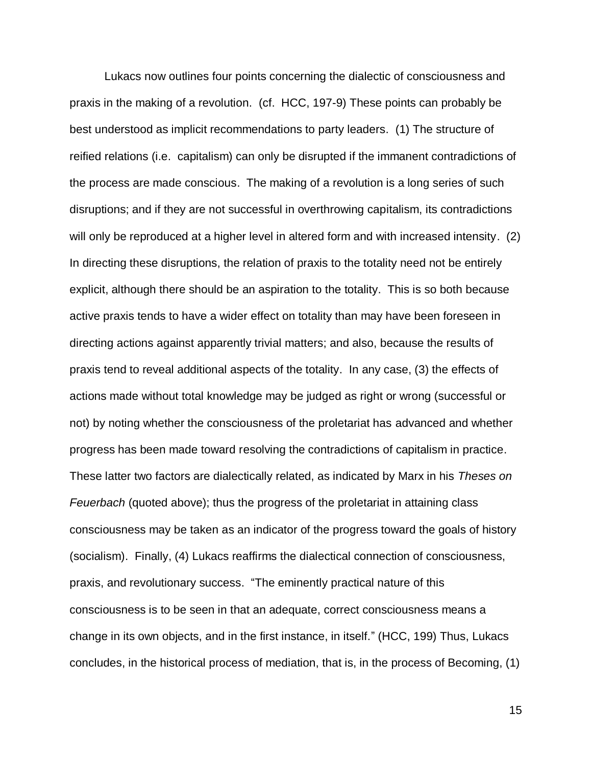Lukacs now outlines four points concerning the dialectic of consciousness and praxis in the making of a revolution. (cf. HCC, 197-9) These points can probably be best understood as implicit recommendations to party leaders. (1) The structure of reified relations (i.e. capitalism) can only be disrupted if the immanent contradictions of the process are made conscious. The making of a revolution is a long series of such disruptions; and if they are not successful in overthrowing capitalism, its contradictions will only be reproduced at a higher level in altered form and with increased intensity. (2) In directing these disruptions, the relation of praxis to the totality need not be entirely explicit, although there should be an aspiration to the totality. This is so both because active praxis tends to have a wider effect on totality than may have been foreseen in directing actions against apparently trivial matters; and also, because the results of praxis tend to reveal additional aspects of the totality. In any case, (3) the effects of actions made without total knowledge may be judged as right or wrong (successful or not) by noting whether the consciousness of the proletariat has advanced and whether progress has been made toward resolving the contradictions of capitalism in practice. These latter two factors are dialectically related, as indicated by Marx in his *Theses on Feuerbach* (quoted above); thus the progress of the proletariat in attaining class consciousness may be taken as an indicator of the progress toward the goals of history (socialism). Finally, (4) Lukacs reaffirms the dialectical connection of consciousness, praxis, and revolutionary success. “The eminently practical nature of this consciousness is to be seen in that an adequate, correct consciousness means a change in its own objects, and in the first instance, in itself.” (HCC, 199) Thus, Lukacs concludes, in the historical process of mediation, that is, in the process of Becoming, (1)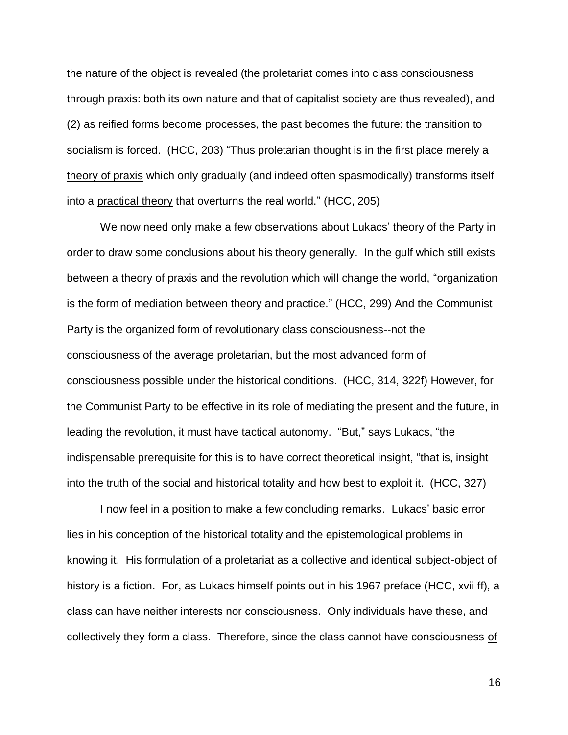the nature of the object is revealed (the proletariat comes into class consciousness through praxis: both its own nature and that of capitalist society are thus revealed), and (2) as reified forms become processes, the past becomes the future: the transition to socialism is forced. (HCC, 203) "Thus proletarian thought is in the first place merely a <u>theory of praxis</u> which only gradually (and indeed often spasmodically) transforms itself into a <u>practical theory</u> that overturns the real world." (HCC, 205)

We now need only make a few observations about Lukacs' theory of the Party in order to draw some conclusions about his theory generally. In the gulf which still exists between a theory of praxis and the revolution which will change the world, "organization is the form of mediation between theory and practice." (HCC, 299) And the Communist Party is the organized form of revolutionary class consciousness--not the consciousness of the average proletarian, but the most advanced form of consciousness possible under the historical conditions. (HCC, 314, 322f) However, for the Communist Party to be effective in its role of mediating the present and the future, in leading the revolution, it must have tactical autonomy. "But," says Lukacs, "the indispensable prerequisite for this is to have correct theoretical insight, "that is, insight into the truth of the social and historical totality and how best to exploit it. (HCC, 327)

I now feel in a position to make a few concluding remarks. Lukacs' basic error lies in his conception of the historical totality and the epistemological problems in knowing it. His formulation of a proletariat as a collective and identical subject-object of history is a fiction. For, as Lukacs himself points out in his 1967 preface (HCC, xvii ff), a class can have neither interests nor consciousness. Only individuals have these, and collectively they form a class. Therefore, since the class cannot have consciousness <u>of</u>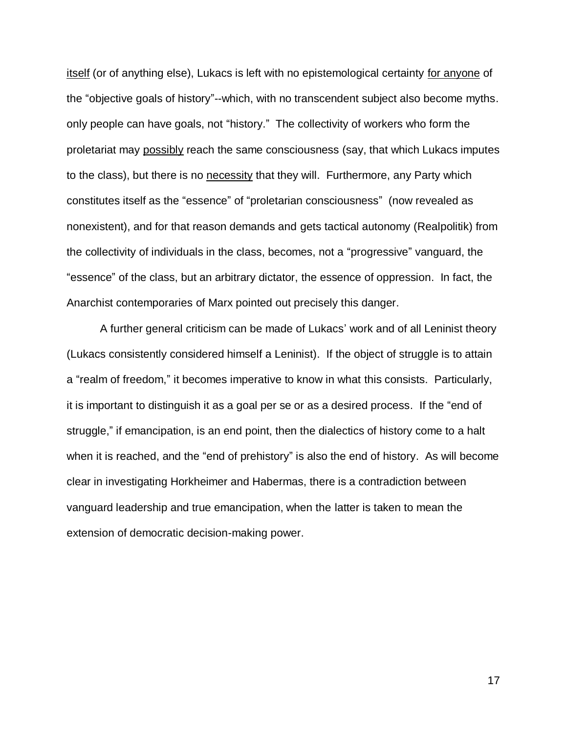<u>itself</u> (or of anything else), Lukacs is left with no epistemological certainty <u>for anyone</u> of the "objective goals of history"--which, with no transcendent subject also become myths. only people can have goals, not "history." The collectivity of workers who form the proletariat may <u>possibly</u> reach the same consciousness (say, that which Lukacs imputes to the class), but there is no <u>necessity</u> that they will. Furthermore, any Party which constitutes itself as the "essence" of "proletarian consciousness" (now revealed as nonexistent), and for that reason demands and gets tactical autonomy (Realpolitik) from the collectivity of individuals in the class, becomes, not a "progressive" vanguard, the "essence" of the class, but an arbitrary dictator, the essence of oppression. In fact, the Anarchist contemporaries of Marx pointed out precisely this danger.

A further general criticism can be made of Lukacs' work and of all Leninist theory (Lukacs consistently considered himself a Leninist). If the object of struggle is to attain a "realm of freedom," it becomes imperative to know in what this consists. Particularly, it is important to distinguish it as a goal per se or as a desired process. If the "end of struggle," if emancipation, is an end point, then the dialectics of history come to a halt when it is reached, and the "end of prehistory" is also the end of history. As will become clear in investigating Horkheimer and Habermas, there is a contradiction between vanguard leadership and true emancipation, when the latter is taken to mean the extension of democratic decision-making power.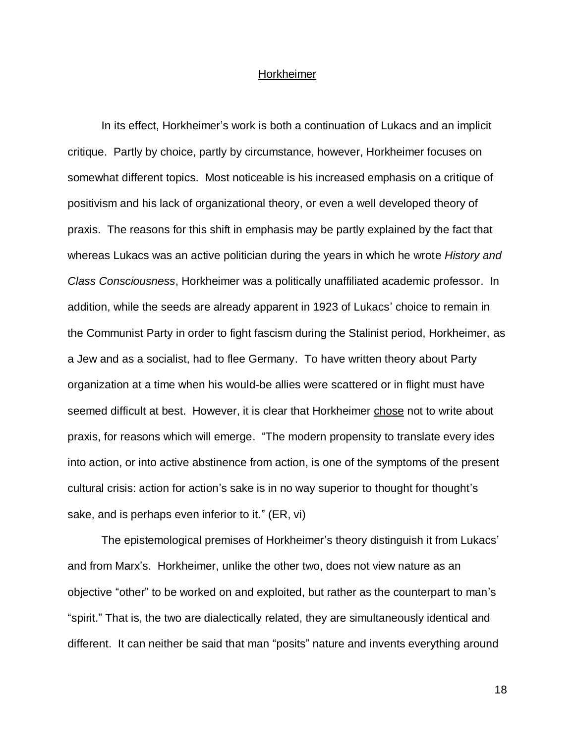## Horkheimer

In its effect, Horkheimer's work is both a continuation of Lukacs and an implicit critique. Partly by choice, partly by circumstance, however, Horkheimer focuses on somewhat different topics. Most noticeable is his increased emphasis on a critique of positivism and his lack of organizational theory, or even a well developed theory of praxis. The reasons for this shift in emphasis may be partly explained by the fact that whereas Lukacs was an active politician during the years in which he wrote *History and Class Consciousness*, Horkheimer was a politically unaffiliated academic professor. In addition, while the seeds are already apparent in 1923 of Lukacs' choice to remain in the Communist Party in order to fight fascism during the Stalinist period, Horkheimer, as a Jew and as a socialist, had to flee Germany. To have written theory about Party organization at a time when his would-be allies were scattered or in flight must have seemed difficult at best. However, it is clear that Horkheimer <u>chose</u> not to write about praxis, for reasons which will emerge. "The modern propensity to translate every ides into action, or into active abstinence from action, is one of the symptoms of the present cultural crisis: action for action's sake is in no way superior to thought for thought's sake, and is perhaps even inferior to it." (ER, vi)

The epistemological premises of Horkheimer's theory distinguish it from Lukacs' and from Marx's. Horkheimer, unlike the other two, does not view nature as an objective "other" to be worked on and exploited, but rather as the counterpart to man's "spirit." That is, the two are dialectically related, they are simultaneously identical and different. It can neither be said that man "posits" nature and invents everything around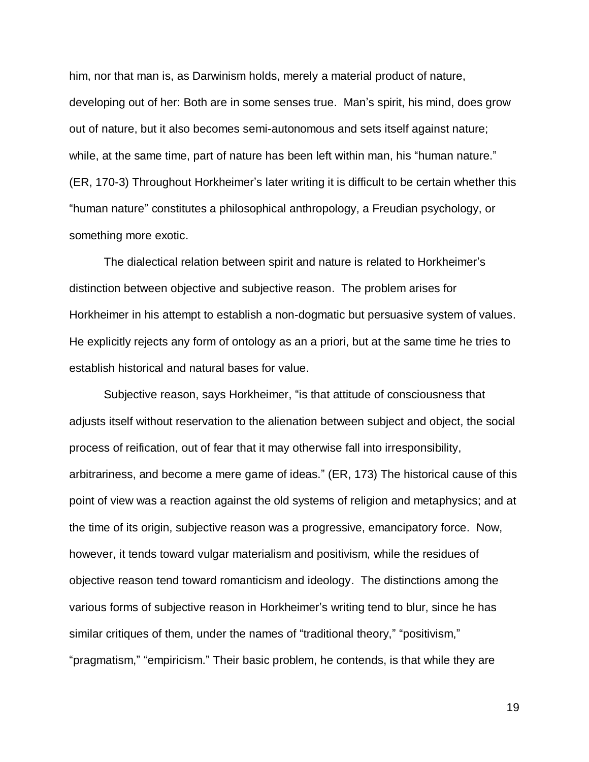him, nor that man is, as Darwinism holds, merely a material product of nature, developing out of her: Both are in some senses true. Man's spirit, his mind, does grow out of nature, but it also becomes semi-autonomous and sets itself against nature; while, at the same time, part of nature has been left within man, his "human nature." (ER, 170-3) Throughout Horkheimer's later writing it is difficult to be certain whether this "human nature" constitutes a philosophical anthropology, a Freudian psychology, or something more exotic.

The dialectical relation between spirit and nature is related to Horkheimer's distinction between objective and subjective reason. The problem arises for Horkheimer in his attempt to establish a non-dogmatic but persuasive system of values. He explicitly rejects any form of ontology as an a priori, but at the same time he tries to establish historical and natural bases for value.

Subjective reason, says Horkheimer, "is that attitude of consciousness that adjusts itself without reservation to the alienation between subject and object, the social process of reification, out of fear that it may otherwise fall into irresponsibility, arbitrariness, and become a mere game of ideas." (ER, 173) The historical cause of this point of view was a reaction against the old systems of religion and metaphysics; and at the time of its origin, subjective reason was a progressive, emancipatory force. Now, however, it tends toward vulgar materialism and positivism, while the residues of objective reason tend toward romanticism and ideology. The distinctions among the various forms of subjective reason in Horkheimer's writing tend to blur, since he has similar critiques of them, under the names of "traditional theory," "positivism," "pragmatism," "empiricism." Their basic problem, he contends, is that while they are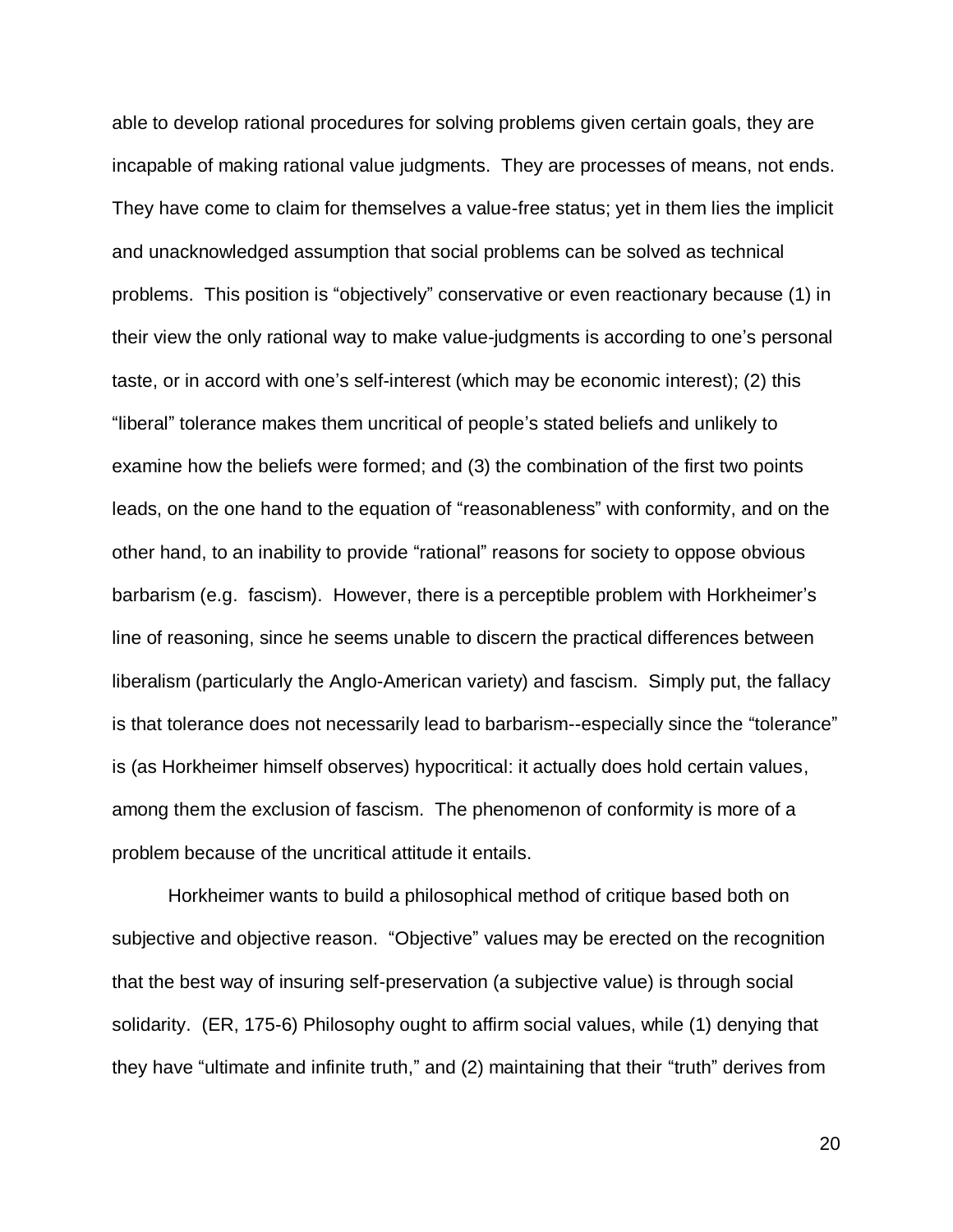able to develop rational procedures for solving problems given certain goals, they are incapable of making rational value judgments. They are processes of means, not ends. They have come to claim for themselves a value-free status; yet in them lies the implicit and unacknowledged assumption that social problems can be solved as technical problems. This position is "objectively" conservative or even reactionary because (1) in their view the only rational way to make value-judgments is according to one's personal taste, or in accord with one's self-interest (which may be economic interest); (2) this "liberal" tolerance makes them uncritical of people's stated beliefs and unlikely to examine how the beliefs were formed; and (3) the combination of the first two points leads, on the one hand to the equation of "reasonableness" with conformity, and on the other hand, to an inability to provide "rational" reasons for society to oppose obvious barbarism (e.g. fascism). However, there is a perceptible problem with Horkheimer's line of reasoning, since he seems unable to discern the practical differences between liberalism (particularly the Anglo-American variety) and fascism. Simply put, the fallacy is that tolerance does not necessarily lead to barbarism--especially since the "tolerance" is (as Horkheimer himself observes) hypocritical: it actually does hold certain values, among them the exclusion of fascism. The phenomenon of conformity is more of a problem because of the uncritical attitude it entails.

Horkheimer wants to build a philosophical method of critique based both on subjective and objective reason. "Objective" values may be erected on the recognition that the best way of insuring self-preservation (a subjective value) is through social solidarity. (ER, 175-6) Philosophy ought to affirm social values, while (1) denying that they have "ultimate and infinite truth," and (2) maintaining that their "truth" derives from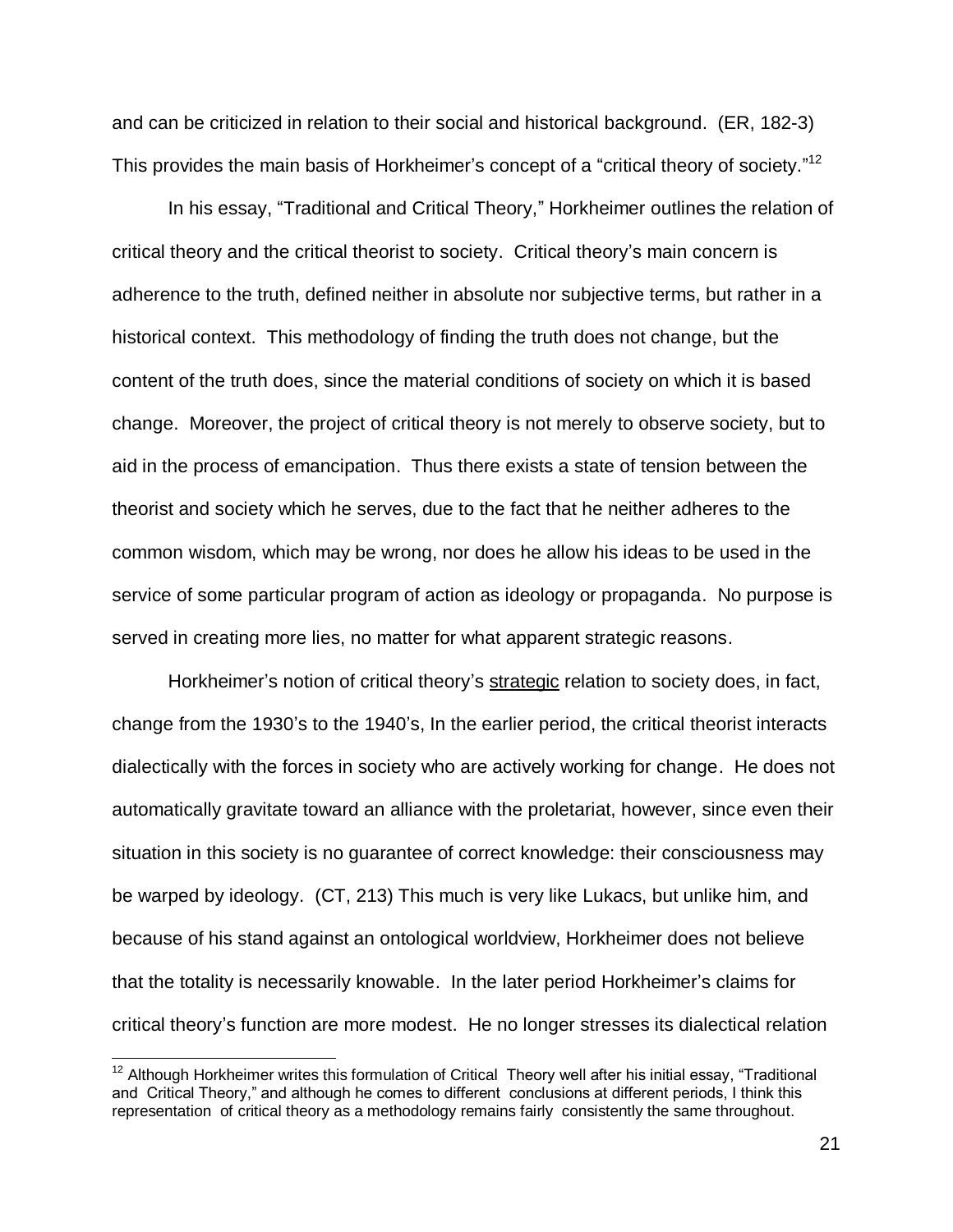and can be criticized in relation to their social and historical background. (ER, 182-3) This provides the main basis of Horkheimer's concept of a "critical theory of society."[12]

In his essay, "Traditional and Critical Theory," Horkheimer outlines the relation of critical theory and the critical theorist to society. Critical theory's main concern is adherence to the truth, defined neither in absolute nor subjective terms, but rather in a historical context. This methodology of finding the truth does not change, but the content of the truth does, since the material conditions of society on which it is based change. Moreover, the project of critical theory is not merely to observe society, but to aid in the process of emancipation. Thus there exists a state of tension between the theorist and society which he serves, due to the fact that he neither adheres to the common wisdom, which may be wrong, nor does he allow his ideas to be used in the service of some particular program of action as ideology or propaganda. No purpose is served in creating more lies, no matter for what apparent strategic reasons.

Horkheimer's notion of critical theory's <u>strategic</u> relation to society does, in fact, change from the 1930's to the 1940's, In the earlier period, the critical theorist interacts dialectically with the forces in society who are actively working for change. He does not automatically gravitate toward an alliance with the proletariat, however, since even their situation in this society is no guarantee of correct knowledge: their consciousness may be warped by ideology. (CT, 213) This much is very like Lukacs, but unlike him, and because of his stand against an ontological worldview, Horkheimer does not believe that the totality is necessarily knowable. In the later period Horkheimer's claims for critical theory's function are more modest. He no longer stresses its dialectical relation

[12] Although Horkheimer writes this formulation of Critical Theory well after his initial essay, "Traditional and Critical Theory," and although he comes to different conclusions at different periods, I think this representation of critical theory as a methodology remains fairly consistently the same throughout.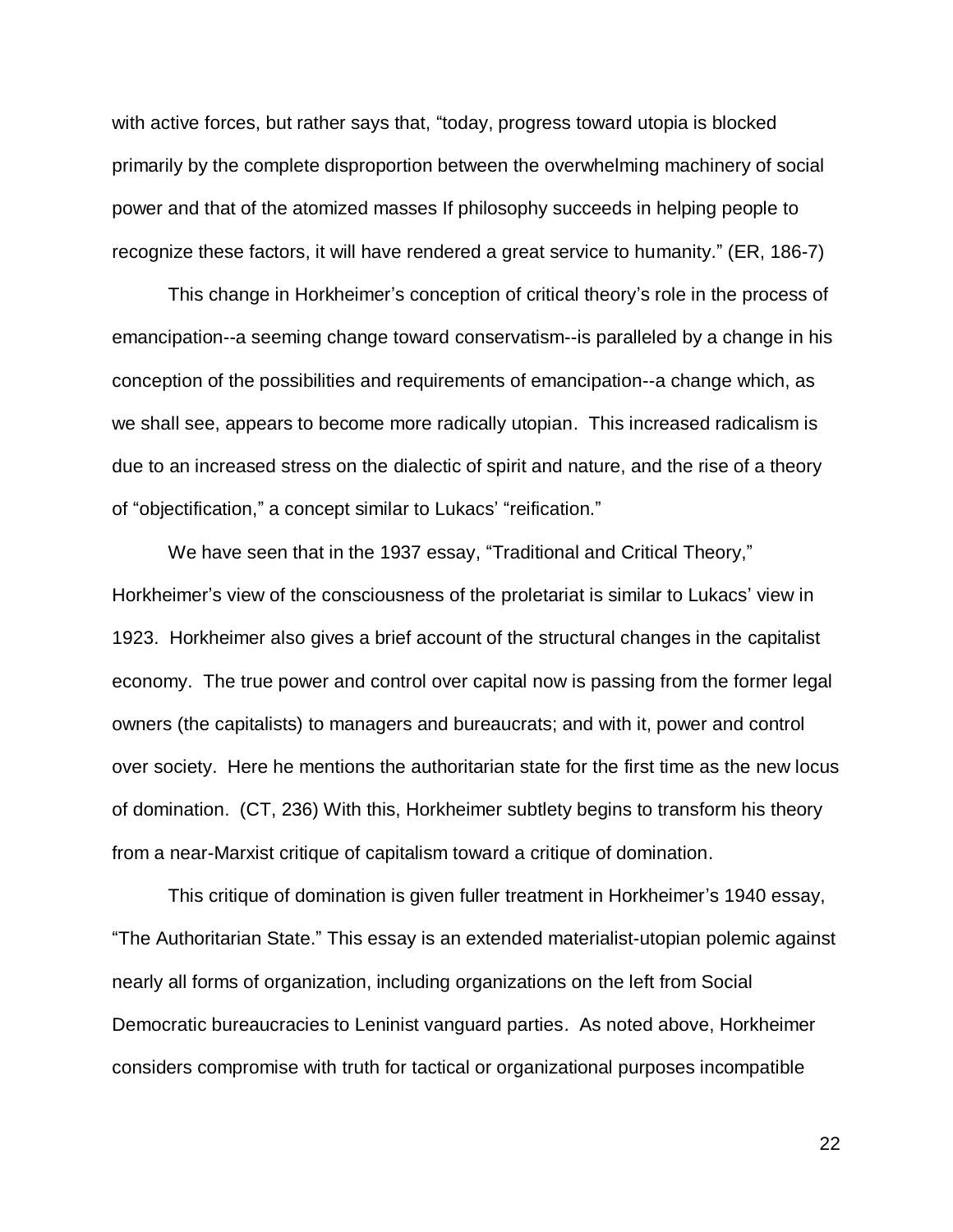with active forces, but rather says that, "today, progress toward utopia is blocked primarily by the complete disproportion between the overwhelming machinery of social power and that of the atomized masses If philosophy succeeds in helping people to recognize these factors, it will have rendered a great service to humanity." (ER, 186-7)

This change in Horkheimer's conception of critical theory's role in the process of emancipation--a seeming change toward conservatism--is paralleled by a change in his conception of the possibilities and requirements of emancipation--a change which, as we shall see, appears to become more radically utopian. This increased radicalism is due to an increased stress on the dialectic of spirit and nature, and the rise of a theory of "objectification," a concept similar to Lukacs' "reification."

We have seen that in the 1937 essay, "Traditional and Critical Theory," Horkheimer's view of the consciousness of the proletariat is similar to Lukacs' view in 1923. Horkheimer also gives a brief account of the structural changes in the capitalist economy. The true power and control over capital now is passing from the former legal owners (the capitalists) to managers and bureaucrats; and with it, power and control over society. Here he mentions the authoritarian state for the first time as the new locus of domination. (CT, 236) With this, Horkheimer subtlety begins to transform his theory from a near-Marxist critique of capitalism toward a critique of domination.

This critique of domination is given fuller treatment in Horkheimer's 1940 essay, "The Authoritarian State." This essay is an extended materialist-utopian polemic against nearly all forms of organization, including organizations on the left from Social Democratic bureaucracies to Leninist vanguard parties. As noted above, Horkheimer considers compromise with truth for tactical or organizational purposes incompatible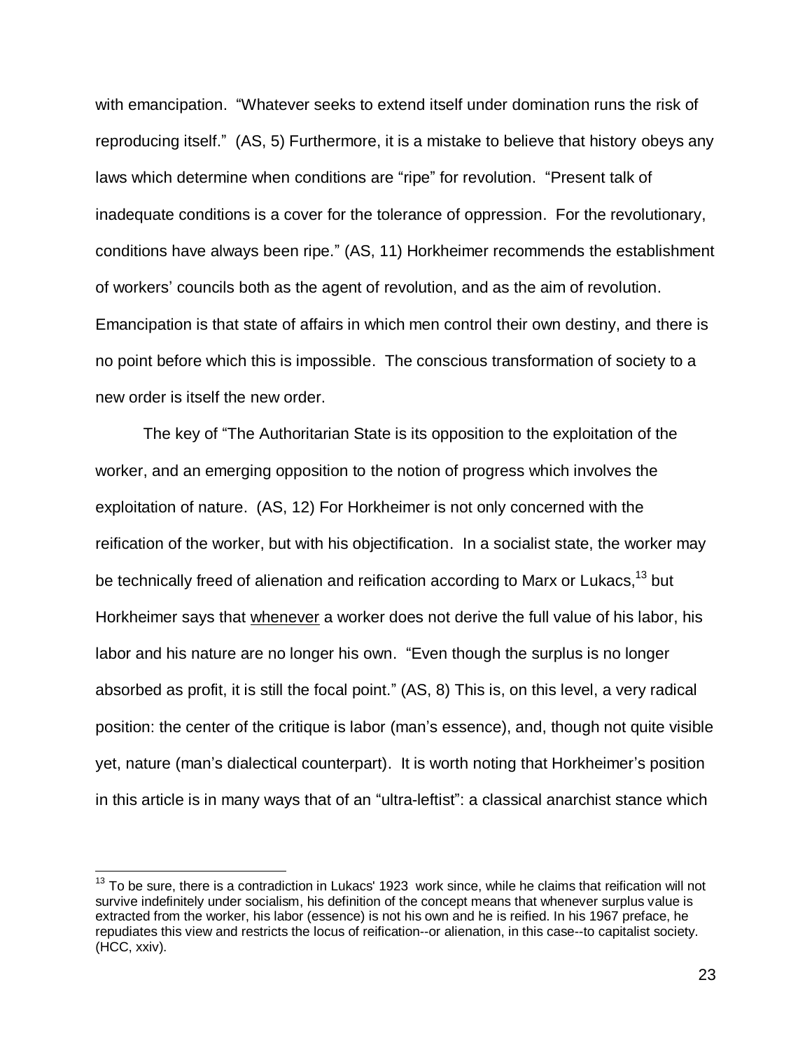with emancipation. "Whatever seeks to extend itself under domination runs the risk of reproducing itself." (AS, 5) Furthermore, it is a mistake to believe that history obeys any laws which determine when conditions are "ripe" for revolution. "Present talk of inadequate conditions is a cover for the tolerance of oppression. For the revolutionary, conditions have always been ripe." (AS, 11) Horkheimer recommends the establishment of workers' councils both as the agent of revolution, and as the aim of revolution. Emancipation is that state of affairs in which men control their own destiny, and there is no point before which this is impossible. The conscious transformation of society to a new order is itself the new order.

The key of "The Authoritarian State is its opposition to the exploitation of the worker, and an emerging opposition to the notion of progress which involves the exploitation of nature. (AS, 12) For Horkheimer is not only concerned with the reification of the worker, but with his objectification. In a socialist state, the worker may be technically freed of alienation and reification according to Marx or Lukacs,[13] but Horkheimer says that <u>whenever</u> a worker does not derive the full value of his labor, his labor and his nature are no longer his own. "Even though the surplus is no longer absorbed as profit, it is still the focal point." (AS, 8) This is, on this level, a very radical position: the center of the critique is labor (man's essence), and, though not quite visible yet, nature (man's dialectical counterpart). It is worth noting that Horkheimer's position in this article is in many ways that of an "ultra-leftist": a classical anarchist stance which

---

[13] To be sure, there is a contradiction in Lukacs' 1923 work since, while he claims that reification will not survive indefinitely under socialism, his definition of the concept means that whenever surplus value is extracted from the worker, his labor (essence) is not his own and he is reified. In his 1967 preface, he repudiates this view and restricts the locus of reification--or alienation, in this case--to capitalist society. (HCC, xxiv).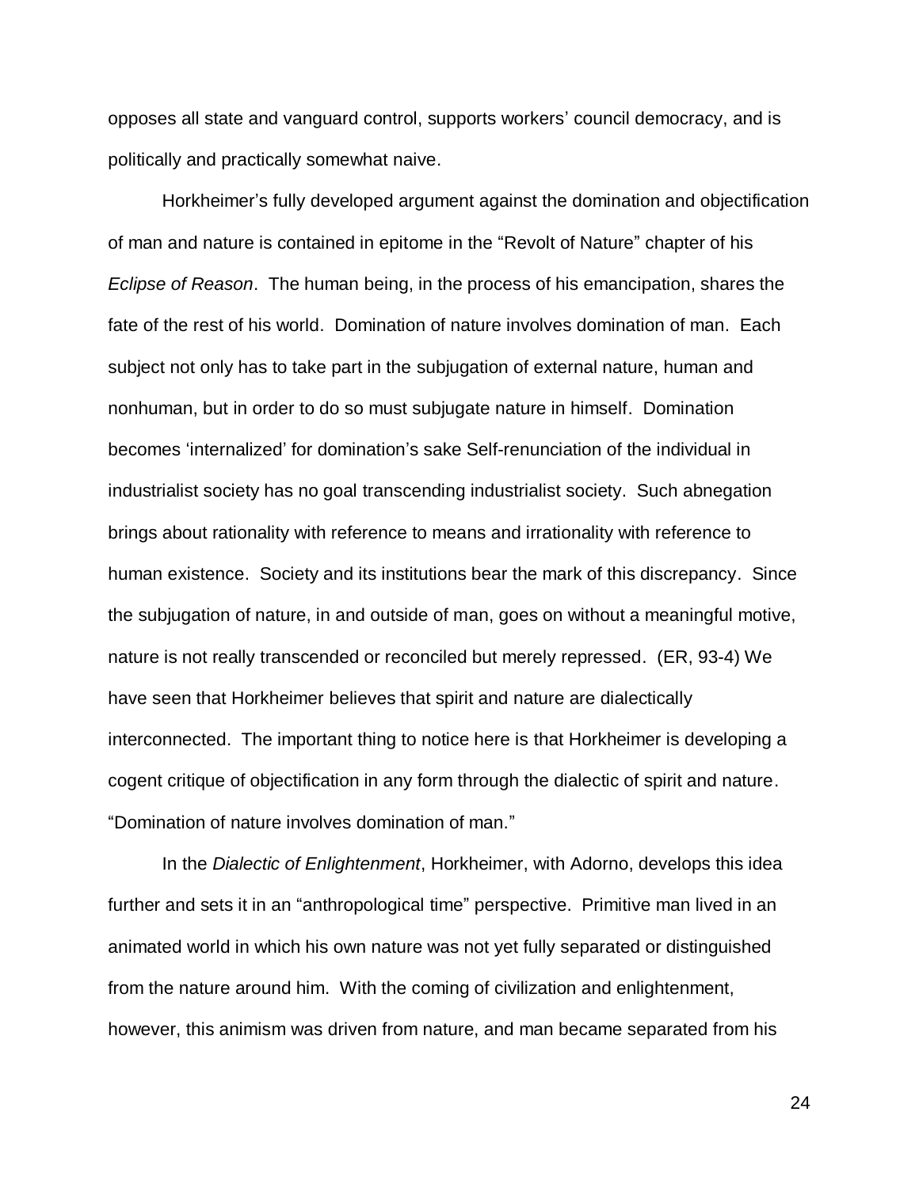opposes all state and vanguard control, supports workers' council democracy, and is politically and practically somewhat naive.

Horkheimer's fully developed argument against the domination and objectification of man and nature is contained in epitome in the "Revolt of Nature" chapter of his *Eclipse of Reason*. The human being, in the process of his emancipation, shares the fate of the rest of his world. Domination of nature involves domination of man. Each subject not only has to take part in the subjugation of external nature, human and nonhuman, but in order to do so must subjugate nature in himself. Domination becomes 'internalized' for domination's sake Self-renunciation of the individual in industrialist society has no goal transcending industrialist society. Such abnegation brings about rationality with reference to means and irrationality with reference to human existence. Society and its institutions bear the mark of this discrepancy. Since the subjugation of nature, in and outside of man, goes on without a meaningful motive, nature is not really transcended or reconciled but merely repressed. (ER, 93-4) We have seen that Horkheimer believes that spirit and nature are dialectically interconnected. The important thing to notice here is that Horkheimer is developing a cogent critique of objectification in any form through the dialectic of spirit and nature. "Domination of nature involves domination of man."

In the *Dialectic of Enlightenment*, Horkheimer, with Adorno, develops this idea further and sets it in an "anthropological time" perspective. Primitive man lived in an animated world in which his own nature was not yet fully separated or distinguished from the nature around him. With the coming of civilization and enlightenment, however, this animism was driven from nature, and man became separated from his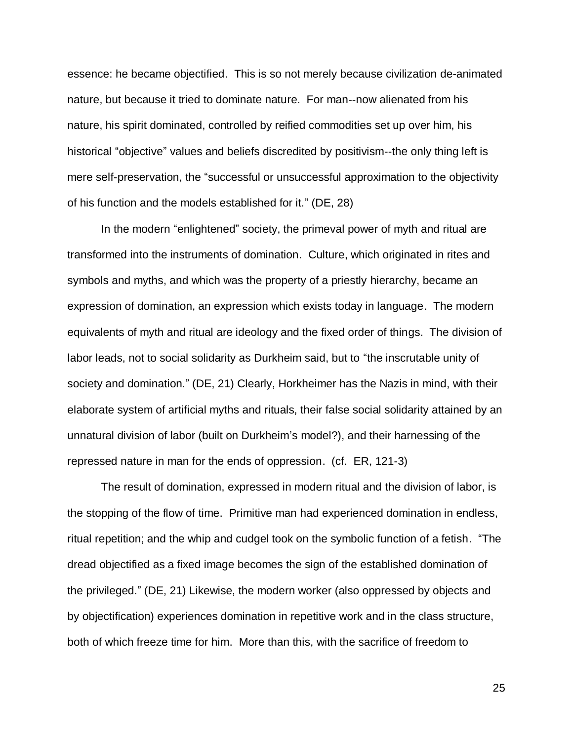essence: he became objectified. This is so not merely because civilization de-animated nature, but because it tried to dominate nature. For man--now alienated from his nature, his spirit dominated, controlled by reified commodities set up over him, his historical "objective" values and beliefs discredited by positivism--the only thing left is mere self-preservation, the "successful or unsuccessful approximation to the objectivity of his function and the models established for it." (DE, 28)

In the modern "enlightened" society, the primeval power of myth and ritual are transformed into the instruments of domination. Culture, which originated in rites and symbols and myths, and which was the property of a priestly hierarchy, became an expression of domination, an expression which exists today in language. The modern equivalents of myth and ritual are ideology and the fixed order of things. The division of labor leads, not to social solidarity as Durkheim said, but to "the inscrutable unity of society and domination." (DE, 21) Clearly, Horkheimer has the Nazis in mind, with their elaborate system of artificial myths and rituals, their false social solidarity attained by an unnatural division of labor (built on Durkheim's model?), and their harnessing of the repressed nature in man for the ends of oppression. (cf. ER, 121-3)

The result of domination, expressed in modern ritual and the division of labor, is the stopping of the flow of time. Primitive man had experienced domination in endless, ritual repetition; and the whip and cudgel took on the symbolic function of a fetish. "The dread objectified as a fixed image becomes the sign of the established domination of the privileged." (DE, 21) Likewise, the modern worker (also oppressed by objects and by objectification) experiences domination in repetitive work and in the class structure, both of which freeze time for him. More than this, with the sacrifice of freedom to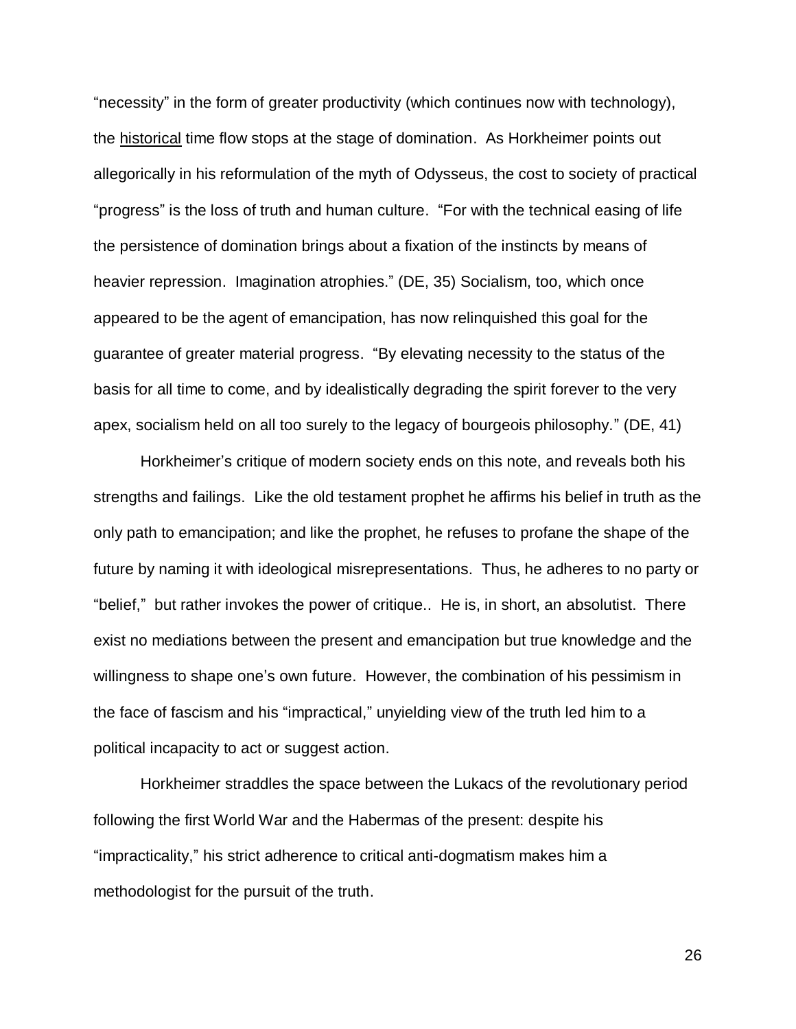"necessity" in the form of greater productivity (which continues now with technology), the <u>historical</u> time flow stops at the stage of domination. As Horkheimer points out allegorically in his reformulation of the myth of Odysseus, the cost to society of practical "progress" is the loss of truth and human culture. "For with the technical easing of life the persistence of domination brings about a fixation of the instincts by means of heavier repression. Imagination atrophies." (DE, 35) Socialism, too, which once appeared to be the agent of emancipation, has now relinquished this goal for the guarantee of greater material progress. "By elevating necessity to the status of the basis for all time to come, and by idealistically degrading the spirit forever to the very apex, socialism held on all too surely to the legacy of bourgeois philosophy." (DE, 41)

Horkheimer's critique of modern society ends on this note, and reveals both his strengths and failings. Like the old testament prophet he affirms his belief in truth as the only path to emancipation; and like the prophet, he refuses to profane the shape of the future by naming it with ideological misrepresentations. Thus, he adheres to no party or "belief," but rather invokes the power of critique.. He is, in short, an absolutist. There exist no mediations between the present and emancipation but true knowledge and the willingness to shape one's own future. However, the combination of his pessimism in the face of fascism and his "impractical," unyielding view of the truth led him to a political incapacity to act or suggest action.

Horkheimer straddles the space between the Lukacs of the revolutionary period following the first World War and the Habermas of the present: despite his "impracticality," his strict adherence to critical anti-dogmatism makes him a methodologist for the pursuit of the truth.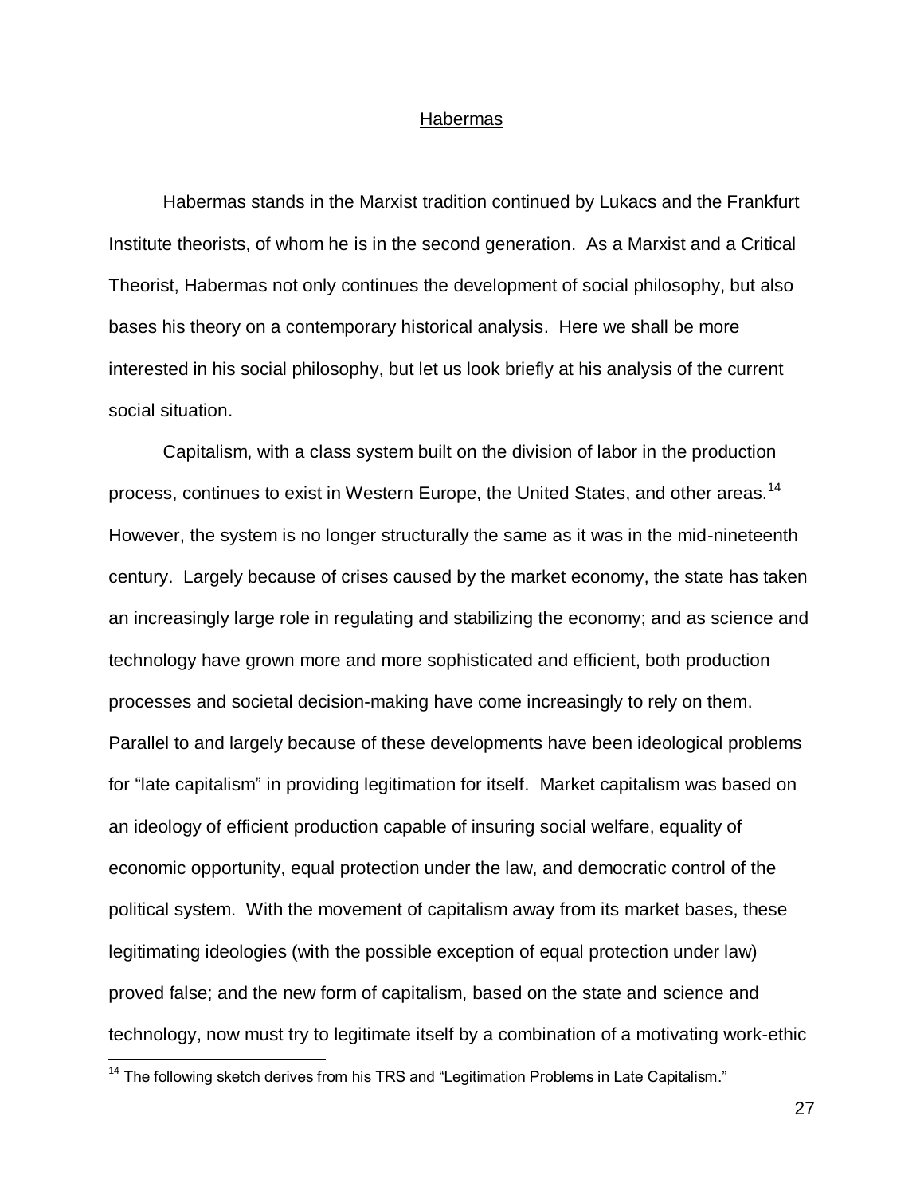## Habermas

Habermas stands in the Marxist tradition continued by Lukacs and the Frankfurt Institute theorists, of whom he is in the second generation. As a Marxist and a Critical Theorist, Habermas not only continues the development of social philosophy, but also bases his theory on a contemporary historical analysis. Here we shall be more interested in his social philosophy, but let us look briefly at his analysis of the current social situation.

Capitalism, with a class system built on the division of labor in the production process, continues to exist in Western Europe, the United States, and other areas.[14] However, the system is no longer structurally the same as it was in the mid-nineteenth century. Largely because of crises caused by the market economy, the state has taken an increasingly large role in regulating and stabilizing the economy; and as science and technology have grown more and more sophisticated and efficient, both production processes and societal decision-making have come increasingly to rely on them. Parallel to and largely because of these developments have been ideological problems for "late capitalism" in providing legitimation for itself. Market capitalism was based on an ideology of efficient production capable of insuring social welfare, equality of economic opportunity, equal protection under the law, and democratic control of the political system. With the movement of capitalism away from its market bases, these legitimating ideologies (with the possible exception of equal protection under law) proved false; and the new form of capitalism, based on the state and science and technology, now must try to legitimate itself by a combination of a motivating work-ethic

[14] The following sketch derives from his TRS and "Legitimation Problems in Late Capitalism."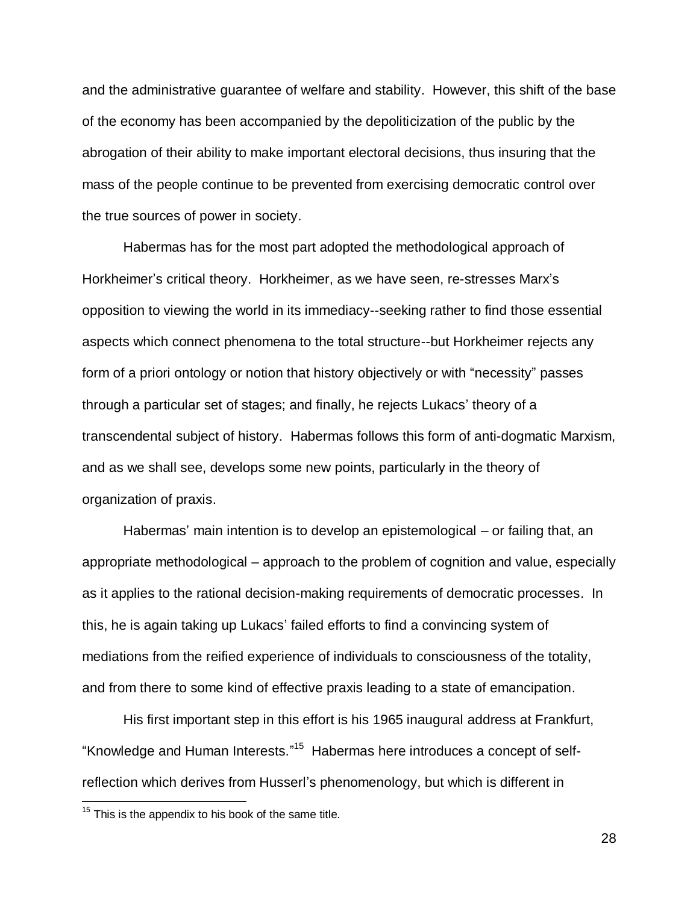and the administrative guarantee of welfare and stability. However, this shift of the base of the economy has been accompanied by the depoliticization of the public by the abrogation of their ability to make important electoral decisions, thus insuring that the mass of the people continue to be prevented from exercising democratic control over the true sources of power in society.

Habermas has for the most part adopted the methodological approach of Horkheimer's critical theory. Horkheimer, as we have seen, re-stresses Marx's opposition to viewing the world in its immediacy--seeking rather to find those essential aspects which connect phenomena to the total structure--but Horkheimer rejects any form of a priori ontology or notion that history objectively or with "necessity" passes through a particular set of stages; and finally, he rejects Lukacs' theory of a transcendental subject of history. Habermas follows this form of anti-dogmatic Marxism, and as we shall see, develops some new points, particularly in the theory of organization of praxis.

Habermas' main intention is to develop an epistemological – or failing that, an appropriate methodological – approach to the problem of cognition and value, especially as it applies to the rational decision-making requirements of democratic processes. In this, he is again taking up Lukacs' failed efforts to find a convincing system of mediations from the reified experience of individuals to consciousness of the totality, and from there to some kind of effective praxis leading to a state of emancipation.

His first important step in this effort is his 1965 inaugural address at Frankfurt, "Knowledge and Human Interests."[15] Habermas here introduces a concept of self-reflection which derives from Husserl's phenomenology, but which is different in

[15] This is the appendix to his book of the same title.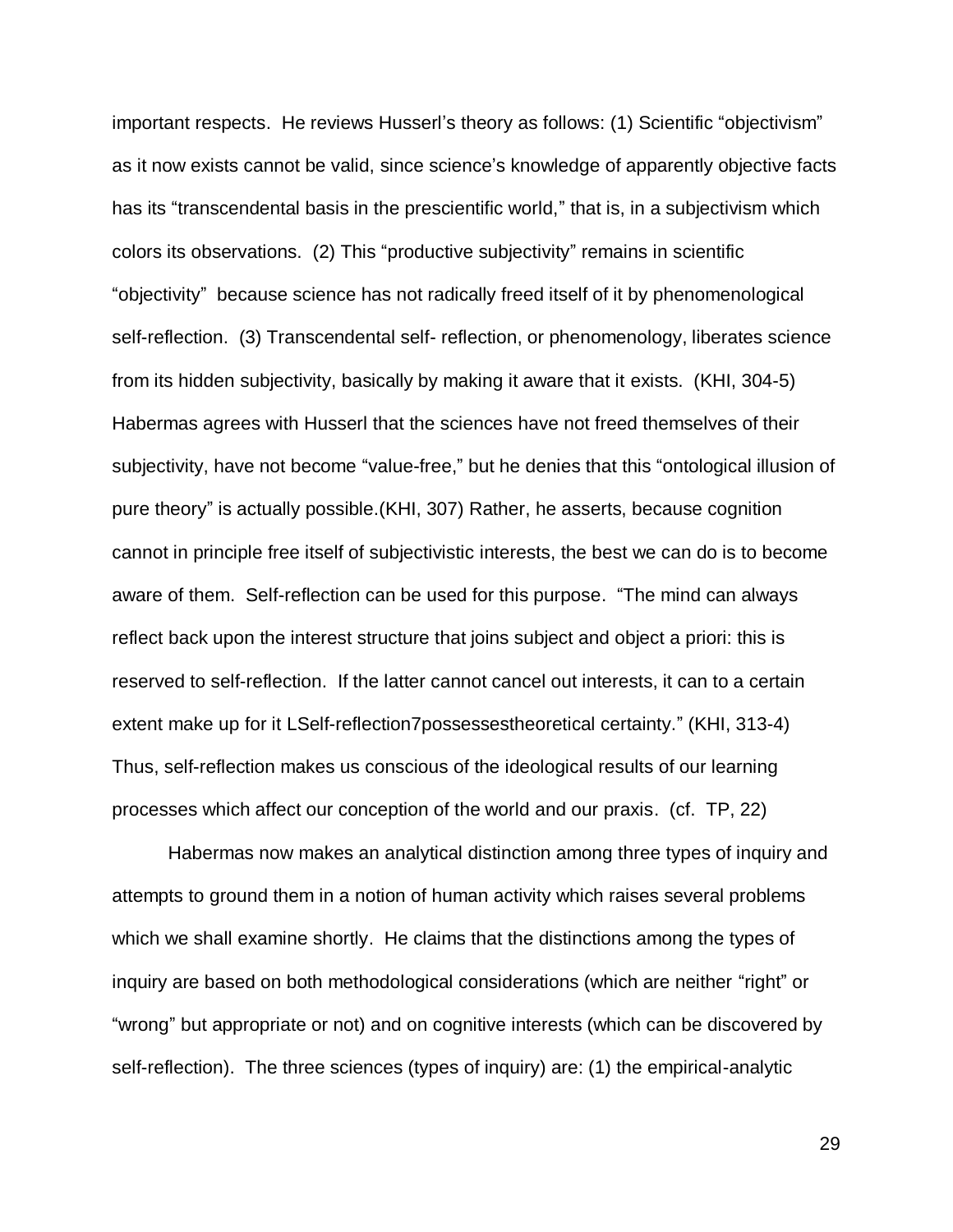important respects. He reviews Husserl's theory as follows: (1) Scientific "objectivism" as it now exists cannot be valid, since science's knowledge of apparently objective facts has its "transcendental basis in the prescientific world," that is, in a subjectivism which colors its observations. (2) This "productive subjectivity" remains in scientific "objectivity" because science has not radically freed itself of it by phenomenological self-reflection. (3) Transcendental self- reflection, or phenomenology, liberates science from its hidden subjectivity, basically by making it aware that it exists. (KHI, 304-5) Habermas agrees with Husserl that the sciences have not freed themselves of their subjectivity, have not become "value-free," but he denies that this "ontological illusion of pure theory" is actually possible.(KHI, 307) Rather, he asserts, because cognition cannot in principle free itself of subjectivistic interests, the best we can do is to become aware of them. Self-reflection can be used for this purpose. "The mind can always reflect back upon the interest structure that joins subject and object a priori: this is reserved to self-reflection. If the latter cannot cancel out interests, it can to a certain extent make up for it LSelf-reflection7possessestheoretical certainty." (KHI, 313-4) Thus, self-reflection makes us conscious of the ideological results of our learning processes which affect our conception of the world and our praxis. (cf. TP, 22)

Habermas now makes an analytical distinction among three types of inquiry and attempts to ground them in a notion of human activity which raises several problems which we shall examine shortly. He claims that the distinctions among the types of inquiry are based on both methodological considerations (which are neither "right" or "wrong" but appropriate or not) and on cognitive interests (which can be discovered by self-reflection). The three sciences (types of inquiry) are: (1) the empirical-analytic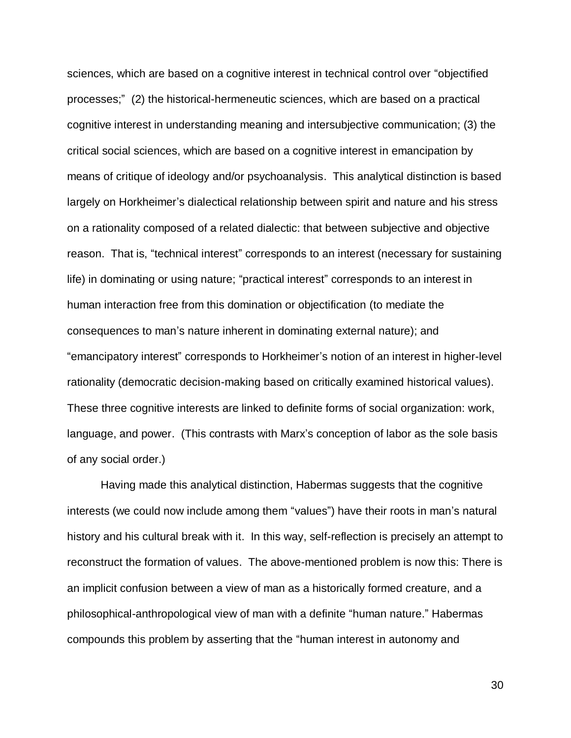sciences, which are based on a cognitive interest in technical control over "objectified processes;" (2) the historical-hermeneutic sciences, which are based on a practical cognitive interest in understanding meaning and intersubjective communication; (3) the critical social sciences, which are based on a cognitive interest in emancipation by means of critique of ideology and/or psychoanalysis. This analytical distinction is based largely on Horkheimer's dialectical relationship between spirit and nature and his stress on a rationality composed of a related dialectic: that between subjective and objective reason. That is, "technical interest" corresponds to an interest (necessary for sustaining life) in dominating or using nature; "practical interest" corresponds to an interest in human interaction free from this domination or objectification (to mediate the consequences to man's nature inherent in dominating external nature); and "emancipatory interest" corresponds to Horkheimer's notion of an interest in higher-level rationality (democratic decision-making based on critically examined historical values). These three cognitive interests are linked to definite forms of social organization: work, language, and power. (This contrasts with Marx's conception of labor as the sole basis of any social order.)

Having made this analytical distinction, Habermas suggests that the cognitive interests (we could now include among them "values") have their roots in man's natural history and his cultural break with it. In this way, self-reflection is precisely an attempt to reconstruct the formation of values. The above-mentioned problem is now this: There is an implicit confusion between a view of man as a historically formed creature, and a philosophical-anthropological view of man with a definite "human nature." Habermas compounds this problem by asserting that the "human interest in autonomy and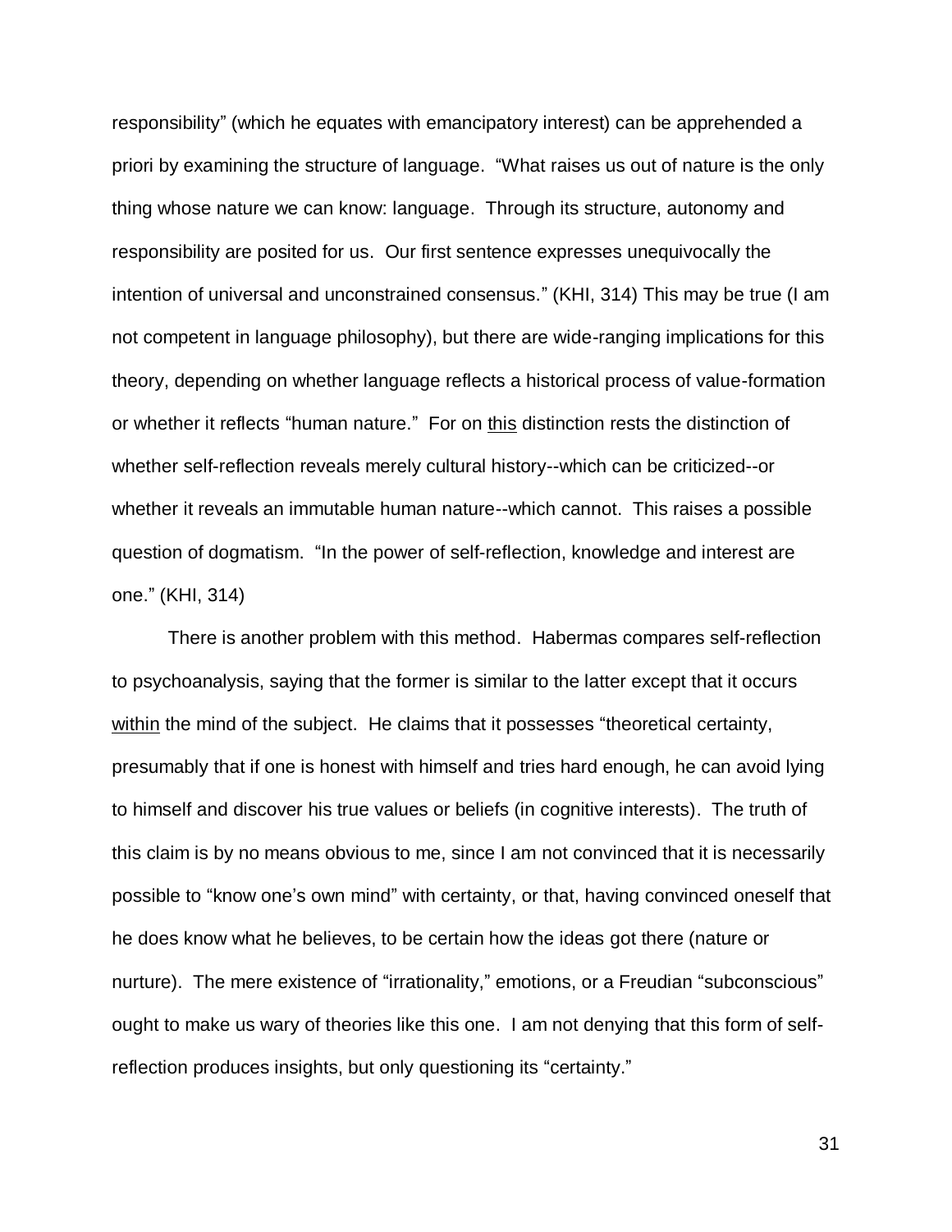responsibility" (which he equates with emancipatory interest) can be apprehended a priori by examining the structure of language. "What raises us out of nature is the only thing whose nature we can know: language. Through its structure, autonomy and responsibility are posited for us. Our first sentence expresses unequivocally the intention of universal and unconstrained consensus." (KHI, 314) This may be true (I am not competent in language philosophy), but there are wide-ranging implications for this theory, depending on whether language reflects a historical process of value-formation or whether it reflects "human nature." For on <u>this</u> distinction rests the distinction of whether self-reflection reveals merely cultural history--which can be criticized--or whether it reveals an immutable human nature--which cannot. This raises a possible question of dogmatism. "In the power of self-reflection, knowledge and interest are one." (KHI, 314)

There is another problem with this method. Habermas compares self-reflection to psychoanalysis, saying that the former is similar to the latter except that it occurs <u>within</u> the mind of the subject. He claims that it possesses "theoretical certainty, presumably that if one is honest with himself and tries hard enough, he can avoid lying to himself and discover his true values or beliefs (in cognitive interests). The truth of this claim is by no means obvious to me, since I am not convinced that it is necessarily possible to "know one's own mind" with certainty, or that, having convinced oneself that he does know what he believes, to be certain how the ideas got there (nature or nurture). The mere existence of "irrationality," emotions, or a Freudian "subconscious" ought to make us wary of theories like this one. I am not denying that this form of self-reflection produces insights, but only questioning its "certainty."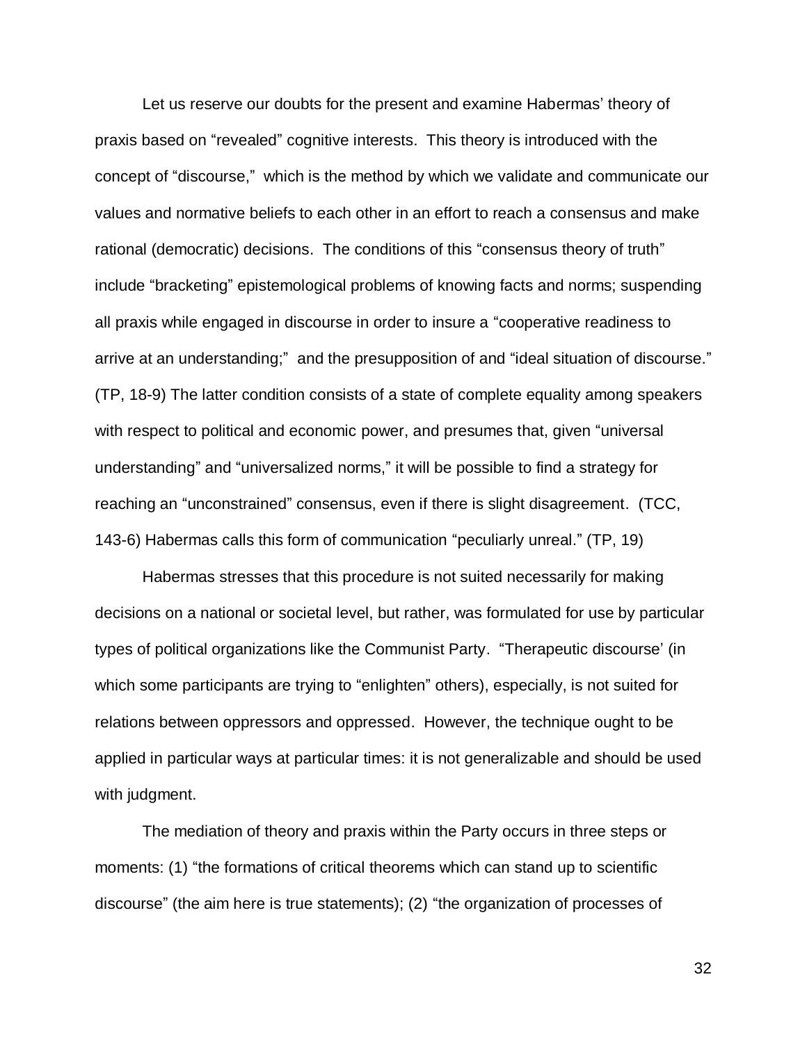Let us reserve our doubts for the present and examine Habermas' theory of praxis based on "revealed" cognitive interests. This theory is introduced with the concept of "discourse," which is the method by which we validate and communicate our values and normative beliefs to each other in an effort to reach a consensus and make rational (democratic) decisions. The conditions of this "consensus theory of truth" include "bracketing" epistemological problems of knowing facts and norms; suspending all praxis while engaged in discourse in order to insure a "cooperative readiness to arrive at an understanding;" and the presupposition of and "ideal situation of discourse." (TP, 18-9) The latter condition consists of a state of complete equality among speakers with respect to political and economic power, and presumes that, given "universal understanding" and "universalized norms," it will be possible to find a strategy for reaching an "unconstrained" consensus, even if there is slight disagreement. (TCC, 143-6) Habermas calls this form of communication "peculiarly unreal." (TP, 19)

Habermas stresses that this procedure is not suited necessarily for making decisions on a national or societal level, but rather, was formulated for use by particular types of political organizations like the Communist Party. "Therapeutic discourse' (in which some participants are trying to "enlighten" others), especially, is not suited for relations between oppressors and oppressed. However, the technique ought to be applied in particular ways at particular times: it is not generalizable and should be used with judgment.

The mediation of theory and praxis within the Party occurs in three steps or moments: (1) "the formations of critical theorems which can stand up to scientific discourse" (the aim here is true statements); (2) "the organization of processes of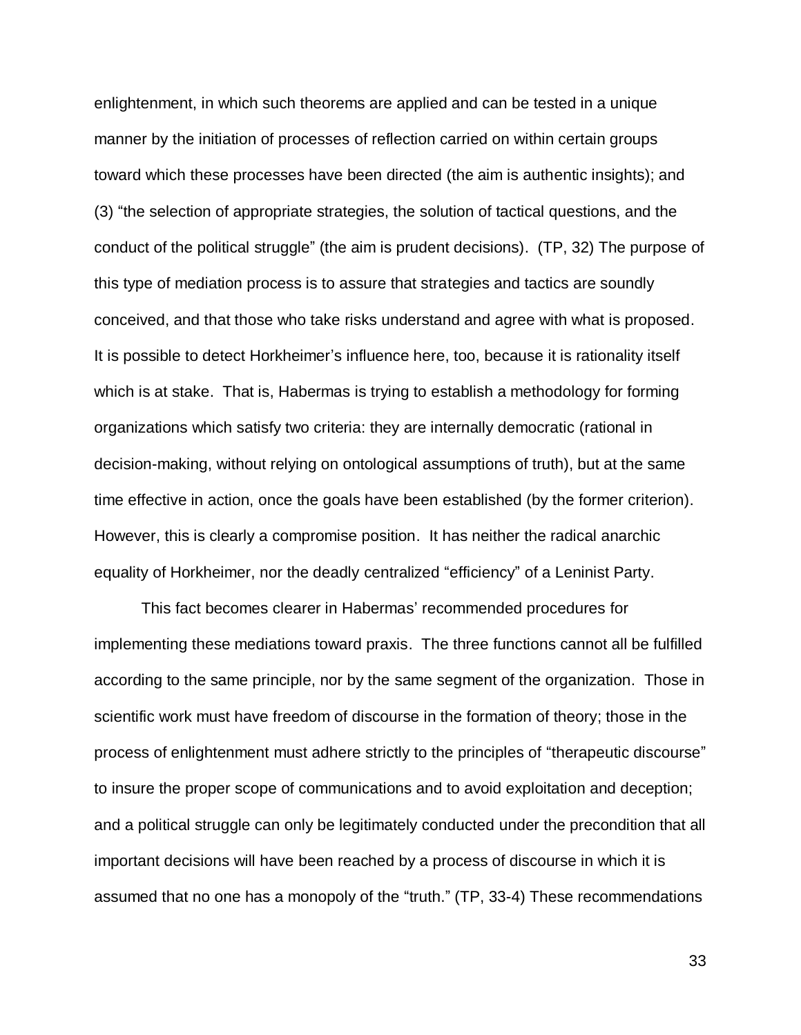enlightenment, in which such theorems are applied and can be tested in a unique manner by the initiation of processes of reflection carried on within certain groups toward which these processes have been directed (the aim is authentic insights); and (3) "the selection of appropriate strategies, the solution of tactical questions, and the conduct of the political struggle" (the aim is prudent decisions). (TP, 32) The purpose of this type of mediation process is to assure that strategies and tactics are soundly conceived, and that those who take risks understand and agree with what is proposed. It is possible to detect Horkheimer's influence here, too, because it is rationality itself which is at stake. That is, Habermas is trying to establish a methodology for forming organizations which satisfy two criteria: they are internally democratic (rational in decision-making, without relying on ontological assumptions of truth), but at the same time effective in action, once the goals have been established (by the former criterion). However, this is clearly a compromise position. It has neither the radical anarchic equality of Horkheimer, nor the deadly centralized "efficiency" of a Leninist Party.

This fact becomes clearer in Habermas' recommended procedures for implementing these mediations toward praxis. The three functions cannot all be fulfilled according to the same principle, nor by the same segment of the organization. Those in scientific work must have freedom of discourse in the formation of theory; those in the process of enlightenment must adhere strictly to the principles of "therapeutic discourse" to insure the proper scope of communications and to avoid exploitation and deception; and a political struggle can only be legitimately conducted under the precondition that all important decisions will have been reached by a process of discourse in which it is assumed that no one has a monopoly of the "truth." (TP, 33-4) These recommendations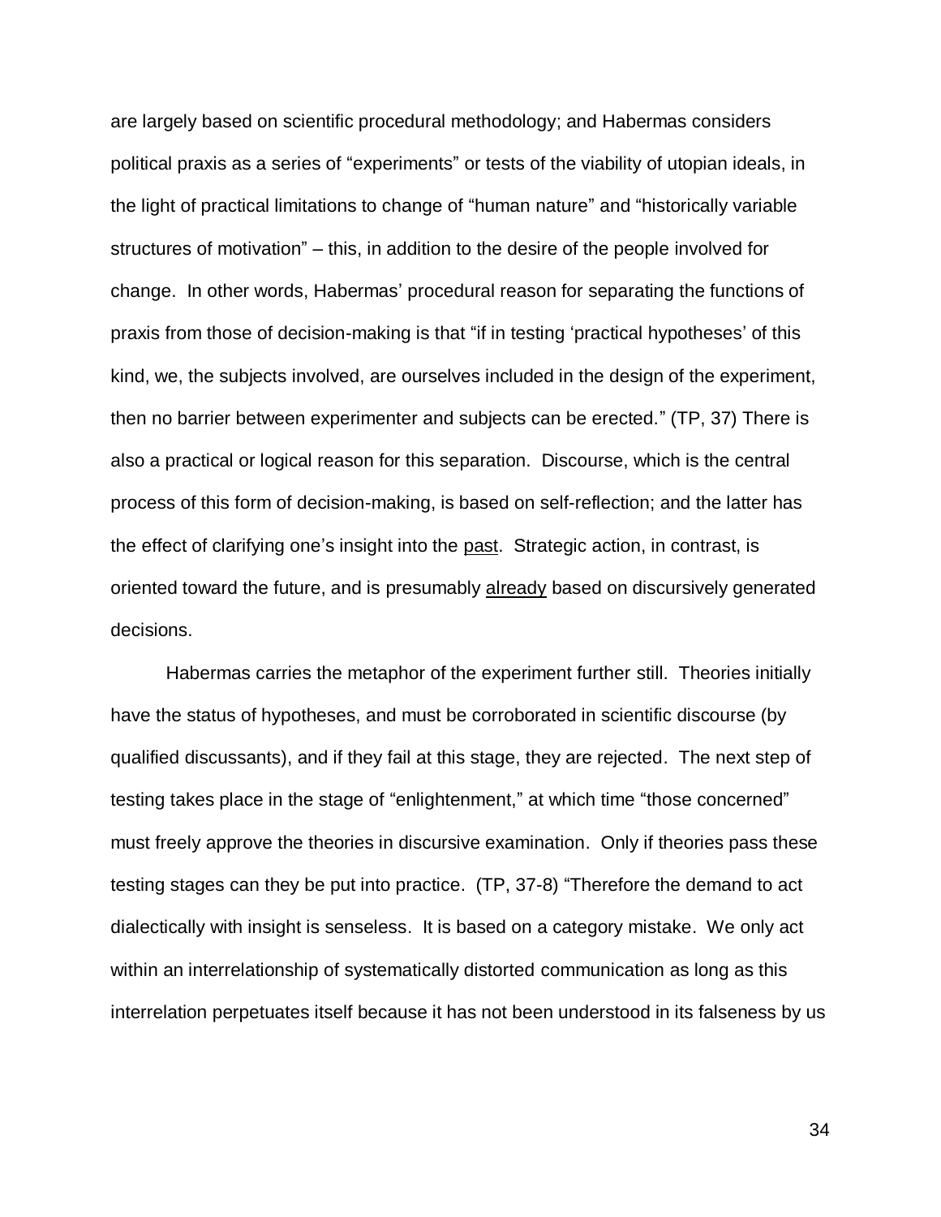are largely based on scientific procedural methodology; and Habermas considers political praxis as a series of "experiments" or tests of the viability of utopian ideals, in the light of practical limitations to change of "human nature" and "historically variable structures of motivation" – this, in addition to the desire of the people involved for change. In other words, Habermas' procedural reason for separating the functions of praxis from those of decision-making is that "if in testing 'practical hypotheses' of this kind, we, the subjects involved, are ourselves included in the design of the experiment, then no barrier between experimenter and subjects can be erected." (TP, 37) There is also a practical or logical reason for this separation. Discourse, which is the central process of this form of decision-making, is based on self-reflection; and the latter has the effect of clarifying one's insight into the <u>past</u>. Strategic action, in contrast, is oriented toward the future, and is presumably <u>already</u> based on discursively generated decisions.

Habermas carries the metaphor of the experiment further still. Theories initially have the status of hypotheses, and must be corroborated in scientific discourse (by qualified discussants), and if they fail at this stage, they are rejected. The next step of testing takes place in the stage of "enlightenment," at which time "those concerned" must freely approve the theories in discursive examination. Only if theories pass these testing stages can they be put into practice. (TP, 37-8) "Therefore the demand to act dialectically with insight is senseless. It is based on a category mistake. We only act within an interrelationship of systematically distorted communication as long as this interrelation perpetuates itself because it has not been understood in its falseness by us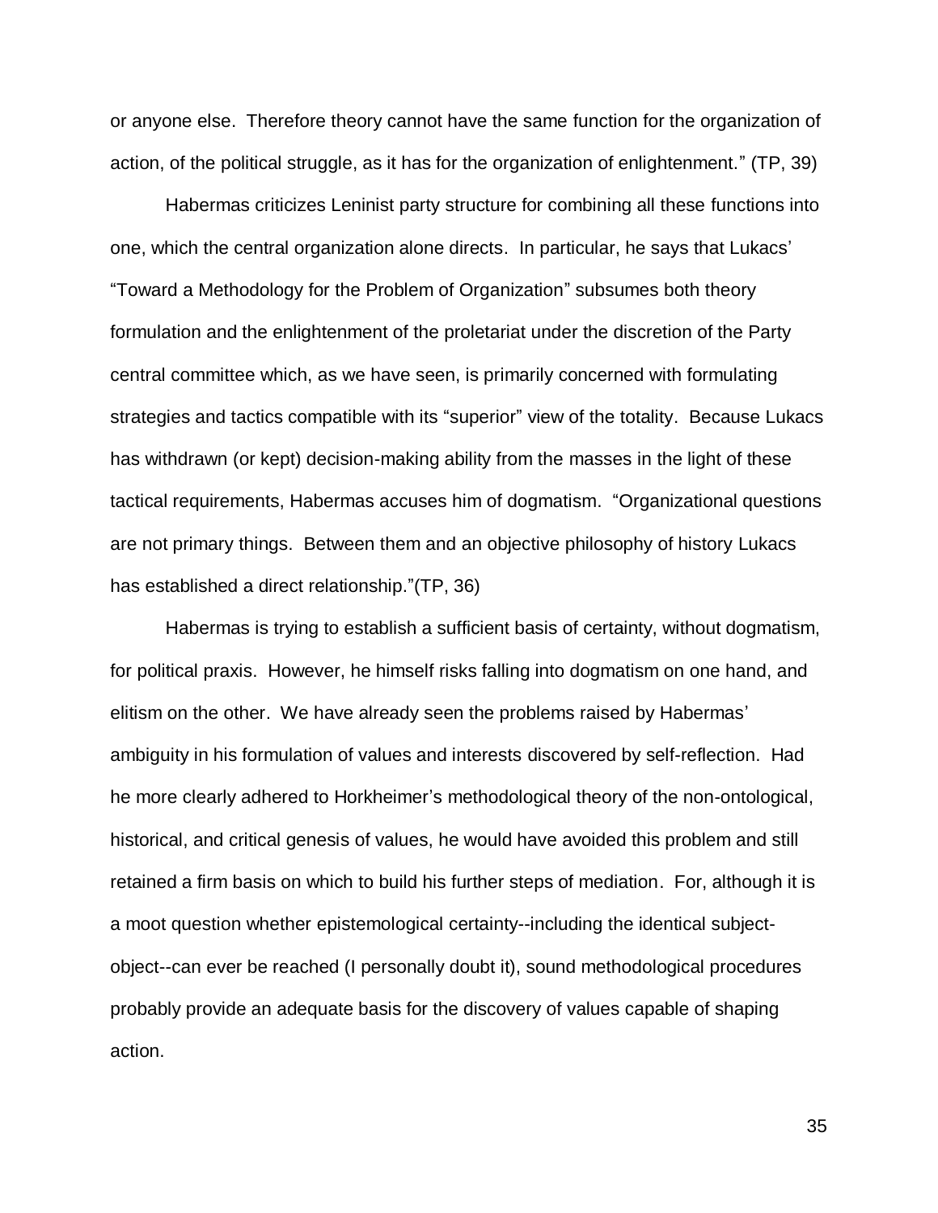or anyone else. Therefore theory cannot have the same function for the organization of action, of the political struggle, as it has for the organization of enlightenment." (TP, 39)

Habermas criticizes Leninist party structure for combining all these functions into one, which the central organization alone directs. In particular, he says that Lukacs' "Toward a Methodology for the Problem of Organization" subsumes both theory formulation and the enlightenment of the proletariat under the discretion of the Party central committee which, as we have seen, is primarily concerned with formulating strategies and tactics compatible with its "superior" view of the totality. Because Lukacs has withdrawn (or kept) decision-making ability from the masses in the light of these tactical requirements, Habermas accuses him of dogmatism. "Organizational questions are not primary things. Between them and an objective philosophy of history Lukacs has established a direct relationship."(TP, 36)

Habermas is trying to establish a sufficient basis of certainty, without dogmatism, for political praxis. However, he himself risks falling into dogmatism on one hand, and elitism on the other. We have already seen the problems raised by Habermas' ambiguity in his formulation of values and interests discovered by self-reflection. Had he more clearly adhered to Horkheimer's methodological theory of the non-ontological, historical, and critical genesis of values, he would have avoided this problem and still retained a firm basis on which to build his further steps of mediation. For, although it is a moot question whether epistemological certainty--including the identical subject-object--can ever be reached (I personally doubt it), sound methodological procedures probably provide an adequate basis for the discovery of values capable of shaping action.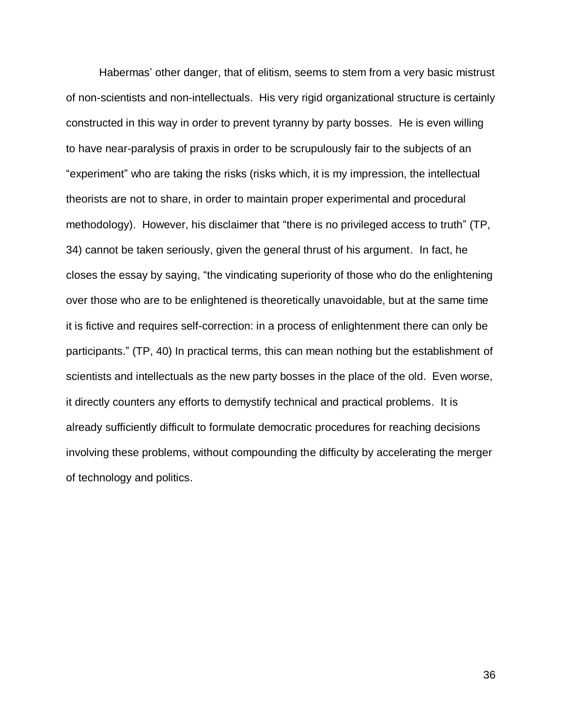Habermas' other danger, that of elitism, seems to stem from a very basic mistrust of non-scientists and non-intellectuals. His very rigid organizational structure is certainly constructed in this way in order to prevent tyranny by party bosses. He is even willing to have near-paralysis of praxis in order to be scrupulously fair to the subjects of an "experiment" who are taking the risks (risks which, it is my impression, the intellectual theorists are not to share, in order to maintain proper experimental and procedural methodology). However, his disclaimer that "there is no privileged access to truth" (TP, 34) cannot be taken seriously, given the general thrust of his argument. In fact, he closes the essay by saying, "the vindicating superiority of those who do the enlightening over those who are to be enlightened is theoretically unavoidable, but at the same time it is fictive and requires self-correction: in a process of enlightenment there can only be participants." (TP, 40) In practical terms, this can mean nothing but the establishment of scientists and intellectuals as the new party bosses in the place of the old. Even worse, it directly counters any efforts to demystify technical and practical problems. It is already sufficiently difficult to formulate democratic procedures for reaching decisions involving these problems, without compounding the difficulty by accelerating the merger of technology and politics.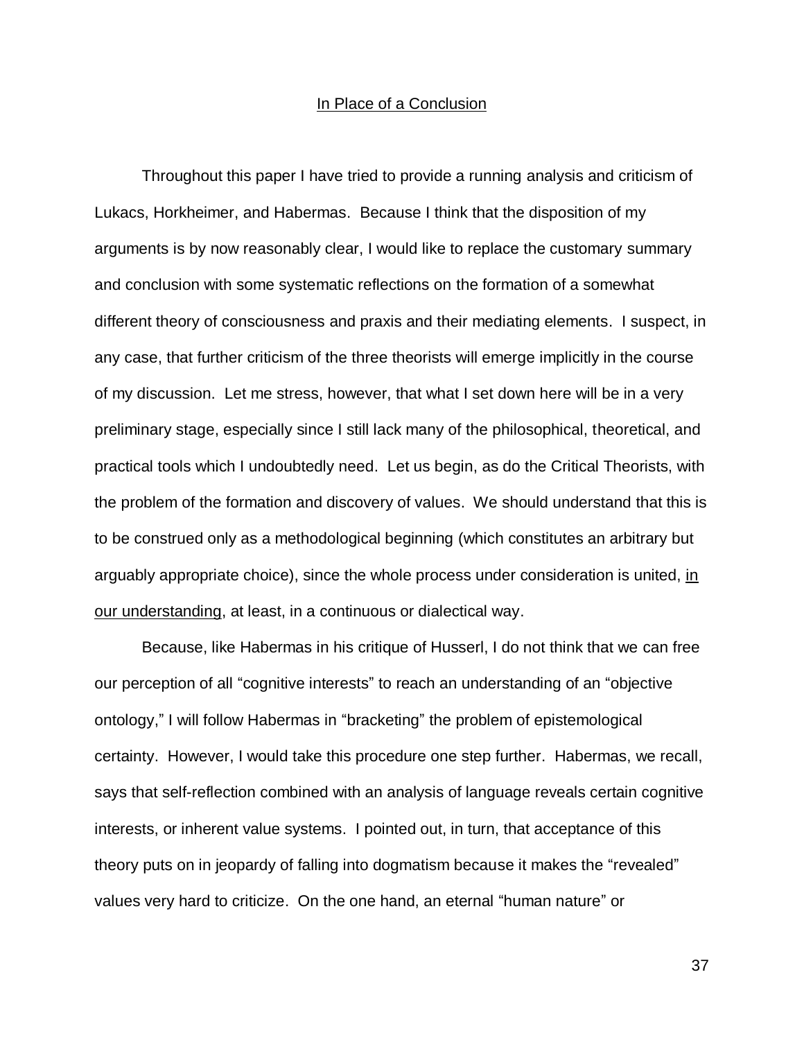## In Place of a Conclusion

Throughout this paper I have tried to provide a running analysis and criticism of Lukacs, Horkheimer, and Habermas. Because I think that the disposition of my arguments is by now reasonably clear, I would like to replace the customary summary and conclusion with some systematic reflections on the formation of a somewhat different theory of consciousness and praxis and their mediating elements. I suspect, in any case, that further criticism of the three theorists will emerge implicitly in the course of my discussion. Let me stress, however, that what I set down here will be in a very preliminary stage, especially since I still lack many of the philosophical, theoretical, and practical tools which I undoubtedly need. Let us begin, as do the Critical Theorists, with the problem of the formation and discovery of values. We should understand that this is to be construed only as a methodological beginning (which constitutes an arbitrary but arguably appropriate choice), since the whole process under consideration is united, _in our understanding_, at least, in a continuous or dialectical way.

Because, like Habermas in his critique of Husserl, I do not think that we can free our perception of all "cognitive interests" to reach an understanding of an "objective ontology," I will follow Habermas in "bracketing" the problem of epistemological certainty. However, I would take this procedure one step further. Habermas, we recall, says that self-reflection combined with an analysis of language reveals certain cognitive interests, or inherent value systems. I pointed out, in turn, that acceptance of this theory puts on in jeopardy of falling into dogmatism because it makes the "revealed" values very hard to criticize. On the one hand, an eternal "human nature" or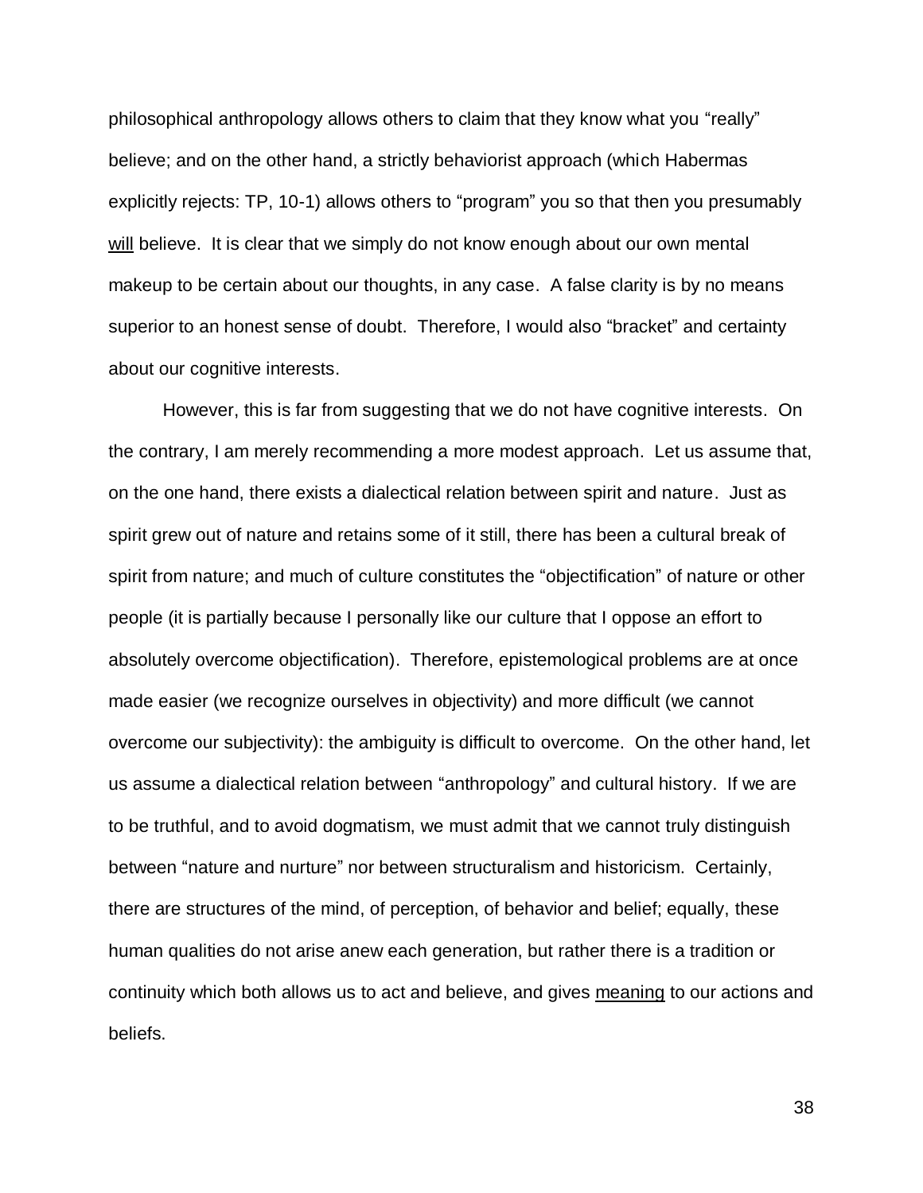philosophical anthropology allows others to claim that they know what you "really" believe; and on the other hand, a strictly behaviorist approach (which Habermas explicitly rejects: TP, 10-1) allows others to "program" you so that then you presumably <u>will</u> believe. It is clear that we simply do not know enough about our own mental makeup to be certain about our thoughts, in any case. A false clarity is by no means superior to an honest sense of doubt. Therefore, I would also "bracket" and certainty about our cognitive interests.

However, this is far from suggesting that we do not have cognitive interests. On the contrary, I am merely recommending a more modest approach. Let us assume that, on the one hand, there exists a dialectical relation between spirit and nature. Just as spirit grew out of nature and retains some of it still, there has been a cultural break of spirit from nature; and much of culture constitutes the "objectification" of nature or other people (it is partially because I personally like our culture that I oppose an effort to absolutely overcome objectification). Therefore, epistemological problems are at once made easier (we recognize ourselves in objectivity) and more difficult (we cannot overcome our subjectivity): the ambiguity is difficult to overcome. On the other hand, let us assume a dialectical relation between "anthropology" and cultural history. If we are to be truthful, and to avoid dogmatism, we must admit that we cannot truly distinguish between "nature and nurture" nor between structuralism and historicism. Certainly, there are structures of the mind, of perception, of behavior and belief; equally, these human qualities do not arise anew each generation, but rather there is a tradition or continuity which both allows us to act and believe, and gives <u>meaning</u> to our actions and beliefs.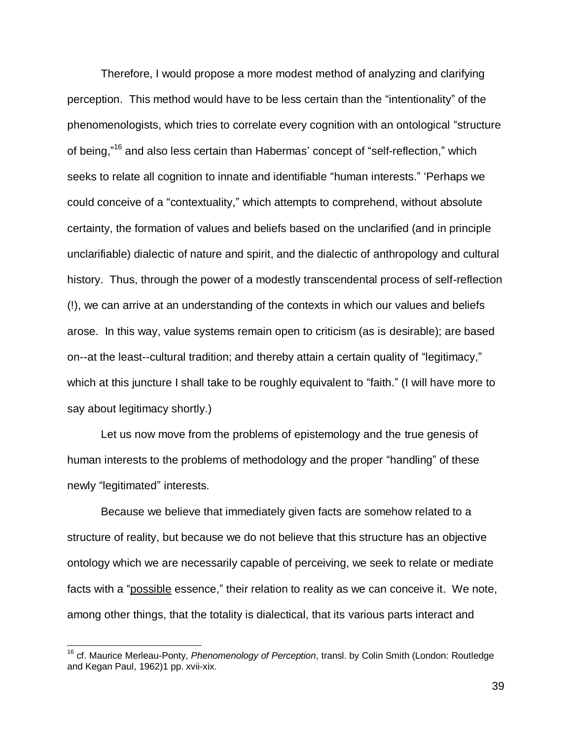Therefore, I would propose a more modest method of analyzing and clarifying perception. This method would have to be less certain than the "intentionality" of the phenomenologists, which tries to correlate every cognition with an ontological "structure of being,"[16] and also less certain than Habermas' concept of "self-reflection," which seeks to relate all cognition to innate and identifiable "human interests." 'Perhaps we could conceive of a "contextuality," which attempts to comprehend, without absolute certainty, the formation of values and beliefs based on the unclarified (and in principle unclarifiable) dialectic of nature and spirit, and the dialectic of anthropology and cultural history. Thus, through the power of a modestly transcendental process of self-reflection (!), we can arrive at an understanding of the contexts in which our values and beliefs arose. In this way, value systems remain open to criticism (as is desirable); are based on--at the least--cultural tradition; and thereby attain a certain quality of "legitimacy," which at this juncture I shall take to be roughly equivalent to "faith." (I will have more to say about legitimacy shortly.)

Let us now move from the problems of epistemology and the true genesis of human interests to the problems of methodology and the proper "handling" of these newly "legitimated" interests.

Because we believe that immediately given facts are somehow related to a structure of reality, but because we do not believe that this structure has an objective ontology which we are necessarily capable of perceiving, we seek to relate or mediate facts with a "<u>possible</u> essence," their relation to reality as we can conceive it. We note, among other things, that the totality is dialectical, that its various parts interact and

---

[16] cf. Maurice Merleau-Ponty, *Phenomenology of Perception*, transl. by Colin Smith (London: Routledge and Kegan Paul, 1962)1 pp. xvii-xix.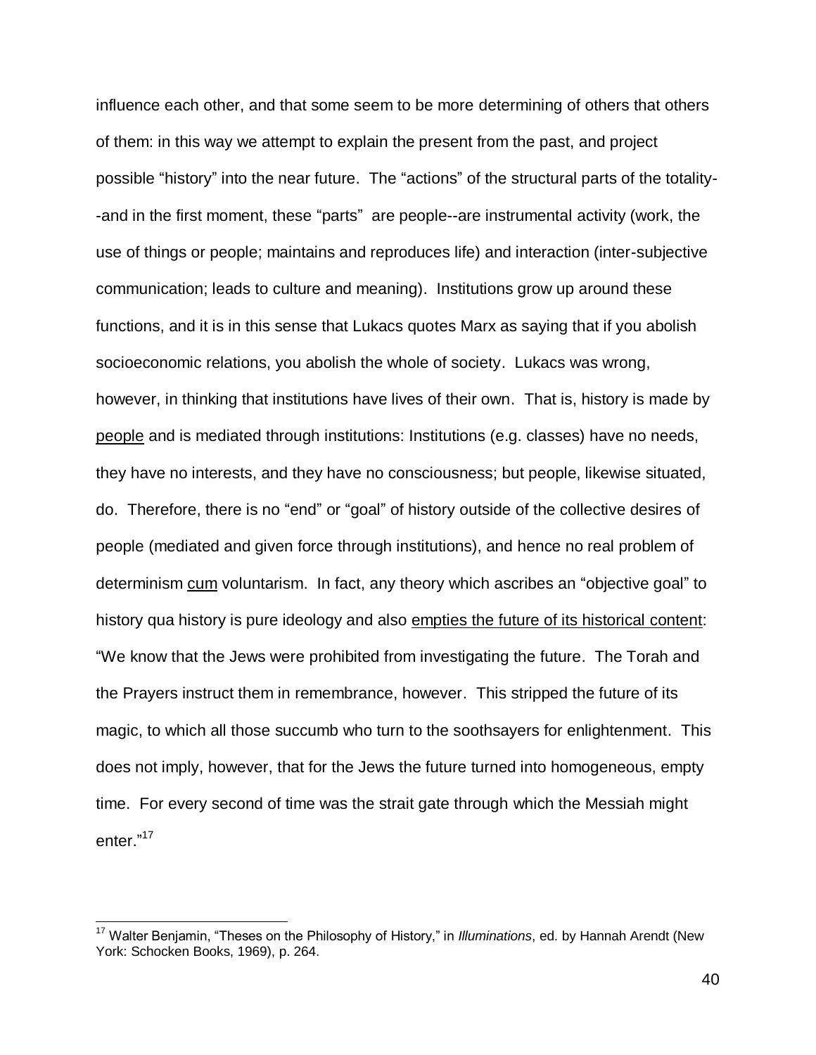influence each other, and that some seem to be more determining of others that others of them: in this way we attempt to explain the present from the past, and project possible "history" into the near future. The "actions" of the structural parts of the totality--and in the first moment, these "parts" are people--are instrumental activity (work, the use of things or people; maintains and reproduces life) and interaction (inter-subjective communication; leads to culture and meaning). Institutions grow up around these functions, and it is in this sense that Lukacs quotes Marx as saying that if you abolish socioeconomic relations, you abolish the whole of society. Lukacs was wrong, however, in thinking that institutions have lives of their own. That is, history is made by <u>people</u> and is mediated through institutions: Institutions (e.g. classes) have no needs, they have no interests, and they have no consciousness; but people, likewise situated, do. Therefore, there is no "end" or "goal" of history outside of the collective desires of people (mediated and given force through institutions), and hence no real problem of determinism <u>cum</u> voluntarism. In fact, any theory which ascribes an "objective goal" to history qua history is pure ideology and also <u>empties the future of its historical content</u>: "We know that the Jews were prohibited from investigating the future. The Torah and the Prayers instruct them in remembrance, however. This stripped the future of its magic, to which all those succumb who turn to the soothsayers for enlightenment. This does not imply, however, that for the Jews the future turned into homogeneous, empty time. For every second of time was the strait gate through which the Messiah might enter."[17]

---

[17] Walter Benjamin, "Theses on the Philosophy of History," in *Illuminations*, ed. by Hannah Arendt (New York: Schocken Books, 1969), p. 264.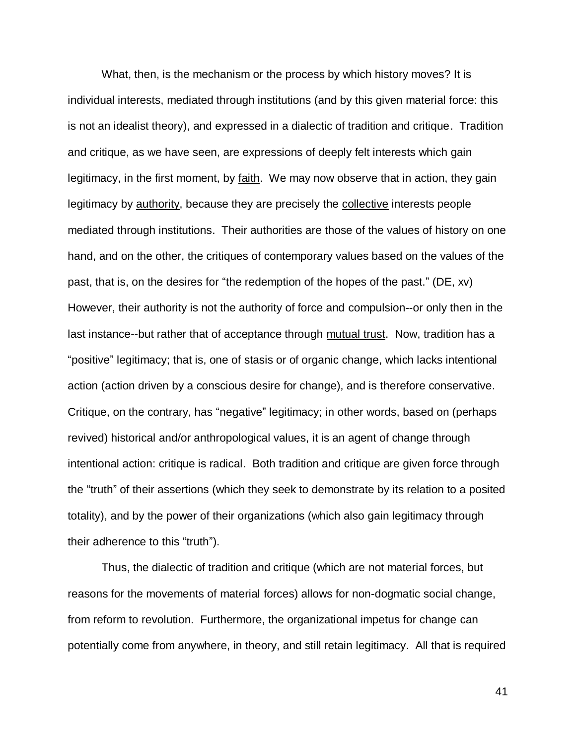What, then, is the mechanism or the process by which history moves? It is individual interests, mediated through institutions (and by this given material force: this is not an idealist theory), and expressed in a dialectic of tradition and critique. Tradition and critique, as we have seen, are expressions of deeply felt interests which gain legitimacy, in the first moment, by <u>faith</u>. We may now observe that in action, they gain legitimacy by <u>authority</u>, because they are precisely the <u>collective</u> interests people mediated through institutions. Their authorities are those of the values of history on one hand, and on the other, the critiques of contemporary values based on the values of the past, that is, on the desires for "the redemption of the hopes of the past." (DE, xv) However, their authority is not the authority of force and compulsion--or only then in the last instance--but rather that of acceptance through <u>mutual trust</u>. Now, tradition has a "positive" legitimacy; that is, one of stasis or of organic change, which lacks intentional action (action driven by a conscious desire for change), and is therefore conservative. Critique, on the contrary, has "negative" legitimacy; in other words, based on (perhaps revived) historical and/or anthropological values, it is an agent of change through intentional action: critique is radical. Both tradition and critique are given force through the "truth" of their assertions (which they seek to demonstrate by its relation to a posited totality), and by the power of their organizations (which also gain legitimacy through their adherence to this "truth").

Thus, the dialectic of tradition and critique (which are not material forces, but reasons for the movements of material forces) allows for non-dogmatic social change, from reform to revolution. Furthermore, the organizational impetus for change can potentially come from anywhere, in theory, and still retain legitimacy. All that is required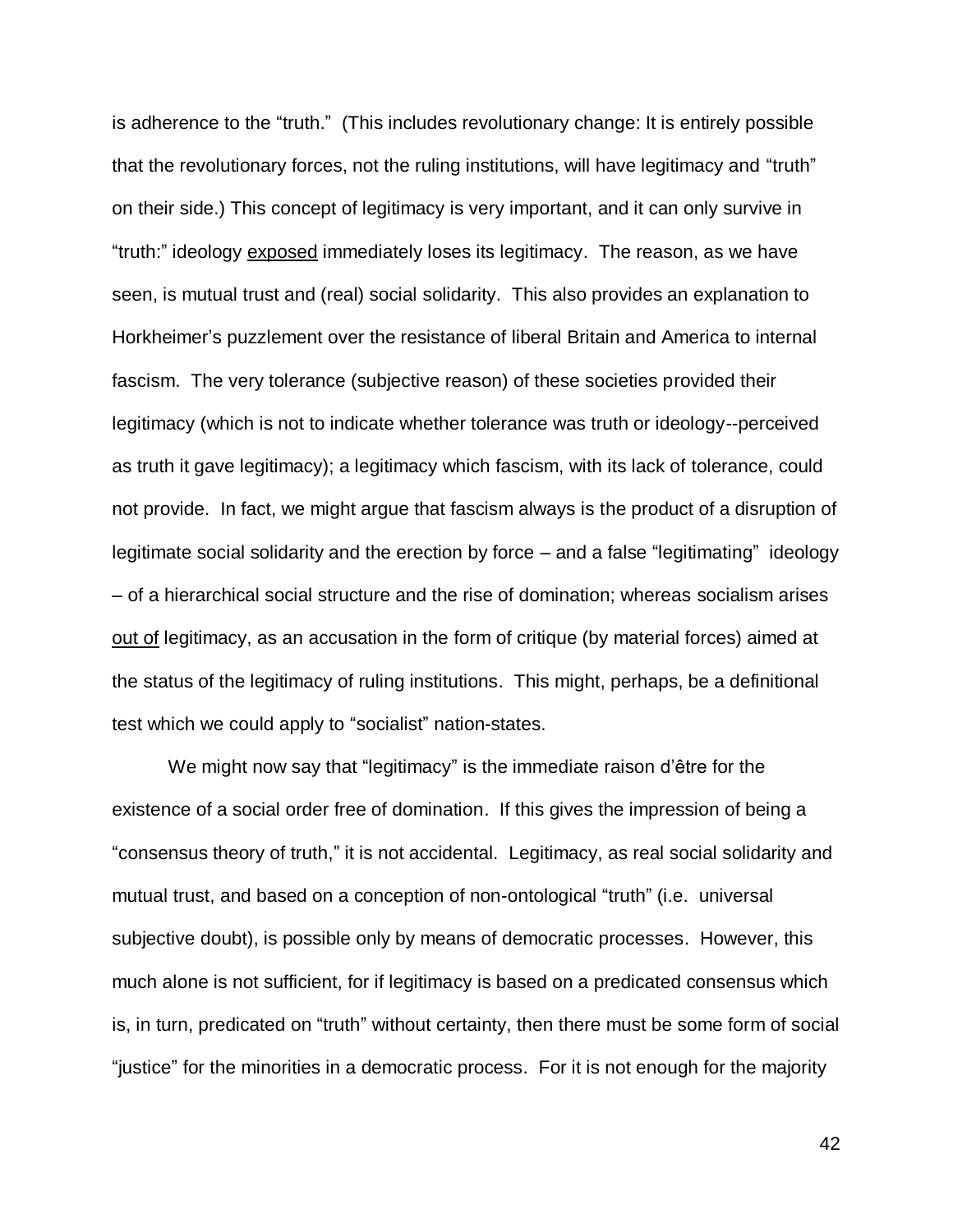is adherence to the “truth.” (This includes revolutionary change: It is entirely possible that the revolutionary forces, not the ruling institutions, will have legitimacy and “truth” on their side.) This concept of legitimacy is very important, and it can only survive in “truth:” ideology <u>exposed</u> immediately loses its legitimacy. The reason, as we have seen, is mutual trust and (real) social solidarity. This also provides an explanation to Horkheimer’s puzzlement over the resistance of liberal Britain and America to internal fascism. The very tolerance (subjective reason) of these societies provided their legitimacy (which is not to indicate whether tolerance was truth or ideology--perceived as truth it gave legitimacy); a legitimacy which fascism, with its lack of tolerance, could not provide. In fact, we might argue that fascism always is the product of a disruption of legitimate social solidarity and the erection by force – and a false “legitimating” ideology – of a hierarchical social structure and the rise of domination; whereas socialism arises <u>out of</u> legitimacy, as an accusation in the form of critique (by material forces) aimed at the status of the legitimacy of ruling institutions. This might, perhaps, be a definitional test which we could apply to “socialist” nation-states.

We might now say that “legitimacy” is the immediate raison d’être for the existence of a social order free of domination. If this gives the impression of being a “consensus theory of truth,” it is not accidental. Legitimacy, as real social solidarity and mutual trust, and based on a conception of non-ontological “truth” (i.e. universal subjective doubt), is possible only by means of democratic processes. However, this much alone is not sufficient, for if legitimacy is based on a predicated consensus which is, in turn, predicated on “truth” without certainty, then there must be some form of social “justice” for the minorities in a democratic process. For it is not enough for the majority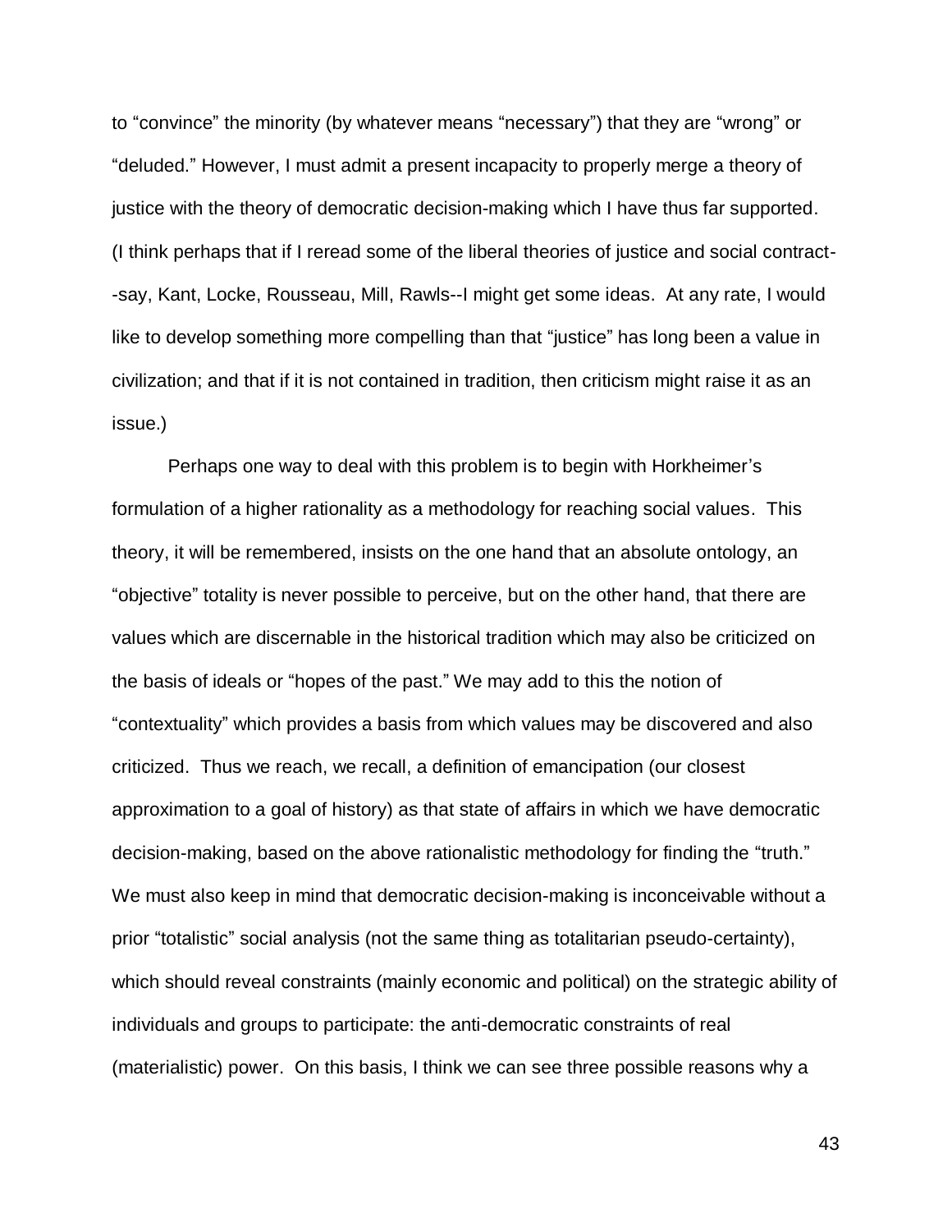to "convince" the minority (by whatever means "necessary") that they are "wrong" or "deluded." However, I must admit a present incapacity to properly merge a theory of justice with the theory of democratic decision-making which I have thus far supported. (I think perhaps that if I reread some of the liberal theories of justice and social contract--say, Kant, Locke, Rousseau, Mill, Rawls--I might get some ideas. At any rate, I would like to develop something more compelling than that "justice" has long been a value in civilization; and that if it is not contained in tradition, then criticism might raise it as an issue.)

Perhaps one way to deal with this problem is to begin with Horkheimer's formulation of a higher rationality as a methodology for reaching social values. This theory, it will be remembered, insists on the one hand that an absolute ontology, an "objective" totality is never possible to perceive, but on the other hand, that there are values which are discernable in the historical tradition which may also be criticized on the basis of ideals or "hopes of the past." We may add to this the notion of "contextuality" which provides a basis from which values may be discovered and also criticized. Thus we reach, we recall, a definition of emancipation (our closest approximation to a goal of history) as that state of affairs in which we have democratic decision-making, based on the above rationalistic methodology for finding the "truth." We must also keep in mind that democratic decision-making is inconceivable without a prior "totalistic" social analysis (not the same thing as totalitarian pseudo-certainty), which should reveal constraints (mainly economic and political) on the strategic ability of individuals and groups to participate: the anti-democratic constraints of real (materialistic) power. On this basis, I think we can see three possible reasons why a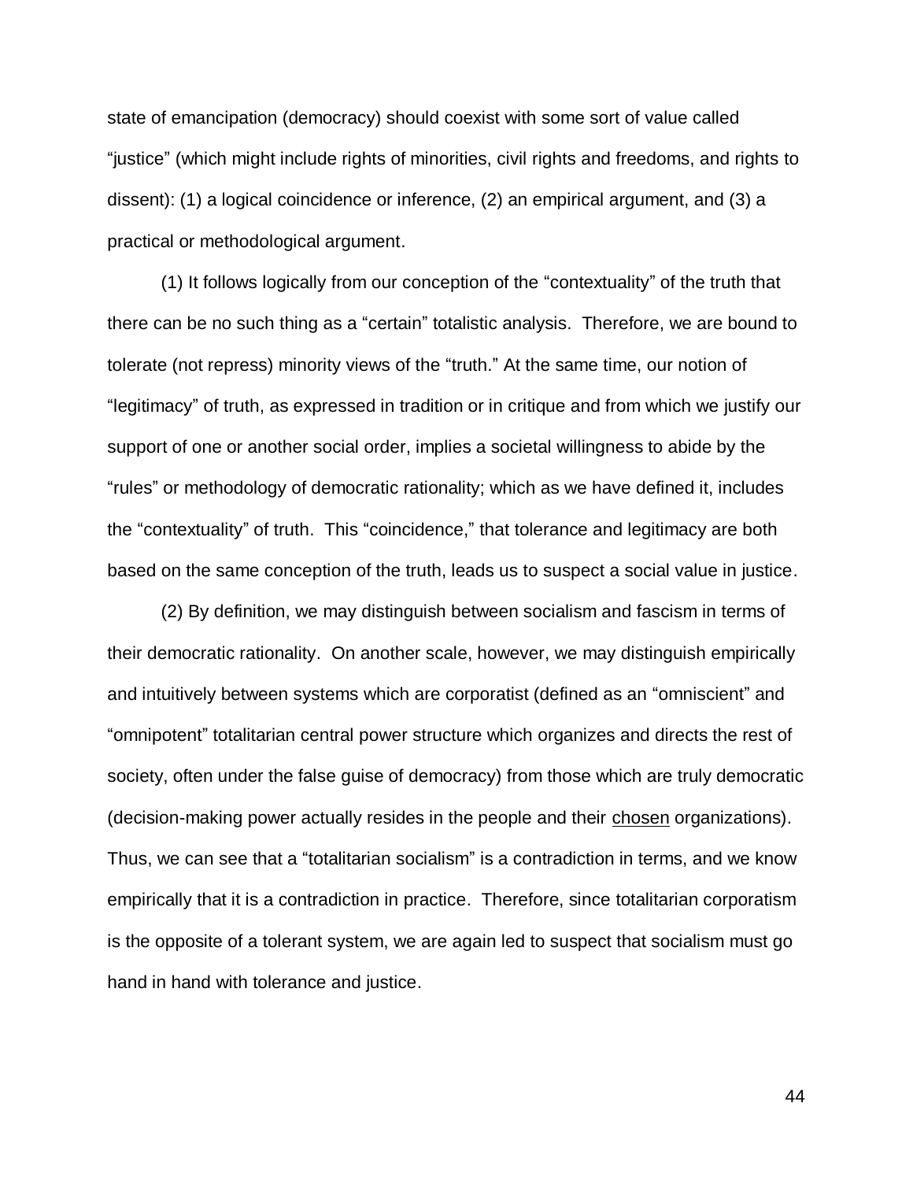state of emancipation (democracy) should coexist with some sort of value called "justice" (which might include rights of minorities, civil rights and freedoms, and rights to dissent): (1) a logical coincidence or inference, (2) an empirical argument, and (3) a practical or methodological argument.

(1) It follows logically from our conception of the "contextuality" of the truth that there can be no such thing as a "certain" totalistic analysis. Therefore, we are bound to tolerate (not repress) minority views of the "truth." At the same time, our notion of "legitimacy" of truth, as expressed in tradition or in critique and from which we justify our support of one or another social order, implies a societal willingness to abide by the "rules" or methodology of democratic rationality; which as we have defined it, includes the "contextuality" of truth. This "coincidence," that tolerance and legitimacy are both based on the same conception of the truth, leads us to suspect a social value in justice.

(2) By definition, we may distinguish between socialism and fascism in terms of their democratic rationality. On another scale, however, we may distinguish empirically and intuitively between systems which are corporatist (defined as an "omniscient" and "omnipotent" totalitarian central power structure which organizes and directs the rest of society, often under the false guise of democracy) from those which are truly democratic (decision-making power actually resides in the people and their <u>chosen</u> organizations). Thus, we can see that a "totalitarian socialism" is a contradiction in terms, and we know empirically that it is a contradiction in practice. Therefore, since totalitarian corporatism is the opposite of a tolerant system, we are again led to suspect that socialism must go hand in hand with tolerance and justice.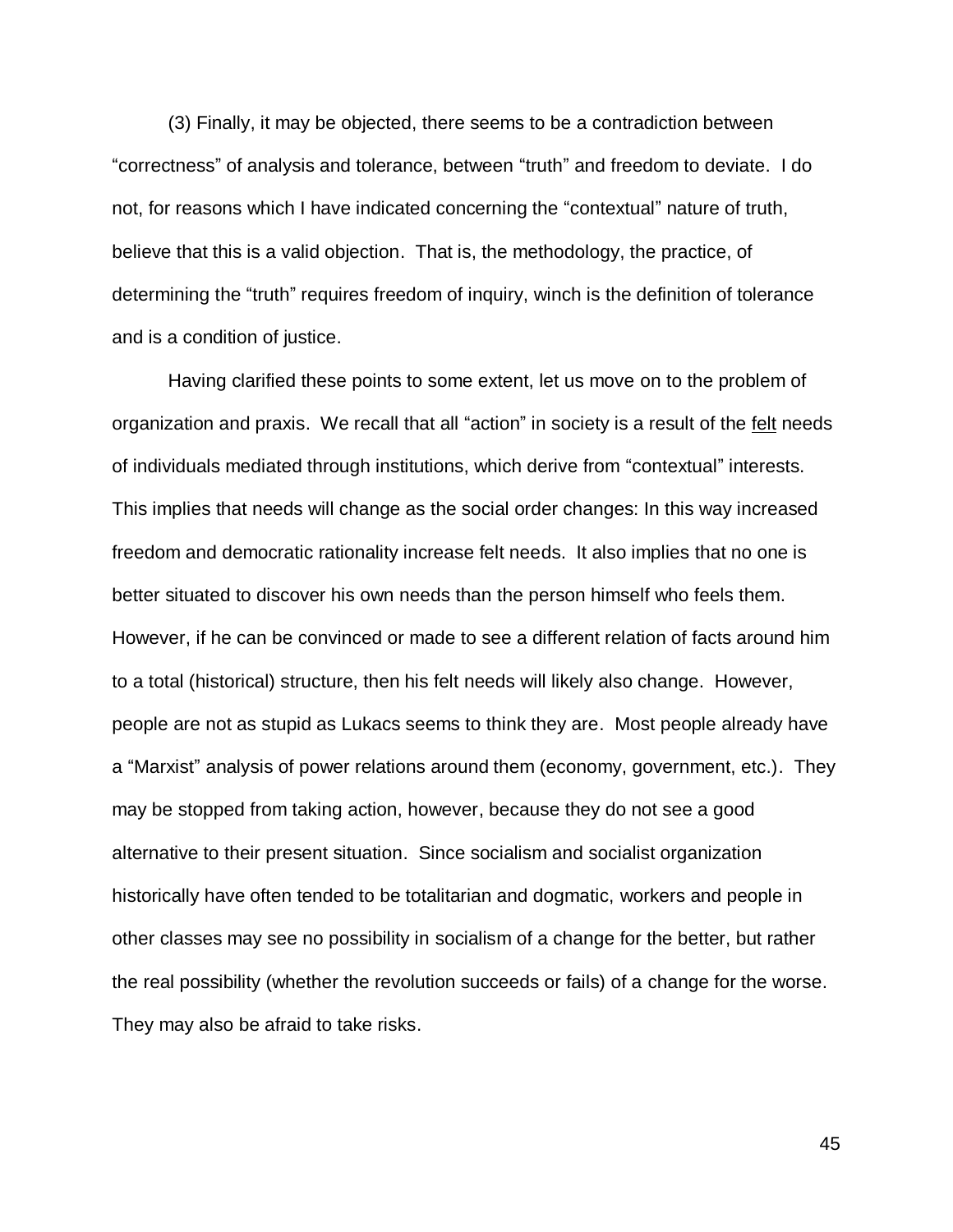(3) Finally, it may be objected, there seems to be a contradiction between "correctness" of analysis and tolerance, between "truth" and freedom to deviate. I do not, for reasons which I have indicated concerning the "contextual" nature of truth, believe that this is a valid objection. That is, the methodology, the practice, of determining the "truth" requires freedom of inquiry, winch is the definition of tolerance and is a condition of justice.

Having clarified these points to some extent, let us move on to the problem of organization and praxis. We recall that all "action" in society is a result of the <u>felt</u> needs of individuals mediated through institutions, which derive from "contextual" interests. This implies that needs will change as the social order changes: In this way increased freedom and democratic rationality increase felt needs. It also implies that no one is better situated to discover his own needs than the person himself who feels them. However, if he can be convinced or made to see a different relation of facts around him to a total (historical) structure, then his felt needs will likely also change. However, people are not as stupid as Lukacs seems to think they are. Most people already have a "Marxist" analysis of power relations around them (economy, government, etc.). They may be stopped from taking action, however, because they do not see a good alternative to their present situation. Since socialism and socialist organization historically have often tended to be totalitarian and dogmatic, workers and people in other classes may see no possibility in socialism of a change for the better, but rather the real possibility (whether the revolution succeeds or fails) of a change for the worse. They may also be afraid to take risks.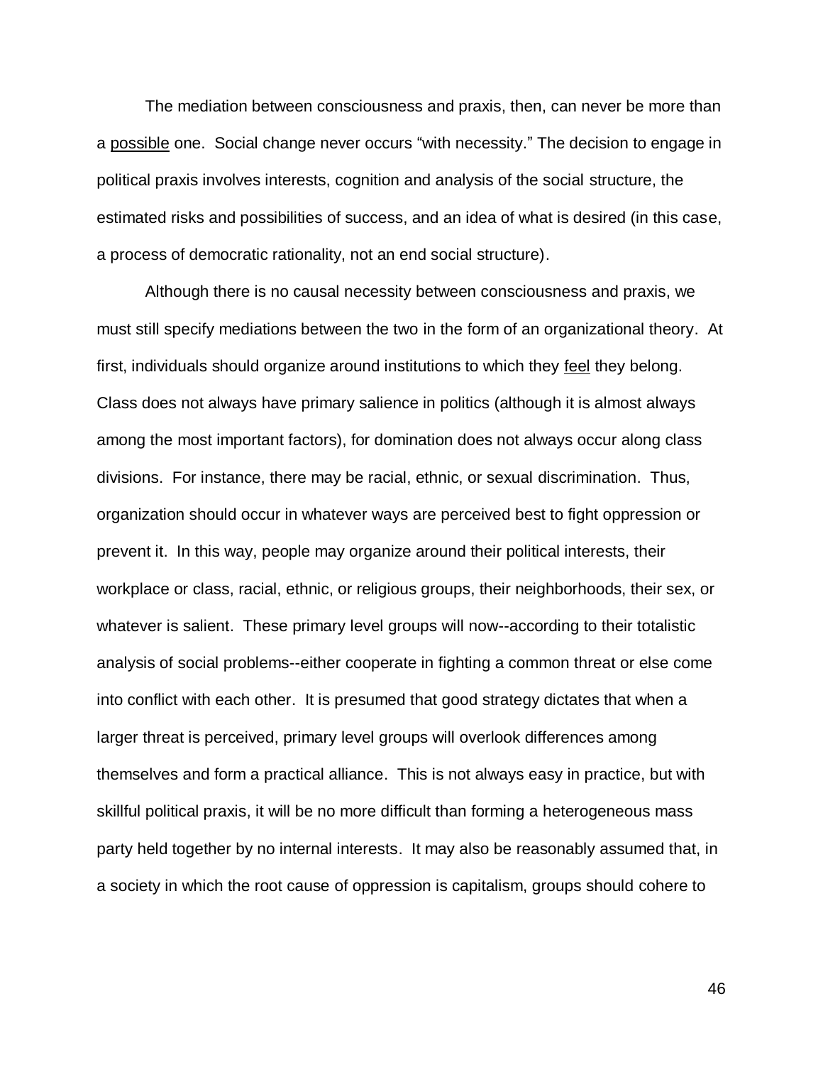The mediation between consciousness and praxis, then, can never be more than a possible one. Social change never occurs "with necessity." The decision to engage in political praxis involves interests, cognition and analysis of the social structure, the estimated risks and possibilities of success, and an idea of what is desired (in this case, a process of democratic rationality, not an end social structure).

Although there is no causal necessity between consciousness and praxis, we must still specify mediations between the two in the form of an organizational theory. At first, individuals should organize around institutions to which they feel they belong. Class does not always have primary salience in politics (although it is almost always among the most important factors), for domination does not always occur along class divisions. For instance, there may be racial, ethnic, or sexual discrimination. Thus, organization should occur in whatever ways are perceived best to fight oppression or prevent it. In this way, people may organize around their political interests, their workplace or class, racial, ethnic, or religious groups, their neighborhoods, their sex, or whatever is salient. These primary level groups will now--according to their totalistic analysis of social problems--either cooperate in fighting a common threat or else come into conflict with each other. It is presumed that good strategy dictates that when a larger threat is perceived, primary level groups will overlook differences among themselves and form a practical alliance. This is not always easy in practice, but with skillful political praxis, it will be no more difficult than forming a heterogeneous mass party held together by no internal interests. It may also be reasonably assumed that, in a society in which the root cause of oppression is capitalism, groups should cohere to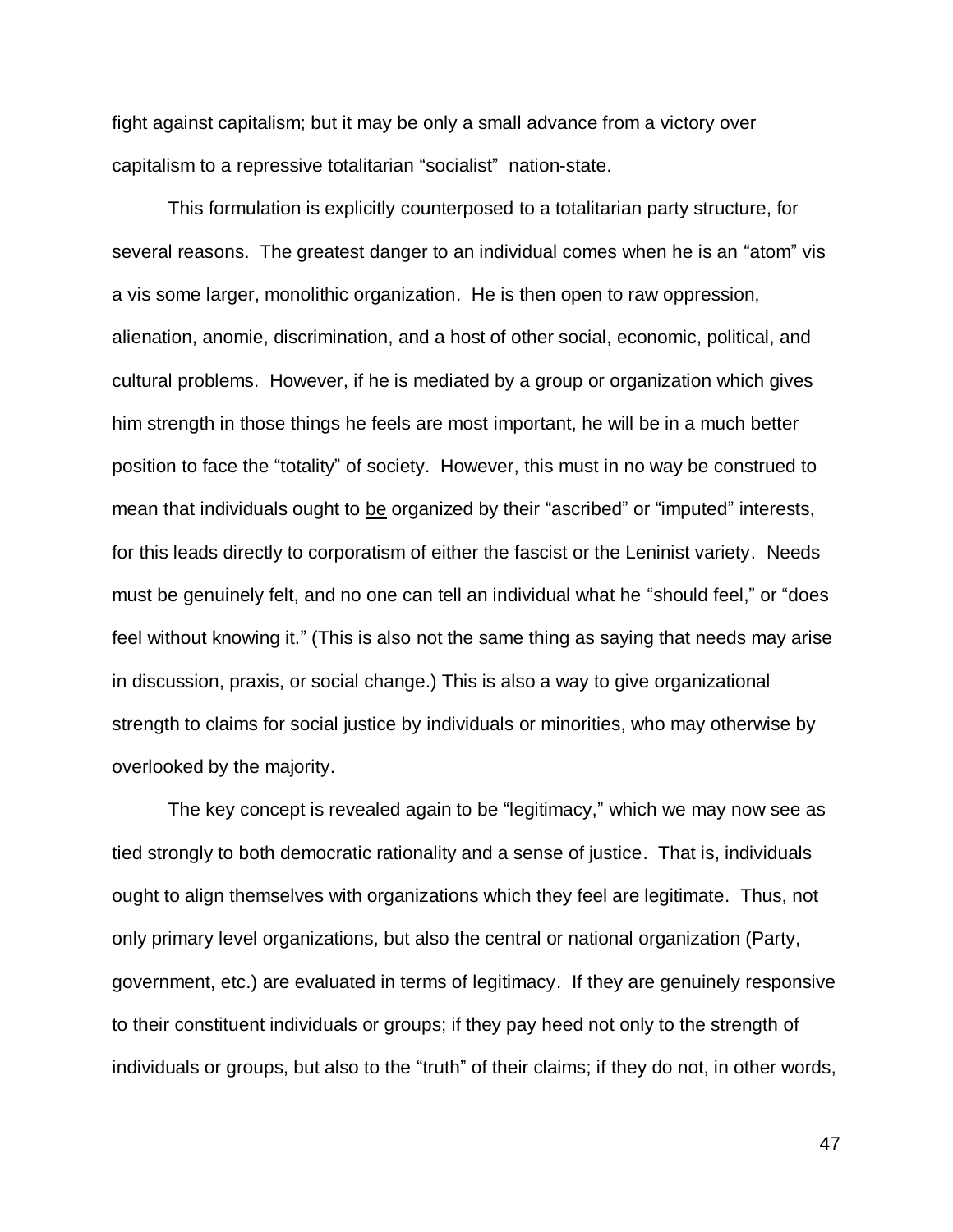fight against capitalism; but it may be only a small advance from a victory over capitalism to a repressive totalitarian "socialist" nation-state.

This formulation is explicitly counterposed to a totalitarian party structure, for several reasons. The greatest danger to an individual comes when he is an "atom" vis a vis some larger, monolithic organization. He is then open to raw oppression, alienation, anomie, discrimination, and a host of other social, economic, political, and cultural problems. However, if he is mediated by a group or organization which gives him strength in those things he feels are most important, he will be in a much better position to face the "totality" of society. However, this must in no way be construed to mean that individuals ought to <u>be</u> organized by their "ascribed" or "imputed" interests, for this leads directly to corporatism of either the fascist or the Leninist variety. Needs must be genuinely felt, and no one can tell an individual what he "should feel," or "does feel without knowing it." (This is also not the same thing as saying that needs may arise in discussion, praxis, or social change.) This is also a way to give organizational strength to claims for social justice by individuals or minorities, who may otherwise by overlooked by the majority.

The key concept is revealed again to be "legitimacy," which we may now see as tied strongly to both democratic rationality and a sense of justice. That is, individuals ought to align themselves with organizations which they feel are legitimate. Thus, not only primary level organizations, but also the central or national organization (Party, government, etc.) are evaluated in terms of legitimacy. If they are genuinely responsive to their constituent individuals or groups; if they pay heed not only to the strength of individuals or groups, but also to the "truth" of their claims; if they do not, in other words,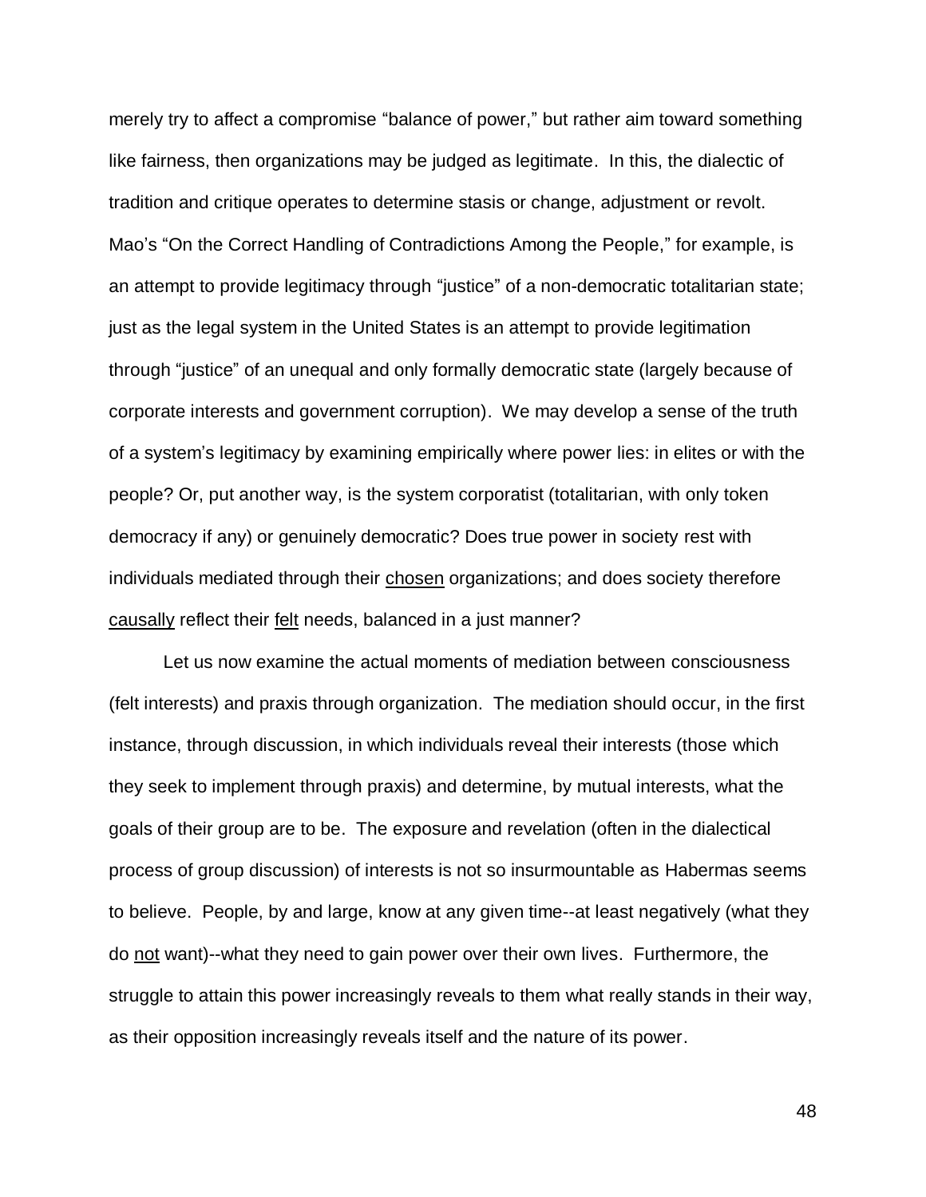merely try to affect a compromise "balance of power," but rather aim toward something like fairness, then organizations may be judged as legitimate. In this, the dialectic of tradition and critique operates to determine stasis or change, adjustment or revolt. Mao's "On the Correct Handling of Contradictions Among the People," for example, is an attempt to provide legitimacy through "justice" of a non-democratic totalitarian state; just as the legal system in the United States is an attempt to provide legitimation through "justice" of an unequal and only formally democratic state (largely because of corporate interests and government corruption). We may develop a sense of the truth of a system's legitimacy by examining empirically where power lies: in elites or with the people? Or, put another way, is the system corporatist (totalitarian, with only token democracy if any) or genuinely democratic? Does true power in society rest with individuals mediated through their <u>chosen</u> organizations; and does society therefore <u>causally</u> reflect their <u>felt</u> needs, balanced in a just manner?

Let us now examine the actual moments of mediation between consciousness (felt interests) and praxis through organization. The mediation should occur, in the first instance, through discussion, in which individuals reveal their interests (those which they seek to implement through praxis) and determine, by mutual interests, what the goals of their group are to be. The exposure and revelation (often in the dialectical process of group discussion) of interests is not so insurmountable as Habermas seems to believe. People, by and large, know at any given time--at least negatively (what they do <u>not</u> want)--what they need to gain power over their own lives. Furthermore, the struggle to attain this power increasingly reveals to them what really stands in their way, as their opposition increasingly reveals itself and the nature of its power.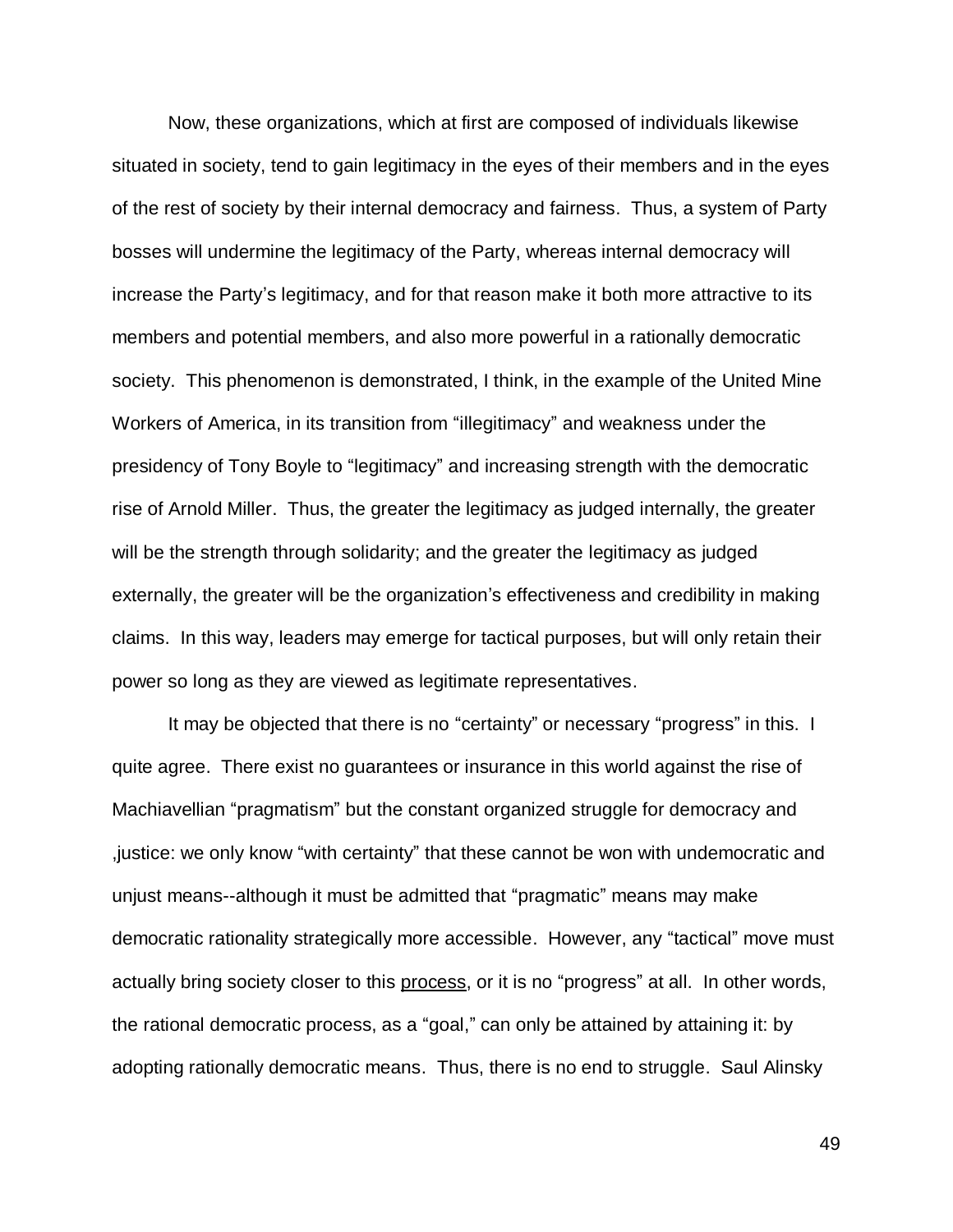Now, these organizations, which at first are composed of individuals likewise situated in society, tend to gain legitimacy in the eyes of their members and in the eyes of the rest of society by their internal democracy and fairness. Thus, a system of Party bosses will undermine the legitimacy of the Party, whereas internal democracy will increase the Party's legitimacy, and for that reason make it both more attractive to its members and potential members, and also more powerful in a rationally democratic society. This phenomenon is demonstrated, I think, in the example of the United Mine Workers of America, in its transition from "illegitimacy" and weakness under the presidency of Tony Boyle to "legitimacy" and increasing strength with the democratic rise of Arnold Miller. Thus, the greater the legitimacy as judged internally, the greater will be the strength through solidarity; and the greater the legitimacy as judged externally, the greater will be the organization's effectiveness and credibility in making claims. In this way, leaders may emerge for tactical purposes, but will only retain their power so long as they are viewed as legitimate representatives.

It may be objected that there is no "certainty" or necessary "progress" in this. I quite agree. There exist no guarantees or insurance in this world against the rise of Machiavellian "pragmatism" but the constant organized struggle for democracy and ,justice: we only know "with certainty" that these cannot be won with undemocratic and unjust means--although it must be admitted that "pragmatic" means may make democratic rationality strategically more accessible. However, any "tactical" move must actually bring society closer to this <u>process</u>, or it is no "progress" at all. In other words, the rational democratic process, as a "goal," can only be attained by attaining it: by adopting rationally democratic means. Thus, there is no end to struggle. Saul Alinsky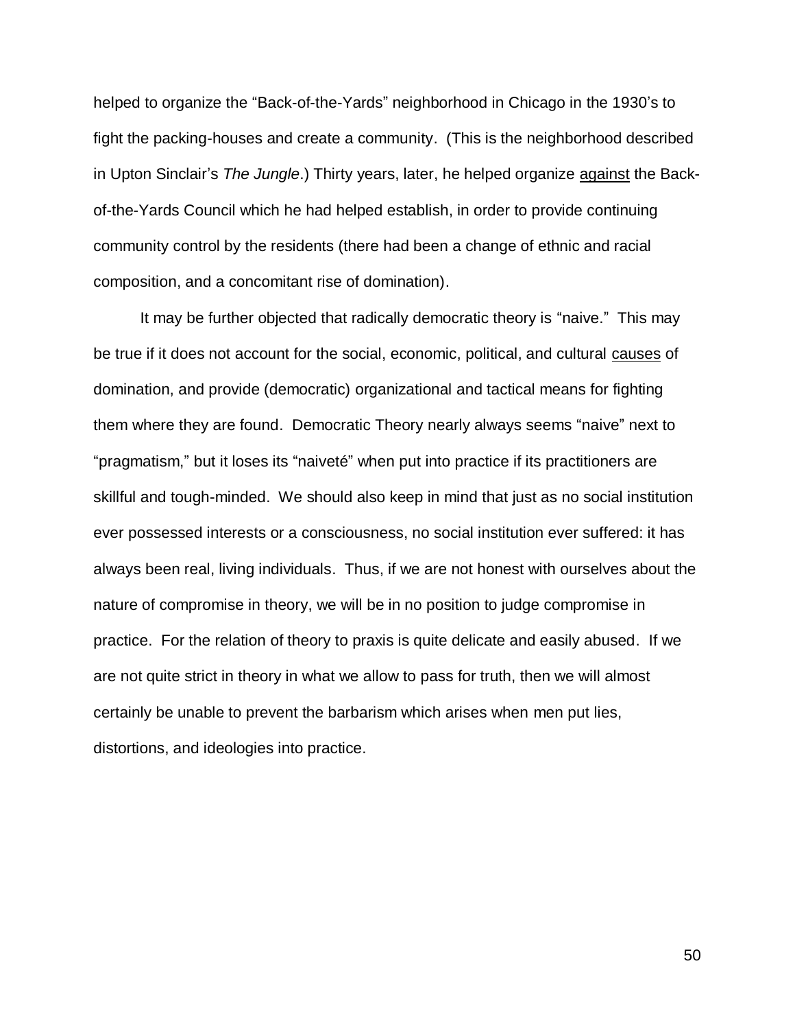helped to organize the "Back-of-the-Yards" neighborhood in Chicago in the 1930's to fight the packing-houses and create a community. (This is the neighborhood described in Upton Sinclair's *The Jungle*.) Thirty years, later, he helped organize <u>against</u> the Back-of-the-Yards Council which he had helped establish, in order to provide continuing community control by the residents (there had been a change of ethnic and racial composition, and a concomitant rise of domination).

It may be further objected that radically democratic theory is "naive." This may be true if it does not account for the social, economic, political, and cultural <u>causes</u> of domination, and provide (democratic) organizational and tactical means for fighting them where they are found. Democratic Theory nearly always seems "naive" next to "pragmatism," but it loses its "naiveté" when put into practice if its practitioners are skillful and tough-minded. We should also keep in mind that just as no social institution ever possessed interests or a consciousness, no social institution ever suffered: it has always been real, living individuals. Thus, if we are not honest with ourselves about the nature of compromise in theory, we will be in no position to judge compromise in practice. For the relation of theory to praxis is quite delicate and easily abused. If we are not quite strict in theory in what we allow to pass for truth, then we will almost certainly be unable to prevent the barbarism which arises when men put lies, distortions, and ideologies into practice.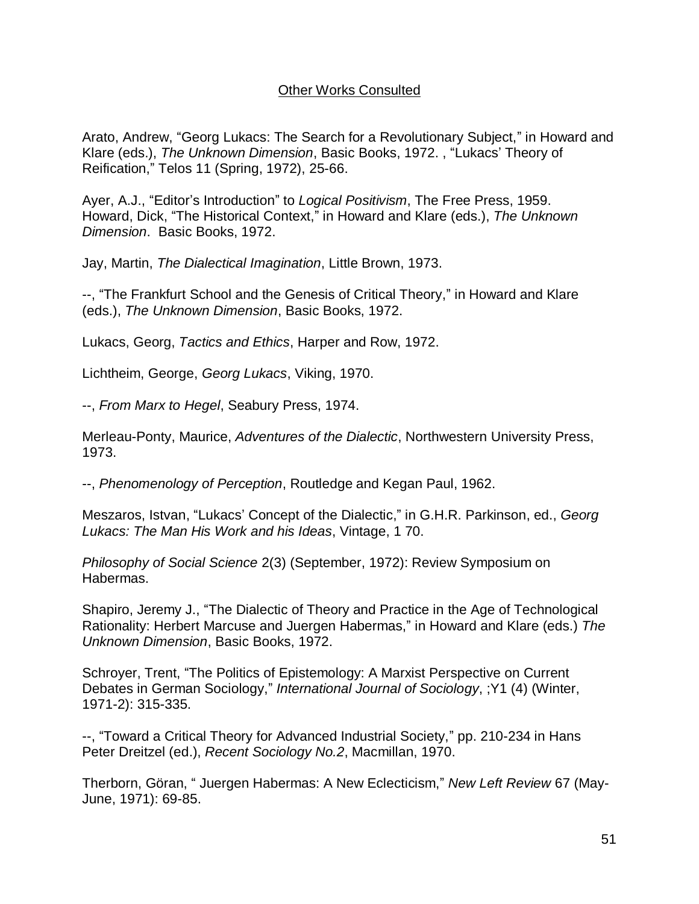## Other Works Consulted

Arato, Andrew, "Georg Lukacs: The Search for a Revolutionary Subject," in Howard and Klare (eds.), *The Unknown Dimension*, Basic Books, 1972. , "Lukacs' Theory of Reification," Telos 11 (Spring, 1972), 25-66.

Ayer, A.J., "Editor's Introduction" to *Logical Positivism*, The Free Press, 1959.
Howard, Dick, "The Historical Context," in Howard and Klare (eds.), *The Unknown Dimension*. Basic Books, 1972.

Jay, Martin, *The Dialectical Imagination*, Little Brown, 1973.

--, "The Frankfurt School and the Genesis of Critical Theory," in Howard and Klare (eds.), *The Unknown Dimension*, Basic Books, 1972.

Lukacs, Georg, *Tactics and Ethics*, Harper and Row, 1972.

Lichtheim, George, *Georg Lukacs*, Viking, 1970.

--, *From Marx to Hegel*, Seabury Press, 1974.

Merleau-Ponty, Maurice, *Adventures of the Dialectic*, Northwestern University Press, 1973.

--, *Phenomenology of Perception*, Routledge and Kegan Paul, 1962.

Meszaros, Istvan, "Lukacs' Concept of the Dialectic," in G.H.R. Parkinson, ed., *Georg Lukacs: The Man His Work and his Ideas*, Vintage, 1 70.

*Philosophy of Social Science* 2(3) (September, 1972): Review Symposium on Habermas.

Shapiro, Jeremy J., "The Dialectic of Theory and Practice in the Age of Technological Rationality: Herbert Marcuse and Juergen Habermas," in Howard and Klare (eds.) *The Unknown Dimension*, Basic Books, 1972.

Schroyer, Trent, "The Politics of Epistemology: A Marxist Perspective on Current Debates in German Sociology," *International Journal of Sociology*, ;Y1 (4) (Winter, 1971-2): 315-335.

--, "Toward a Critical Theory for Advanced Industrial Society," pp. 210-234 in Hans Peter Dreitzel (ed.), *Recent Sociology No.2*, Macmillan, 1970.

Therborn, Göran, " Juergen Habermas: A New Eclecticism," *New Left Review* 67 (May-June, 1971): 69-85.